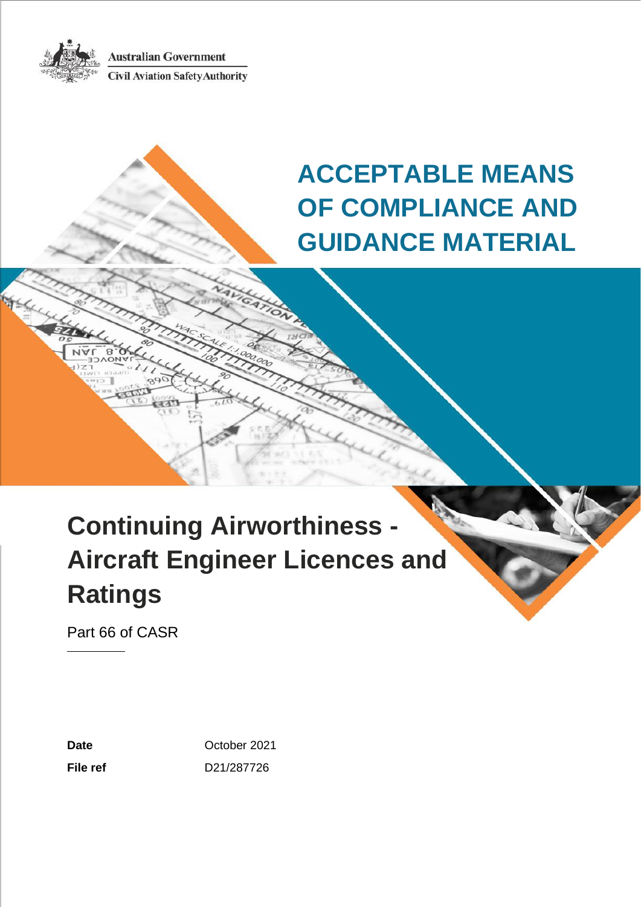Australian Government

Civil Aviation Safety Authority

# ACCEPTABLE MEANS OF COMPLIANCE AND GUIDANCE MATERIAL

# Continuing Airworthiness - Aircraft Engineer Licences and Ratings

Part 66 of CASR

| | |
|---|---|
| **Date** | October 2021 |
| **File ref** | D21/287726 |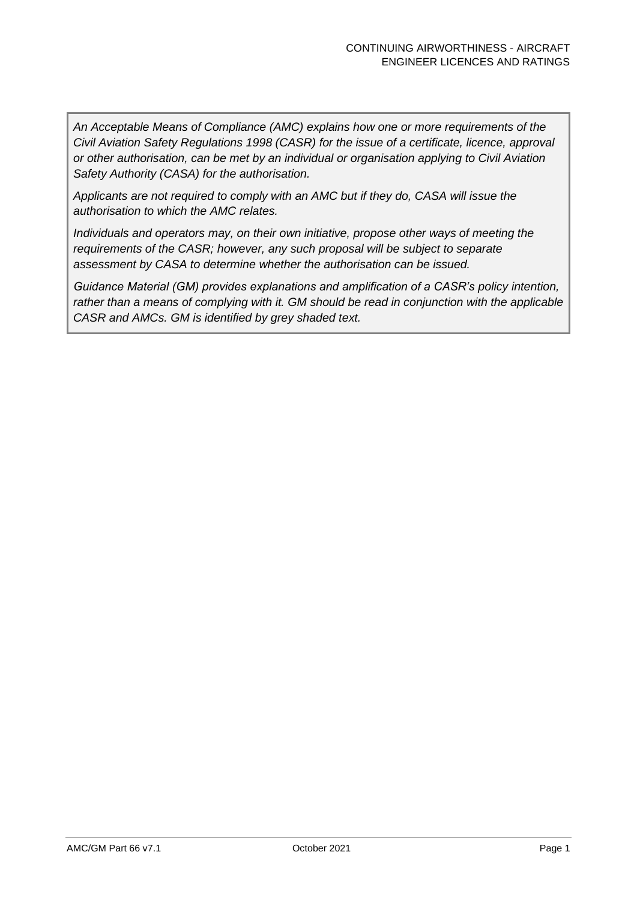*An Acceptable Means of Compliance (AMC) explains how one or more requirements of the Civil Aviation Safety Regulations 1998 (CASR) for the issue of a certificate, licence, approval or other authorisation, can be met by an individual or organisation applying to Civil Aviation Safety Authority (CASA) for the authorisation.*

*Applicants are not required to comply with an AMC but if they do, CASA will issue the authorisation to which the AMC relates.*

*Individuals and operators may, on their own initiative, propose other ways of meeting the requirements of the CASR; however, any such proposal will be subject to separate assessment by CASA to determine whether the authorisation can be issued.*

*Guidance Material (GM) provides explanations and amplification of a CASR's policy intention, rather than a means of complying with it. GM should be read in conjunction with the applicable CASR and AMCs. GM is identified by grey shaded text.*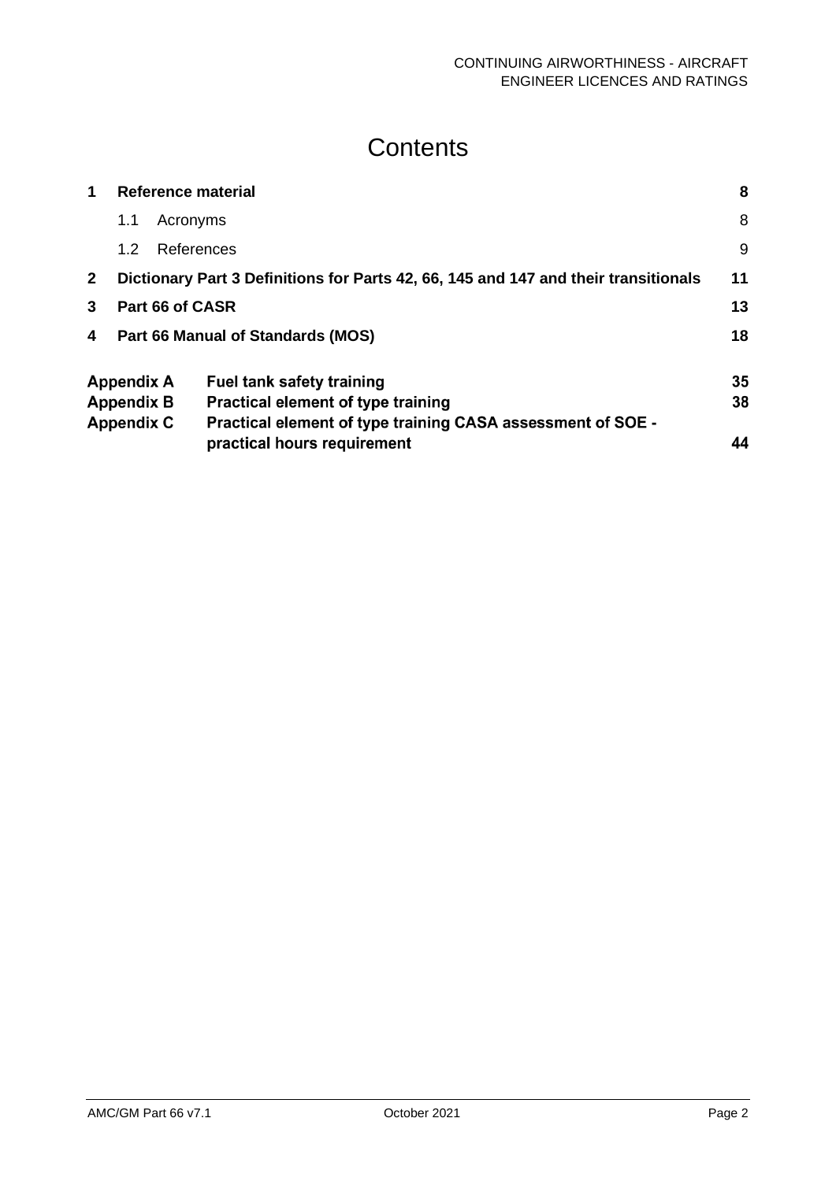# Contents

| | | |
|---|---|---|
| **1** | **Reference material** | **8** |
| | 1.1 Acronyms | 8 |
| | 1.2 References | 9 |
| **2** | **Dictionary Part 3 Definitions for Parts 42, 66, 145 and 147 and their transitionals** | **11** |
| **3** | **Part 66 of CASR** | **13** |
| **4** | **Part 66 Manual of Standards (MOS)** | **18** |
| **Appendix A** | **Fuel tank safety training** | **35** |
| **Appendix B** | **Practical element of type training** | **38** |
| **Appendix C** | **Practical element of type training CASA assessment of SOE - practical hours requirement** | **44** |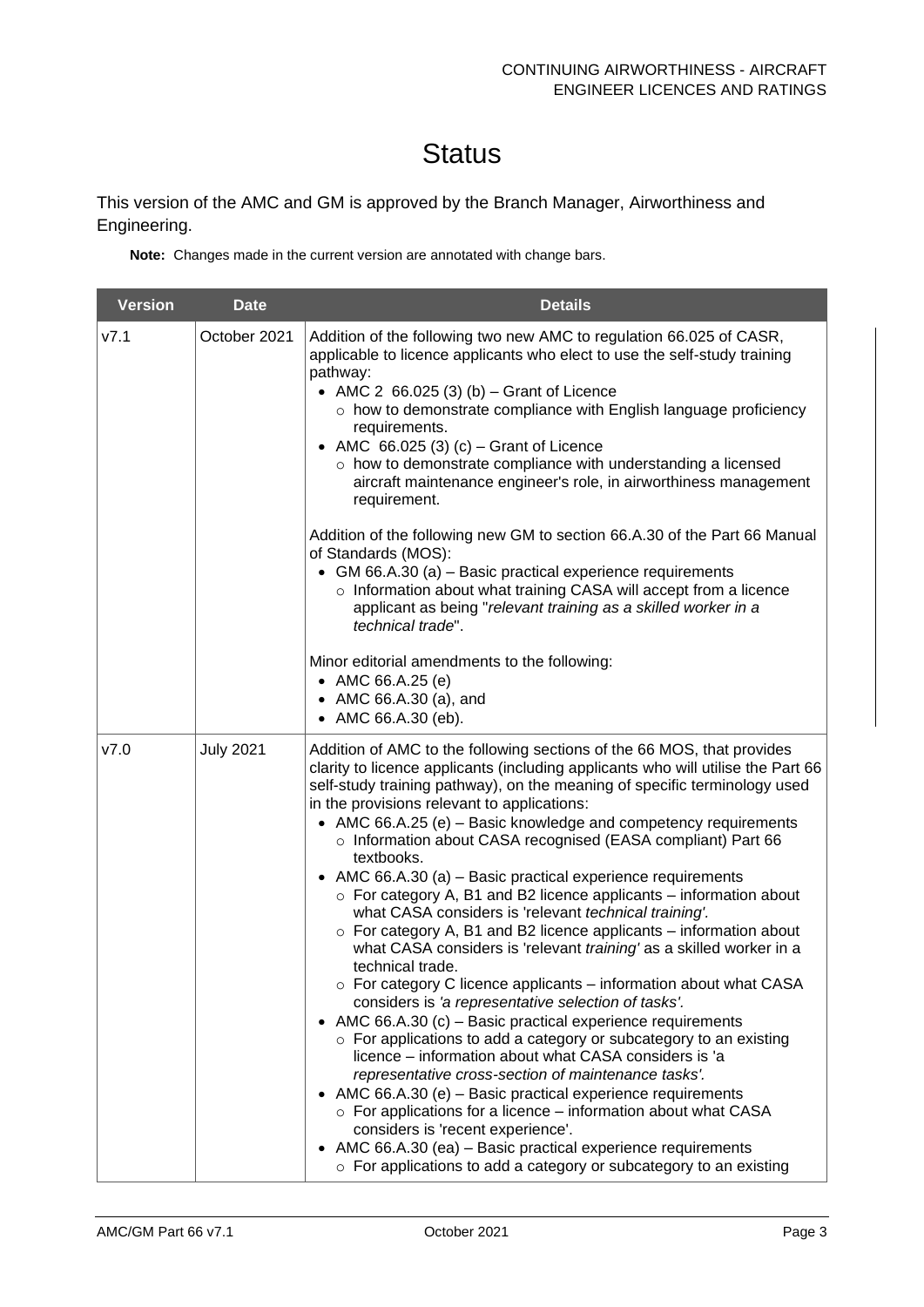# Status

This version of the AMC and GM is approved by the Branch Manager, Airworthiness and Engineering.

**Note:** Changes made in the current version are annotated with change bars.

| Version | Date | Details |
|---|---|---|
| v7.1 | October 2021 | Addition of the following two new AMC to regulation 66.025 of CASR, applicable to licence applicants who elect to use the self-study training pathway:<br>• AMC 2 66.025 (3) (b) – Grant of Licence<br>  ○ how to demonstrate compliance with English language proficiency requirements.<br>• AMC 66.025 (3) (c) – Grant of Licence<br>  ○ how to demonstrate compliance with understanding a licensed aircraft maintenance engineer's role, in airworthiness management requirement.<br><br>Addition of the following new GM to section 66.A.30 of the Part 66 Manual of Standards (MOS):<br>• GM 66.A.30 (a) – Basic practical experience requirements<br>  ○ Information about what training CASA will accept from a licence applicant as being "*relevant training as a skilled worker in a technical trade*".<br><br>Minor editorial amendments to the following:<br>• AMC 66.A.25 (e)<br>• AMC 66.A.30 (a), and<br>• AMC 66.A.30 (eb). |
| v7.0 | July 2021 | Addition of AMC to the following sections of the 66 MOS, that provides clarity to licence applicants (including applicants who will utilise the Part 66 self-study training pathway), on the meaning of specific terminology used in the provisions relevant to applications:<br>• AMC 66.A.25 (e) – Basic knowledge and competency requirements<br>  ○ Information about CASA recognised (EASA compliant) Part 66 textbooks.<br>• AMC 66.A.30 (a) – Basic practical experience requirements<br>  ○ For category A, B1 and B2 licence applicants – information about what CASA considers is 'relevant *technical training'.*<br>  ○ For category A, B1 and B2 licence applicants – information about what CASA considers is 'relevant *training'* as a skilled worker in a technical trade.<br>  ○ For category C licence applicants – information about what CASA considers is *'a representative selection of tasks'.*<br>• AMC 66.A.30 (c) – Basic practical experience requirements<br>  ○ For applications to add a category or subcategory to an existing licence – information about what CASA considers is 'a *representative cross-section of maintenance tasks'.*<br>• AMC 66.A.30 (e) – Basic practical experience requirements<br>  ○ For applications for a licence – information about what CASA considers is 'recent experience'.<br>• AMC 66.A.30 (ea) – Basic practical experience requirements<br>  ○ For applications to add a category or subcategory to an existing |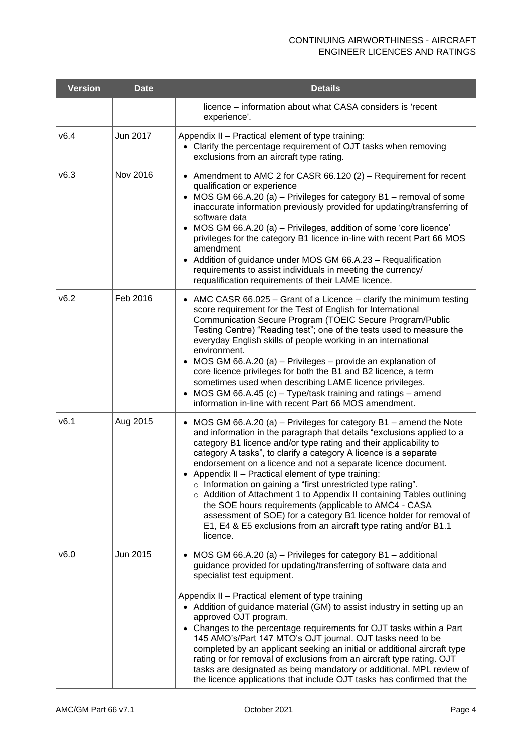| Version | Date | Details |
|---|---|---|
| | | licence – information about what CASA considers is 'recent experience'. |
| v6.4 | Jun 2017 | Appendix II – Practical element of type training:<br>• Clarify the percentage requirement of OJT tasks when removing exclusions from an aircraft type rating. |
| v6.3 | Nov 2016 | • Amendment to AMC 2 for CASR 66.120 (2) – Requirement for recent qualification or experience<br>• MOS GM 66.A.20 (a) – Privileges for category B1 – removal of some inaccurate information previously provided for updating/transferring of software data<br>• MOS GM 66.A.20 (a) – Privileges, addition of some 'core licence' privileges for the category B1 licence in-line with recent Part 66 MOS amendment<br>• Addition of guidance under MOS GM 66.A.23 – Requalification requirements to assist individuals in meeting the currency/ requalification requirements of their LAME licence. |
| v6.2 | Feb 2016 | • AMC CASR 66.025 – Grant of a Licence – clarify the minimum testing score requirement for the Test of English for International Communication Secure Program (TOEIC Secure Program/Public Testing Centre) "Reading test"; one of the tests used to measure the everyday English skills of people working in an international environment.<br>• MOS GM 66.A.20 (a) – Privileges – provide an explanation of core licence privileges for both the B1 and B2 licence, a term sometimes used when describing LAME licence privileges.<br>• MOS GM 66.A.45 (c) – Type/task training and ratings – amend information in-line with recent Part 66 MOS amendment. |
| v6.1 | Aug 2015 | • MOS GM 66.A.20 (a) – Privileges for category B1 – amend the Note and information in the paragraph that details "exclusions applied to a category B1 licence and/or type rating and their applicability to category A tasks", to clarify a category A licence is a separate endorsement on a licence and not a separate licence document.<br>• Appendix II – Practical element of type training:<br>  ○ Information on gaining a "first unrestricted type rating".<br>  ○ Addition of Attachment 1 to Appendix II containing Tables outlining the SOE hours requirements (applicable to AMC4 - CASA assessment of SOE) for a category B1 licence holder for removal of E1, E4 & E5 exclusions from an aircraft type rating and/or B1.1 licence. |
| v6.0 | Jun 2015 | • MOS GM 66.A.20 (a) – Privileges for category B1 – additional guidance provided for updating/transferring of software data and specialist test equipment.<br><br>Appendix II – Practical element of type training<br>• Addition of guidance material (GM) to assist industry in setting up an approved OJT program.<br>• Changes to the percentage requirements for OJT tasks within a Part 145 AMO's/Part 147 MTO's OJT journal. OJT tasks need to be completed by an applicant seeking an initial or additional aircraft type rating or for removal of exclusions from an aircraft type rating. OJT tasks are designated as being mandatory or additional. MPL review of the licence applications that include OJT tasks has confirmed that the |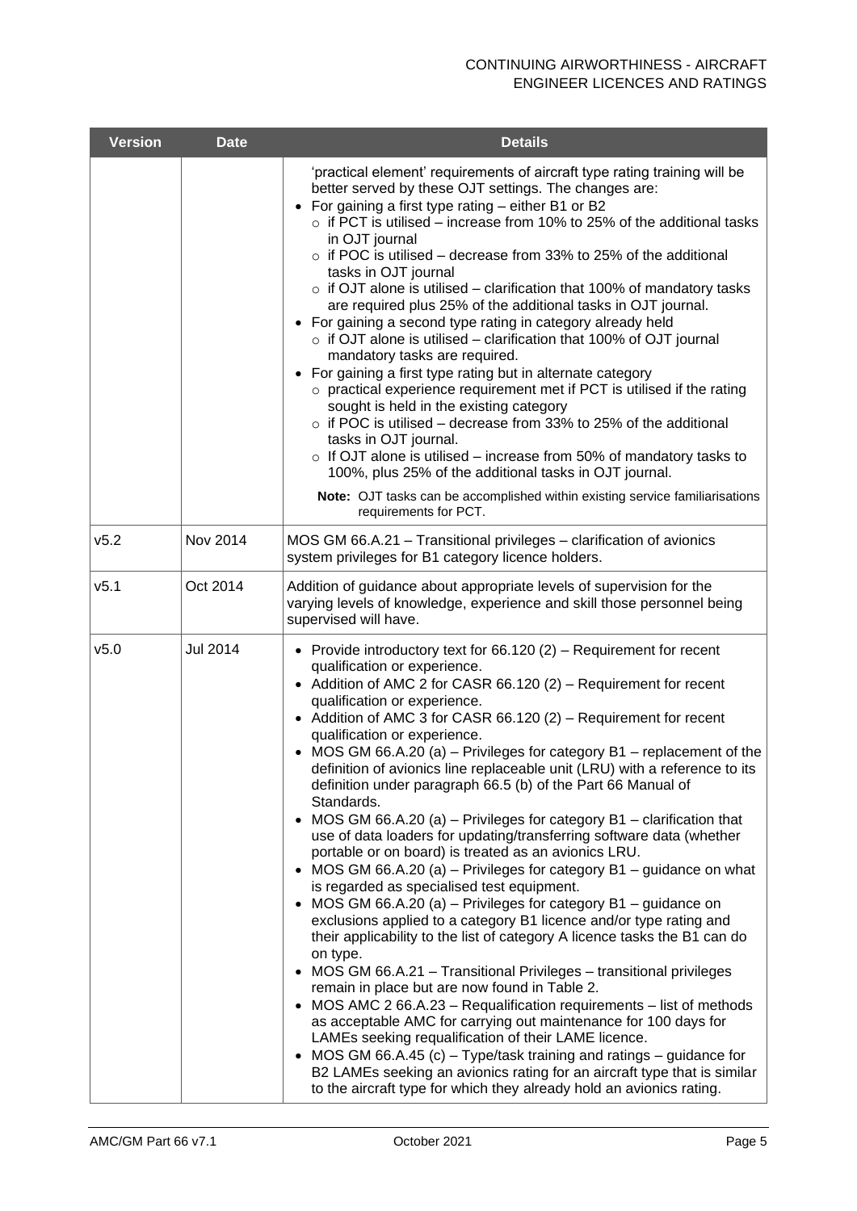| Version | Date | Details |
|---|---|---|
| | | 'practical element' requirements of aircraft type rating training will be better served by these OJT settings. The changes are:<br>• For gaining a first type rating – either B1 or B2<br>  ○ if PCT is utilised – increase from 10% to 25% of the additional tasks in OJT journal<br>  ○ if POC is utilised – decrease from 33% to 25% of the additional tasks in OJT journal<br>  ○ if OJT alone is utilised – clarification that 100% of mandatory tasks are required plus 25% of the additional tasks in OJT journal.<br>• For gaining a second type rating in category already held<br>  ○ if OJT alone is utilised – clarification that 100% of OJT journal mandatory tasks are required.<br>• For gaining a first type rating but in alternate category<br>  ○ practical experience requirement met if PCT is utilised if the rating sought is held in the existing category<br>  ○ if POC is utilised – decrease from 33% to 25% of the additional tasks in OJT journal.<br>  ○ If OJT alone is utilised – increase from 50% of mandatory tasks to 100%, plus 25% of the additional tasks in OJT journal.<br>**Note:** OJT tasks can be accomplished within existing service familiarisations requirements for PCT. |
| v5.2 | Nov 2014 | MOS GM 66.A.21 – Transitional privileges – clarification of avionics system privileges for B1 category licence holders. |
| v5.1 | Oct 2014 | Addition of guidance about appropriate levels of supervision for the varying levels of knowledge, experience and skill those personnel being supervised will have. |
| v5.0 | Jul 2014 | • Provide introductory text for 66.120 (2) – Requirement for recent qualification or experience.<br>• Addition of AMC 2 for CASR 66.120 (2) – Requirement for recent qualification or experience.<br>• Addition of AMC 3 for CASR 66.120 (2) – Requirement for recent qualification or experience.<br>• MOS GM 66.A.20 (a) – Privileges for category B1 – replacement of the definition of avionics line replaceable unit (LRU) with a reference to its definition under paragraph 66.5 (b) of the Part 66 Manual of Standards.<br>• MOS GM 66.A.20 (a) – Privileges for category B1 – clarification that use of data loaders for updating/transferring software data (whether portable or on board) is treated as an avionics LRU.<br>• MOS GM 66.A.20 (a) – Privileges for category B1 – guidance on what is regarded as specialised test equipment.<br>• MOS GM 66.A.20 (a) – Privileges for category B1 – guidance on exclusions applied to a category B1 licence and/or type rating and their applicability to the list of category A licence tasks the B1 can do on type.<br>• MOS GM 66.A.21 – Transitional Privileges – transitional privileges remain in place but are now found in Table 2.<br>• MOS AMC 2 66.A.23 – Requalification requirements – list of methods as acceptable AMC for carrying out maintenance for 100 days for LAMEs seeking requalification of their LAME licence.<br>• MOS GM 66.A.45 (c) – Type/task training and ratings – guidance for B2 LAMEs seeking an avionics rating for an aircraft type that is similar to the aircraft type for which they already hold an avionics rating. |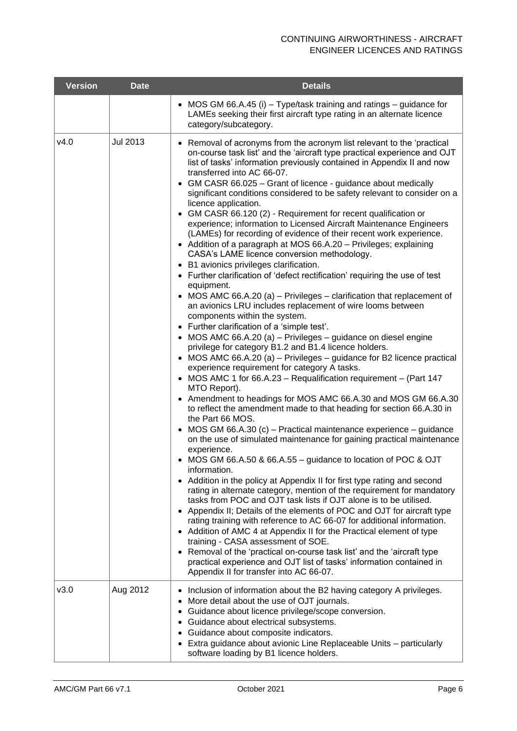| Version | Date | Details |
| --- | --- | --- |
| | | • MOS GM 66.A.45 (i) – Type/task training and ratings – guidance for LAMEs seeking their first aircraft type rating in an alternate licence category/subcategory. |
| v4.0 | Jul 2013 | • Removal of acronyms from the acronym list relevant to the 'practical on-course task list' and the 'aircraft type practical experience and OJT list of tasks' information previously contained in Appendix II and now transferred into AC 66-07.<br>• GM CASR 66.025 – Grant of licence - guidance about medically significant conditions considered to be safety relevant to consider on a licence application.<br>• GM CASR 66.120 (2) - Requirement for recent qualification or experience; information to Licensed Aircraft Maintenance Engineers (LAMEs) for recording of evidence of their recent work experience.<br>• Addition of a paragraph at MOS 66.A.20 – Privileges; explaining CASA's LAME licence conversion methodology.<br>• B1 avionics privileges clarification.<br>• Further clarification of 'defect rectification' requiring the use of test equipment.<br>• MOS AMC 66.A.20 (a) – Privileges – clarification that replacement of an avionics LRU includes replacement of wire looms between components within the system.<br>• Further clarification of a 'simple test'.<br>• MOS AMC 66.A.20 (a) – Privileges – guidance on diesel engine privilege for category B1.2 and B1.4 licence holders.<br>• MOS AMC 66.A.20 (a) – Privileges – guidance for B2 licence practical experience requirement for category A tasks.<br>• MOS AMC 1 for 66.A.23 – Requalification requirement – (Part 147 MTO Report).<br>• Amendment to headings for MOS AMC 66.A.30 and MOS GM 66.A.30 to reflect the amendment made to that heading for section 66.A.30 in the Part 66 MOS.<br>• MOS GM 66.A.30 (c) – Practical maintenance experience – guidance on the use of simulated maintenance for gaining practical maintenance experience.<br>• MOS GM 66.A.50 & 66.A.55 – guidance to location of POC & OJT information.<br>• Addition in the policy at Appendix II for first type rating and second rating in alternate category, mention of the requirement for mandatory tasks from POC and OJT task lists if OJT alone is to be utilised.<br>• Appendix II; Details of the elements of POC and OJT for aircraft type rating training with reference to AC 66-07 for additional information.<br>• Addition of AMC 4 at Appendix II for the Practical element of type training - CASA assessment of SOE.<br>• Removal of the 'practical on-course task list' and the 'aircraft type practical experience and OJT list of tasks' information contained in Appendix II for transfer into AC 66-07. |
| v3.0 | Aug 2012 | • Inclusion of information about the B2 having category A privileges.<br>• More detail about the use of OJT journals.<br>• Guidance about licence privilege/scope conversion.<br>• Guidance about electrical subsystems.<br>• Guidance about composite indicators.<br>• Extra guidance about avionic Line Replaceable Units – particularly software loading by B1 licence holders. |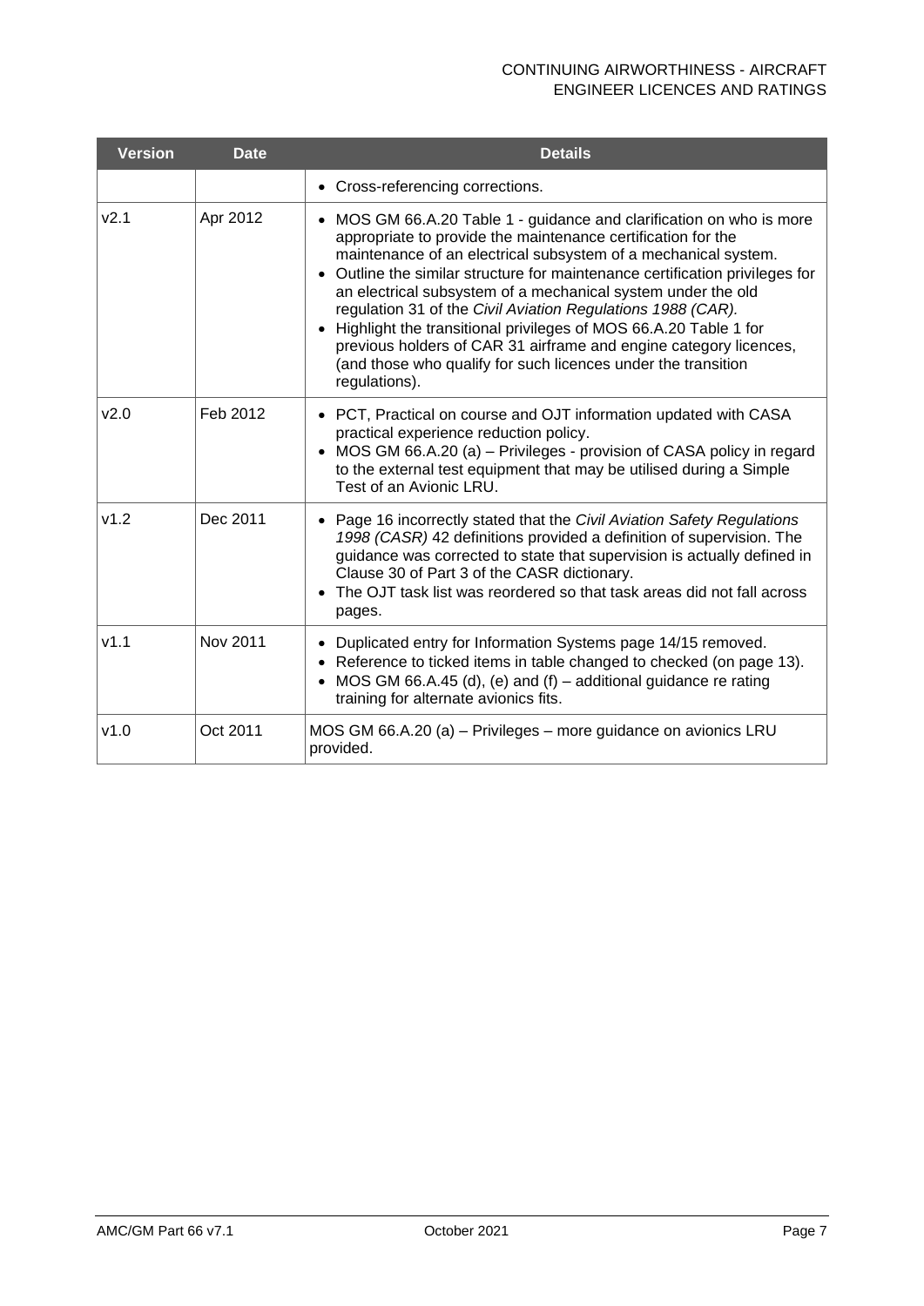| Version | Date | Details |
| --- | --- | --- |
| | | • Cross-referencing corrections. |
| v2.1 | Apr 2012 | • MOS GM 66.A.20 Table 1 - guidance and clarification on who is more appropriate to provide the maintenance certification for the maintenance of an electrical subsystem of a mechanical system.<br>• Outline the similar structure for maintenance certification privileges for an electrical subsystem of a mechanical system under the old regulation 31 of the *Civil Aviation Regulations 1988 (CAR).*<br>• Highlight the transitional privileges of MOS 66.A.20 Table 1 for previous holders of CAR 31 airframe and engine category licences, (and those who qualify for such licences under the transition regulations). |
| v2.0 | Feb 2012 | • PCT, Practical on course and OJT information updated with CASA practical experience reduction policy.<br>• MOS GM 66.A.20 (a) – Privileges - provision of CASA policy in regard to the external test equipment that may be utilised during a Simple Test of an Avionic LRU. |
| v1.2 | Dec 2011 | • Page 16 incorrectly stated that the *Civil Aviation Safety Regulations 1998 (CASR)* 42 definitions provided a definition of supervision. The guidance was corrected to state that supervision is actually defined in Clause 30 of Part 3 of the CASR dictionary.<br>• The OJT task list was reordered so that task areas did not fall across pages. |
| v1.1 | Nov 2011 | • Duplicated entry for Information Systems page 14/15 removed.<br>• Reference to ticked items in table changed to checked (on page 13).<br>• MOS GM 66.A.45 (d), (e) and (f) – additional guidance re rating training for alternate avionics fits. |
| v1.0 | Oct 2011 | MOS GM 66.A.20 (a) – Privileges – more guidance on avionics LRU provided. |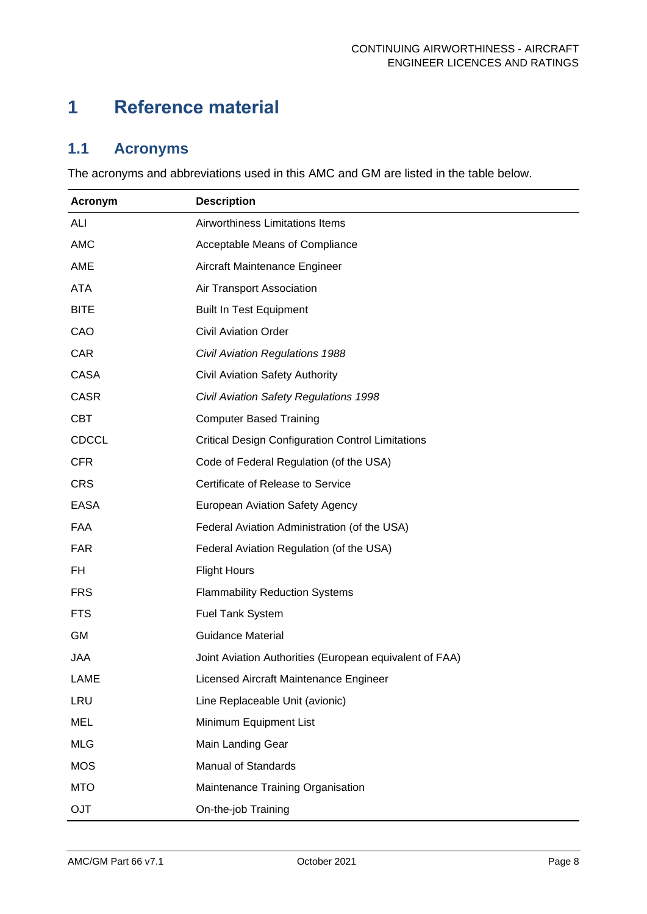# 1 Reference material

## 1.1 Acronyms

The acronyms and abbreviations used in this AMC and GM are listed in the table below.

| Acronym | Description |
|---|---|
| ALI | Airworthiness Limitations Items |
| AMC | Acceptable Means of Compliance |
| AME | Aircraft Maintenance Engineer |
| ATA | Air Transport Association |
| BITE | Built In Test Equipment |
| CAO | Civil Aviation Order |
| CAR | *Civil Aviation Regulations 1988* |
| CASA | Civil Aviation Safety Authority |
| CASR | *Civil Aviation Safety Regulations 1998* |
| CBT | Computer Based Training |
| CDCCL | Critical Design Configuration Control Limitations |
| CFR | Code of Federal Regulation (of the USA) |
| CRS | Certificate of Release to Service |
| EASA | European Aviation Safety Agency |
| FAA | Federal Aviation Administration (of the USA) |
| FAR | Federal Aviation Regulation (of the USA) |
| FH | Flight Hours |
| FRS | Flammability Reduction Systems |
| FTS | Fuel Tank System |
| GM | Guidance Material |
| JAA | Joint Aviation Authorities (European equivalent of FAA) |
| LAME | Licensed Aircraft Maintenance Engineer |
| LRU | Line Replaceable Unit (avionic) |
| MEL | Minimum Equipment List |
| MLG | Main Landing Gear |
| MOS | Manual of Standards |
| MTO | Maintenance Training Organisation |
| OJT | On-the-job Training |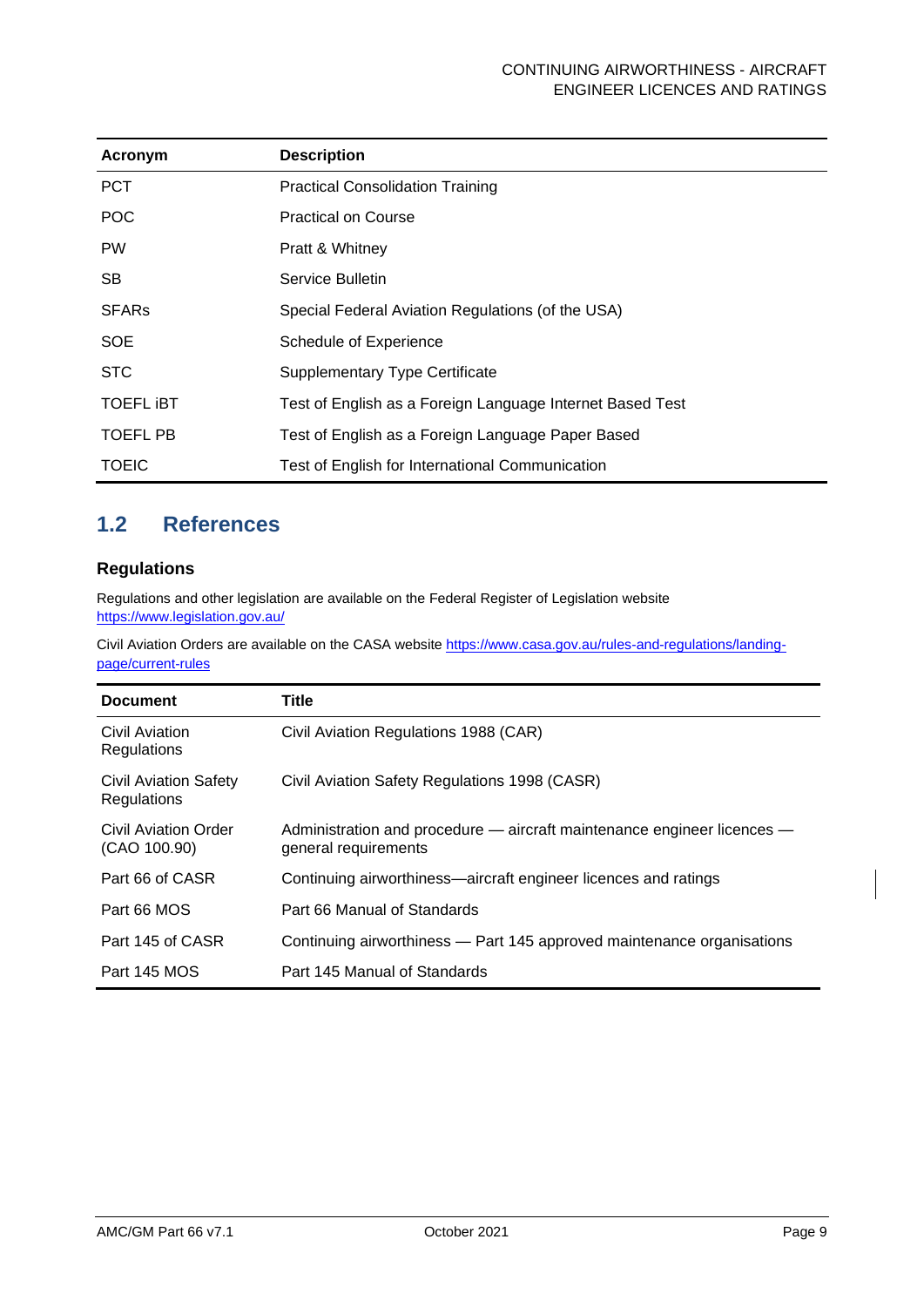| Acronym | Description |
| --- | --- |
| PCT | Practical Consolidation Training |
| POC | Practical on Course |
| PW | Pratt & Whitney |
| SB | Service Bulletin |
| SFARs | Special Federal Aviation Regulations (of the USA) |
| SOE | Schedule of Experience |
| STC | Supplementary Type Certificate |
| TOEFL iBT | Test of English as a Foreign Language Internet Based Test |
| TOEFL PB | Test of English as a Foreign Language Paper Based |
| TOEIC | Test of English for International Communication |

## 1.2 References

### Regulations

Regulations and other legislation are available on the Federal Register of Legislation website https://www.legislation.gov.au/

Civil Aviation Orders are available on the CASA website https://www.casa.gov.au/rules-and-regulations/landing-page/current-rules

| Document | Title |
| --- | --- |
| Civil Aviation Regulations | Civil Aviation Regulations 1988 (CAR) |
| Civil Aviation Safety Regulations | Civil Aviation Safety Regulations 1998 (CASR) |
| Civil Aviation Order (CAO 100.90) | Administration and procedure — aircraft maintenance engineer licences — general requirements |
| Part 66 of CASR | Continuing airworthiness—aircraft engineer licences and ratings |
| Part 66 MOS | Part 66 Manual of Standards |
| Part 145 of CASR | Continuing airworthiness — Part 145 approved maintenance organisations |
| Part 145 MOS | Part 145 Manual of Standards |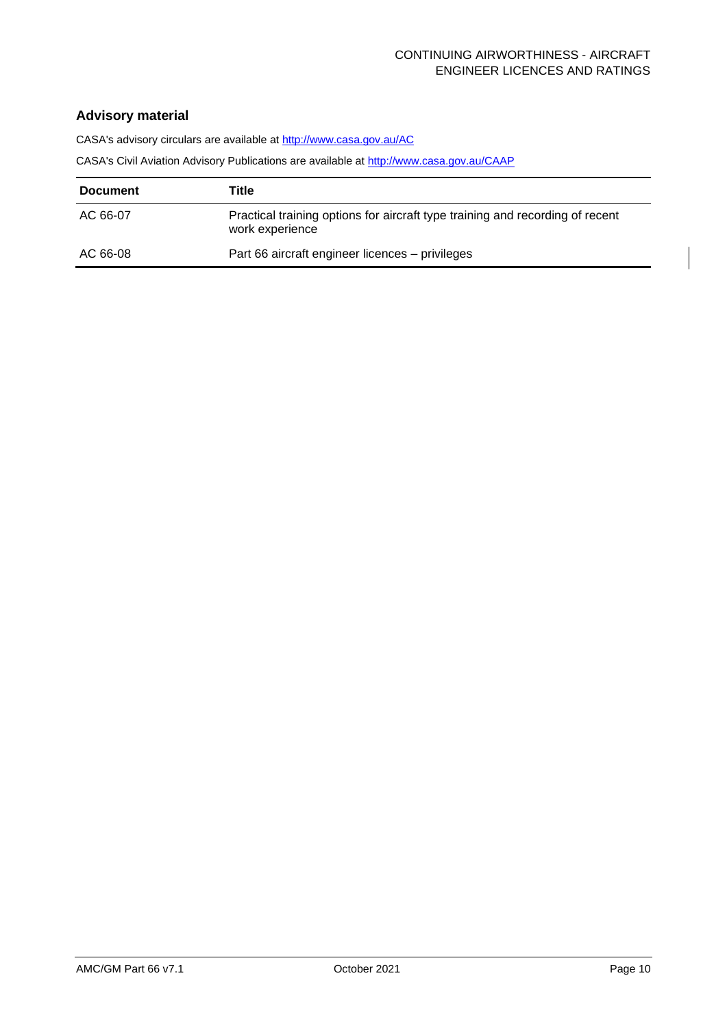## Advisory material

CASA's advisory circulars are available at http://www.casa.gov.au/AC

CASA's Civil Aviation Advisory Publications are available at http://www.casa.gov.au/CAAP

| Document | Title |
| --- | --- |
| AC 66-07 | Practical training options for aircraft type training and recording of recent work experience |
| AC 66-08 | Part 66 aircraft engineer licences – privileges |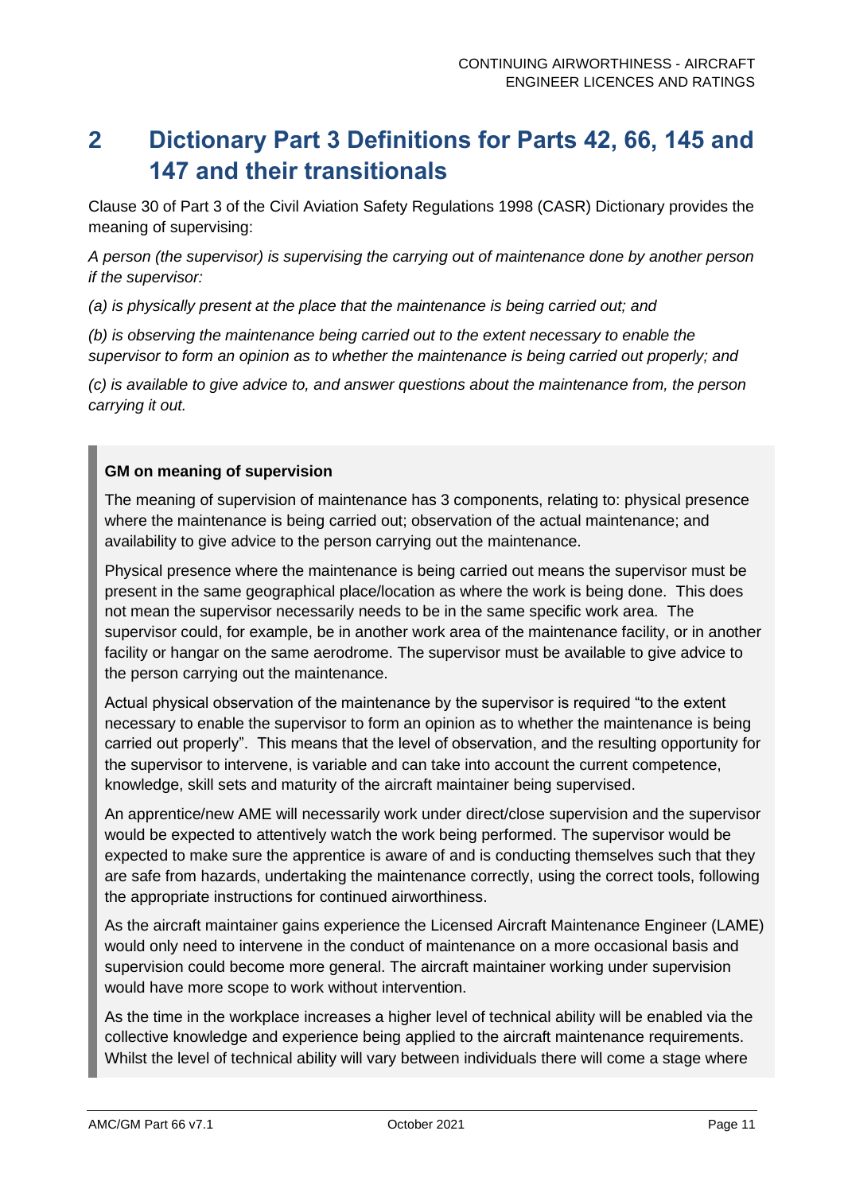# 2 Dictionary Part 3 Definitions for Parts 42, 66, 145 and 147 and their transitionals

Clause 30 of Part 3 of the Civil Aviation Safety Regulations 1998 (CASR) Dictionary provides the meaning of supervising:

*A person (the supervisor) is supervising the carrying out of maintenance done by another person if the supervisor:*

*(a) is physically present at the place that the maintenance is being carried out; and*

*(b) is observing the maintenance being carried out to the extent necessary to enable the supervisor to form an opinion as to whether the maintenance is being carried out properly; and*

*(c) is available to give advice to, and answer questions about the maintenance from, the person carrying it out.*

**GM on meaning of supervision**

The meaning of supervision of maintenance has 3 components, relating to: physical presence where the maintenance is being carried out; observation of the actual maintenance; and availability to give advice to the person carrying out the maintenance.

Physical presence where the maintenance is being carried out means the supervisor must be present in the same geographical place/location as where the work is being done. This does not mean the supervisor necessarily needs to be in the same specific work area. The supervisor could, for example, be in another work area of the maintenance facility, or in another facility or hangar on the same aerodrome. The supervisor must be available to give advice to the person carrying out the maintenance.

Actual physical observation of the maintenance by the supervisor is required "to the extent necessary to enable the supervisor to form an opinion as to whether the maintenance is being carried out properly". This means that the level of observation, and the resulting opportunity for the supervisor to intervene, is variable and can take into account the current competence, knowledge, skill sets and maturity of the aircraft maintainer being supervised.

An apprentice/new AME will necessarily work under direct/close supervision and the supervisor would be expected to attentively watch the work being performed. The supervisor would be expected to make sure the apprentice is aware of and is conducting themselves such that they are safe from hazards, undertaking the maintenance correctly, using the correct tools, following the appropriate instructions for continued airworthiness.

As the aircraft maintainer gains experience the Licensed Aircraft Maintenance Engineer (LAME) would only need to intervene in the conduct of maintenance on a more occasional basis and supervision could become more general. The aircraft maintainer working under supervision would have more scope to work without intervention.

As the time in the workplace increases a higher level of technical ability will be enabled via the collective knowledge and experience being applied to the aircraft maintenance requirements. Whilst the level of technical ability will vary between individuals there will come a stage where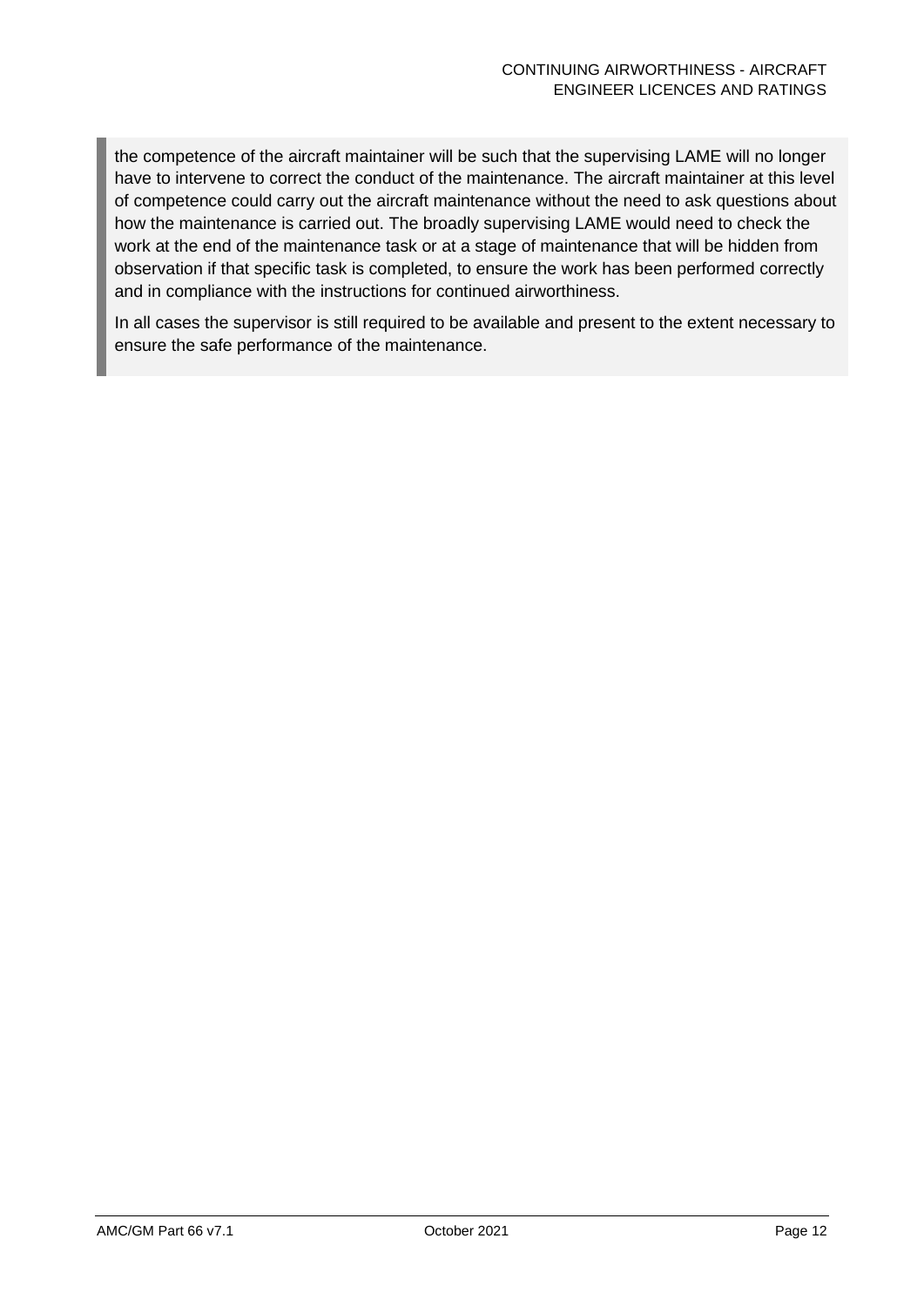the competence of the aircraft maintainer will be such that the supervising LAME will no longer have to intervene to correct the conduct of the maintenance. The aircraft maintainer at this level of competence could carry out the aircraft maintenance without the need to ask questions about how the maintenance is carried out. The broadly supervising LAME would need to check the work at the end of the maintenance task or at a stage of maintenance that will be hidden from observation if that specific task is completed, to ensure the work has been performed correctly and in compliance with the instructions for continued airworthiness.

In all cases the supervisor is still required to be available and present to the extent necessary to ensure the safe performance of the maintenance.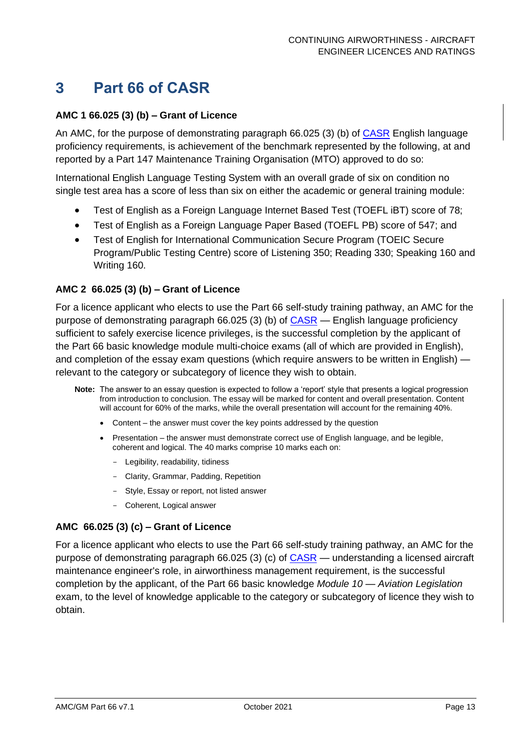# 3 Part 66 of CASR

### AMC 1 66.025 (3) (b) – Grant of Licence

An AMC, for the purpose of demonstrating paragraph 66.025 (3) (b) of CASR English language proficiency requirements, is achievement of the benchmark represented by the following, at and reported by a Part 147 Maintenance Training Organisation (MTO) approved to do so:

International English Language Testing System with an overall grade of six on condition no single test area has a score of less than six on either the academic or general training module:

- Test of English as a Foreign Language Internet Based Test (TOEFL iBT) score of 78;
- Test of English as a Foreign Language Paper Based (TOEFL PB) score of 547; and
- Test of English for International Communication Secure Program (TOEIC Secure Program/Public Testing Centre) score of Listening 350; Reading 330; Speaking 160 and Writing 160.

### AMC 2 66.025 (3) (b) – Grant of Licence

For a licence applicant who elects to use the Part 66 self-study training pathway, an AMC for the purpose of demonstrating paragraph 66.025 (3) (b) of CASR — English language proficiency sufficient to safely exercise licence privileges, is the successful completion by the applicant of the Part 66 basic knowledge module multi-choice exams (all of which are provided in English), and completion of the essay exam questions (which require answers to be written in English) — relevant to the category or subcategory of licence they wish to obtain.

**Note:** The answer to an essay question is expected to follow a 'report' style that presents a logical progression from introduction to conclusion. The essay will be marked for content and overall presentation. Content will account for 60% of the marks, while the overall presentation will account for the remaining 40%.

- Content – the answer must cover the key points addressed by the question
- Presentation – the answer must demonstrate correct use of English language, and be legible, coherent and logical. The 40 marks comprise 10 marks each on:
  - Legibility, readability, tidiness
  - Clarity, Grammar, Padding, Repetition
  - Style, Essay or report, not listed answer
  - Coherent, Logical answer

### AMC 66.025 (3) (c) – Grant of Licence

For a licence applicant who elects to use the Part 66 self-study training pathway, an AMC for the purpose of demonstrating paragraph 66.025 (3) (c) of CASR — understanding a licensed aircraft maintenance engineer's role, in airworthiness management requirement, is the successful completion by the applicant, of the Part 66 basic knowledge *Module 10 — Aviation Legislation* exam, to the level of knowledge applicable to the category or subcategory of licence they wish to obtain.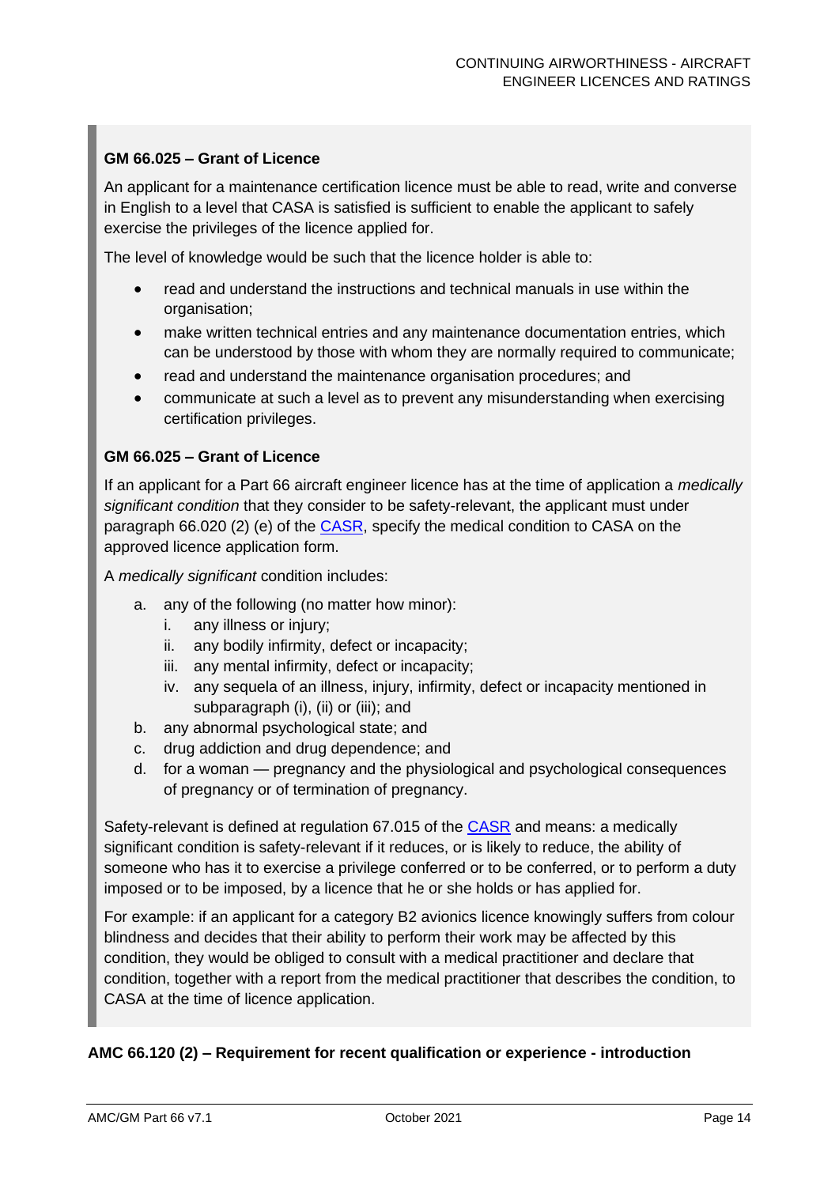### GM 66.025 – Grant of Licence

An applicant for a maintenance certification licence must be able to read, write and converse in English to a level that CASA is satisfied is sufficient to enable the applicant to safely exercise the privileges of the licence applied for.

The level of knowledge would be such that the licence holder is able to:

- read and understand the instructions and technical manuals in use within the organisation;
- make written technical entries and any maintenance documentation entries, which can be understood by those with whom they are normally required to communicate;
- read and understand the maintenance organisation procedures; and
- communicate at such a level as to prevent any misunderstanding when exercising certification privileges.

### GM 66.025 – Grant of Licence

If an applicant for a Part 66 aircraft engineer licence has at the time of application a *medically significant condition* that they consider to be safety-relevant, the applicant must under paragraph 66.020 (2) (e) of the CASR, specify the medical condition to CASA on the approved licence application form.

A *medically significant* condition includes:

a. any of the following (no matter how minor):
   i. any illness or injury;
   ii. any bodily infirmity, defect or incapacity;
   iii. any mental infirmity, defect or incapacity;
   iv. any sequela of an illness, injury, infirmity, defect or incapacity mentioned in subparagraph (i), (ii) or (iii); and
b. any abnormal psychological state; and
c. drug addiction and drug dependence; and
d. for a woman — pregnancy and the physiological and psychological consequences of pregnancy or of termination of pregnancy.

Safety-relevant is defined at regulation 67.015 of the CASR and means: a medically significant condition is safety-relevant if it reduces, or is likely to reduce, the ability of someone who has it to exercise a privilege conferred or to be conferred, or to perform a duty imposed or to be imposed, by a licence that he or she holds or has applied for.

For example: if an applicant for a category B2 avionics licence knowingly suffers from colour blindness and decides that their ability to perform their work may be affected by this condition, they would be obliged to consult with a medical practitioner and declare that condition, together with a report from the medical practitioner that describes the condition, to CASA at the time of licence application.

### AMC 66.120 (2) – Requirement for recent qualification or experience - introduction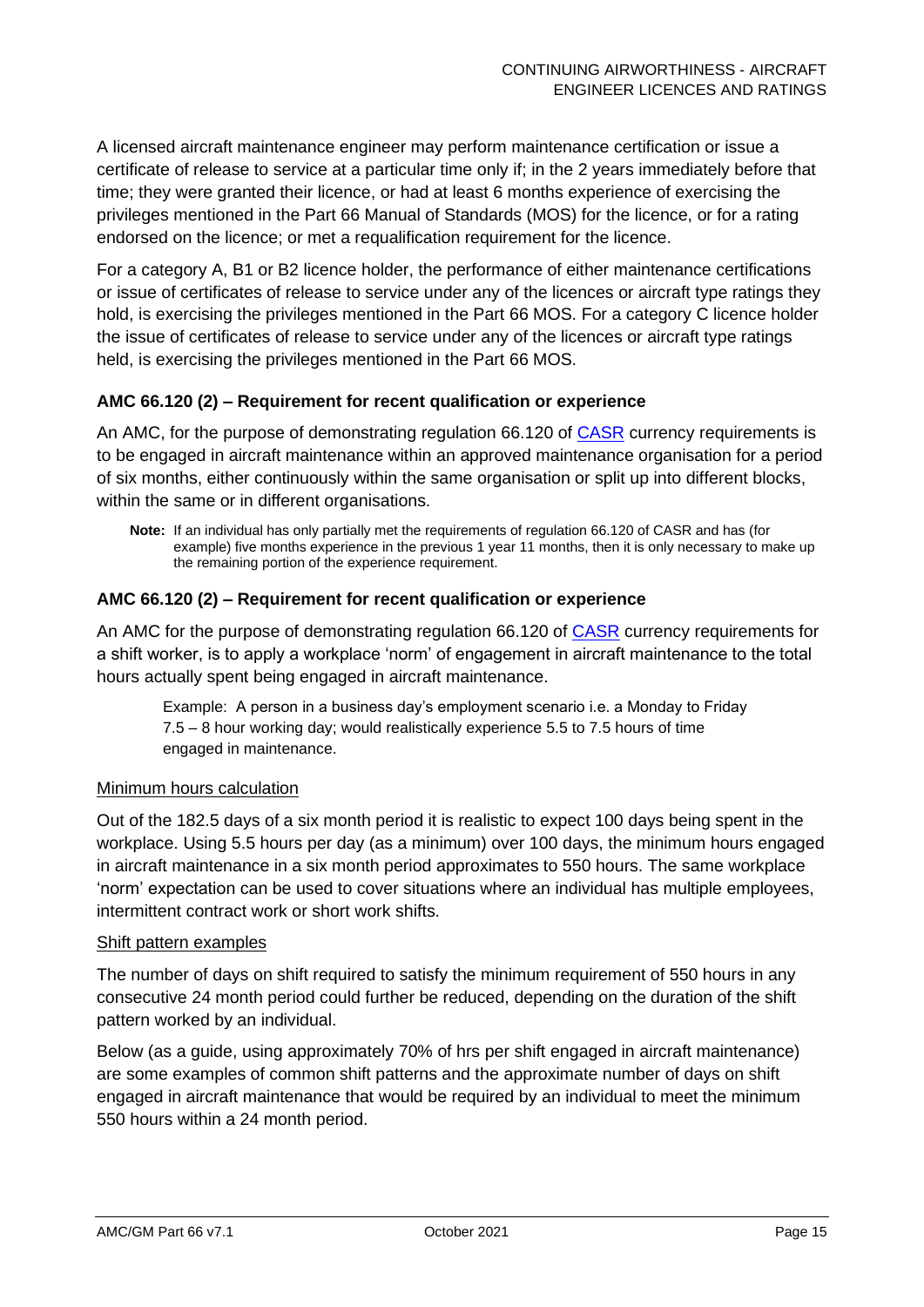A licensed aircraft maintenance engineer may perform maintenance certification or issue a certificate of release to service at a particular time only if; in the 2 years immediately before that time; they were granted their licence, or had at least 6 months experience of exercising the privileges mentioned in the Part 66 Manual of Standards (MOS) for the licence, or for a rating endorsed on the licence; or met a requalification requirement for the licence.

For a category A, B1 or B2 licence holder, the performance of either maintenance certifications or issue of certificates of release to service under any of the licences or aircraft type ratings they hold, is exercising the privileges mentioned in the Part 66 MOS. For a category C licence holder the issue of certificates of release to service under any of the licences or aircraft type ratings held, is exercising the privileges mentioned in the Part 66 MOS.

### AMC 66.120 (2) – Requirement for recent qualification or experience

An AMC, for the purpose of demonstrating regulation 66.120 of CASR currency requirements is to be engaged in aircraft maintenance within an approved maintenance organisation for a period of six months, either continuously within the same organisation or split up into different blocks, within the same or in different organisations.

> **Note:** If an individual has only partially met the requirements of regulation 66.120 of CASR and has (for example) five months experience in the previous 1 year 11 months, then it is only necessary to make up the remaining portion of the experience requirement.

### AMC 66.120 (2) – Requirement for recent qualification or experience

An AMC for the purpose of demonstrating regulation 66.120 of CASR currency requirements for a shift worker, is to apply a workplace 'norm' of engagement in aircraft maintenance to the total hours actually spent being engaged in aircraft maintenance.

> Example: A person in a business day's employment scenario i.e. a Monday to Friday 7.5 – 8 hour working day; would realistically experience 5.5 to 7.5 hours of time engaged in maintenance.

<u>Minimum hours calculation</u>

Out of the 182.5 days of a six month period it is realistic to expect 100 days being spent in the workplace. Using 5.5 hours per day (as a minimum) over 100 days, the minimum hours engaged in aircraft maintenance in a six month period approximates to 550 hours. The same workplace 'norm' expectation can be used to cover situations where an individual has multiple employees, intermittent contract work or short work shifts.

<u>Shift pattern examples</u>

The number of days on shift required to satisfy the minimum requirement of 550 hours in any consecutive 24 month period could further be reduced, depending on the duration of the shift pattern worked by an individual.

Below (as a guide, using approximately 70% of hrs per shift engaged in aircraft maintenance) are some examples of common shift patterns and the approximate number of days on shift engaged in aircraft maintenance that would be required by an individual to meet the minimum 550 hours within a 24 month period.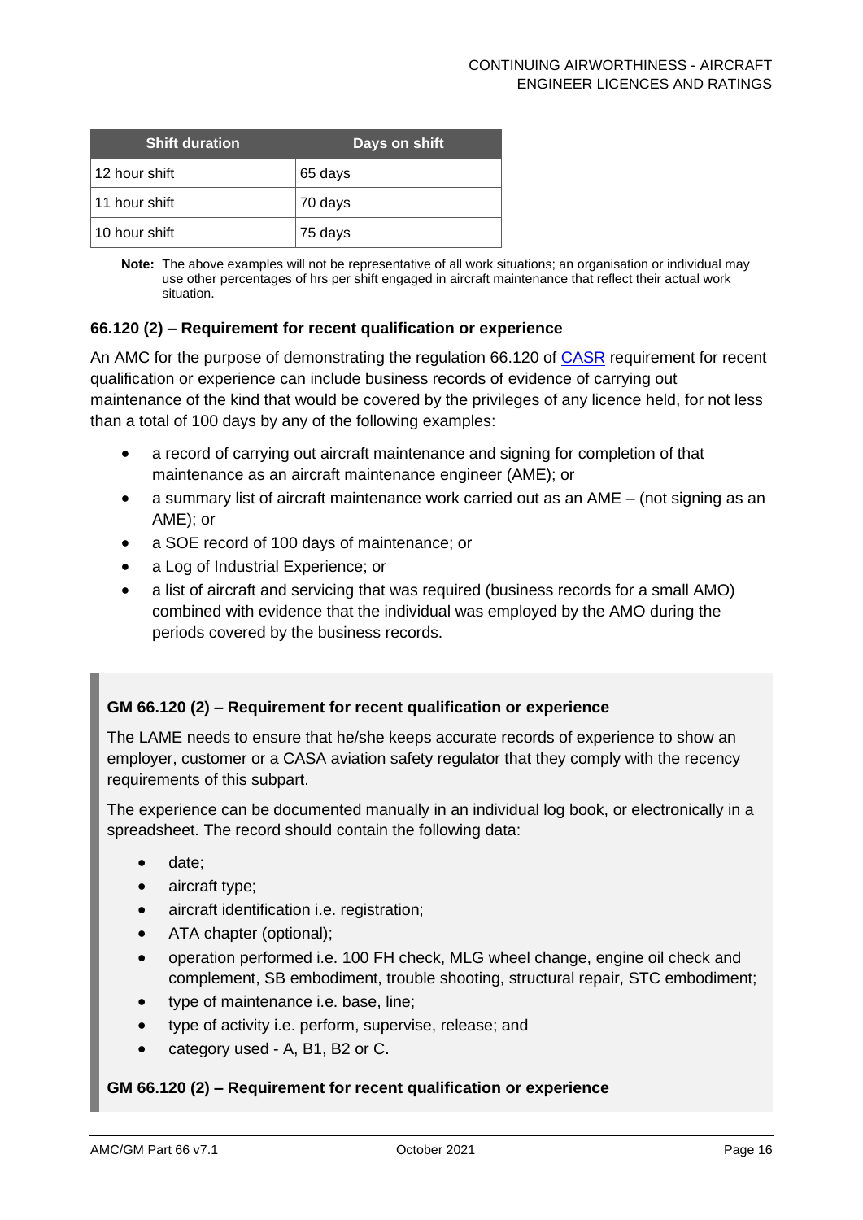| Shift duration | Days on shift |
|---|---|
| 12 hour shift | 65 days |
| 11 hour shift | 70 days |
| 10 hour shift | 75 days |

**Note:** The above examples will not be representative of all work situations; an organisation or individual may use other percentages of hrs per shift engaged in aircraft maintenance that reflect their actual work situation.

### 66.120 (2) – Requirement for recent qualification or experience

An AMC for the purpose of demonstrating the regulation 66.120 of CASR requirement for recent qualification or experience can include business records of evidence of carrying out maintenance of the kind that would be covered by the privileges of any licence held, for not less than a total of 100 days by any of the following examples:

- a record of carrying out aircraft maintenance and signing for completion of that maintenance as an aircraft maintenance engineer (AME); or
- a summary list of aircraft maintenance work carried out as an AME – (not signing as an AME); or
- a SOE record of 100 days of maintenance; or
- a Log of Industrial Experience; or
- a list of aircraft and servicing that was required (business records for a small AMO) combined with evidence that the individual was employed by the AMO during the periods covered by the business records.

### GM 66.120 (2) – Requirement for recent qualification or experience

The LAME needs to ensure that he/she keeps accurate records of experience to show an employer, customer or a CASA aviation safety regulator that they comply with the recency requirements of this subpart.

The experience can be documented manually in an individual log book, or electronically in a spreadsheet. The record should contain the following data:

- date;
- aircraft type;
- aircraft identification i.e. registration;
- ATA chapter (optional);
- operation performed i.e. 100 FH check, MLG wheel change, engine oil check and complement, SB embodiment, trouble shooting, structural repair, STC embodiment;
- type of maintenance i.e. base, line;
- type of activity i.e. perform, supervise, release; and
- category used - A, B1, B2 or C.

### GM 66.120 (2) – Requirement for recent qualification or experience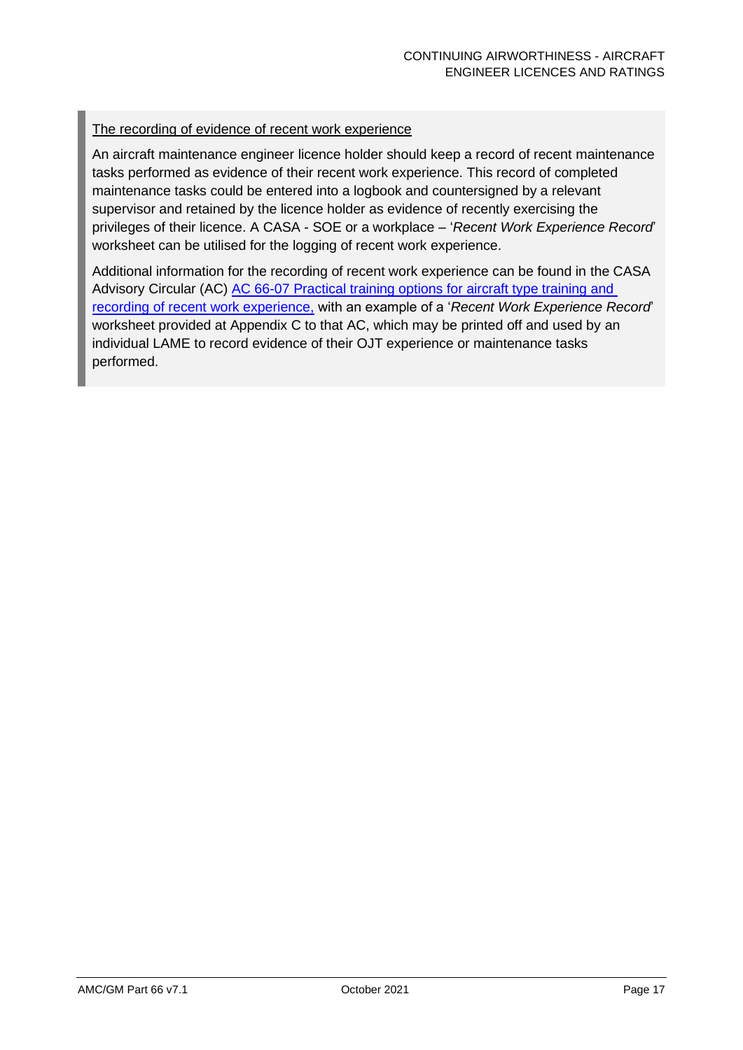The recording of evidence of recent work experience

An aircraft maintenance engineer licence holder should keep a record of recent maintenance tasks performed as evidence of their recent work experience. This record of completed maintenance tasks could be entered into a logbook and countersigned by a relevant supervisor and retained by the licence holder as evidence of recently exercising the privileges of their licence. A CASA - SOE or a workplace – '*Recent Work Experience Record*' worksheet can be utilised for the logging of recent work experience.

Additional information for the recording of recent work experience can be found in the CASA Advisory Circular (AC) AC 66-07 Practical training options for aircraft type training and recording of recent work experience, with an example of a '*Recent Work Experience Record*' worksheet provided at Appendix C to that AC, which may be printed off and used by an individual LAME to record evidence of their OJT experience or maintenance tasks performed.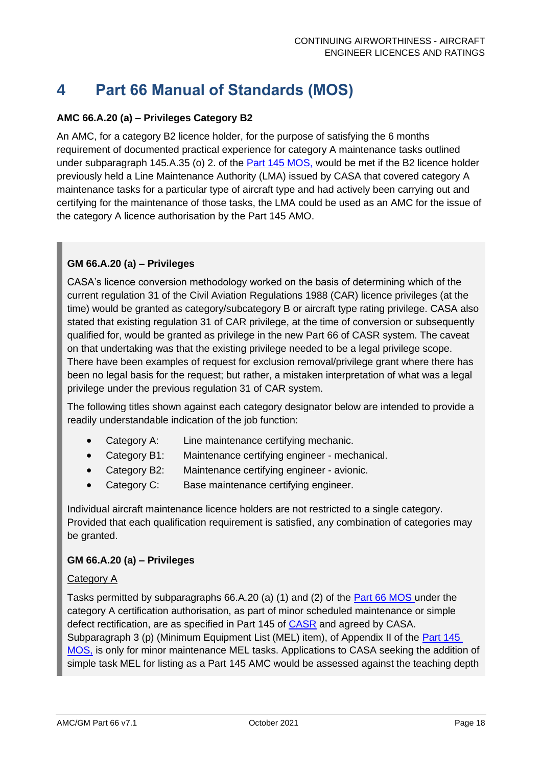# 4 Part 66 Manual of Standards (MOS)

**AMC 66.A.20 (a) – Privileges Category B2**

An AMC, for a category B2 licence holder, for the purpose of satisfying the 6 months requirement of documented practical experience for category A maintenance tasks outlined under subparagraph 145.A.35 (o) 2. of the Part 145 MOS, would be met if the B2 licence holder previously held a Line Maintenance Authority (LMA) issued by CASA that covered category A maintenance tasks for a particular type of aircraft type and had actively been carrying out and certifying for the maintenance of those tasks, the LMA could be used as an AMC for the issue of the category A licence authorisation by the Part 145 AMO.

**GM 66.A.20 (a) – Privileges**

CASA's licence conversion methodology worked on the basis of determining which of the current regulation 31 of the Civil Aviation Regulations 1988 (CAR) licence privileges (at the time) would be granted as category/subcategory B or aircraft type rating privilege. CASA also stated that existing regulation 31 of CAR privilege, at the time of conversion or subsequently qualified for, would be granted as privilege in the new Part 66 of CASR system. The caveat on that undertaking was that the existing privilege needed to be a legal privilege scope. There have been examples of request for exclusion removal/privilege grant where there has been no legal basis for the request; but rather, a mistaken interpretation of what was a legal privilege under the previous regulation 31 of CAR system.

The following titles shown against each category designator below are intended to provide a readily understandable indication of the job function:

- Category A: Line maintenance certifying mechanic.
- Category B1: Maintenance certifying engineer - mechanical.
- Category B2: Maintenance certifying engineer - avionic.
- Category C: Base maintenance certifying engineer.

Individual aircraft maintenance licence holders are not restricted to a single category. Provided that each qualification requirement is satisfied, any combination of categories may be granted.

**GM 66.A.20 (a) – Privileges**

Category A

Tasks permitted by subparagraphs 66.A.20 (a) (1) and (2) of the Part 66 MOS under the category A certification authorisation, as part of minor scheduled maintenance or simple defect rectification, are as specified in Part 145 of CASR and agreed by CASA. Subparagraph 3 (p) (Minimum Equipment List (MEL) item), of Appendix II of the Part 145 MOS, is only for minor maintenance MEL tasks. Applications to CASA seeking the addition of simple task MEL for listing as a Part 145 AMC would be assessed against the teaching depth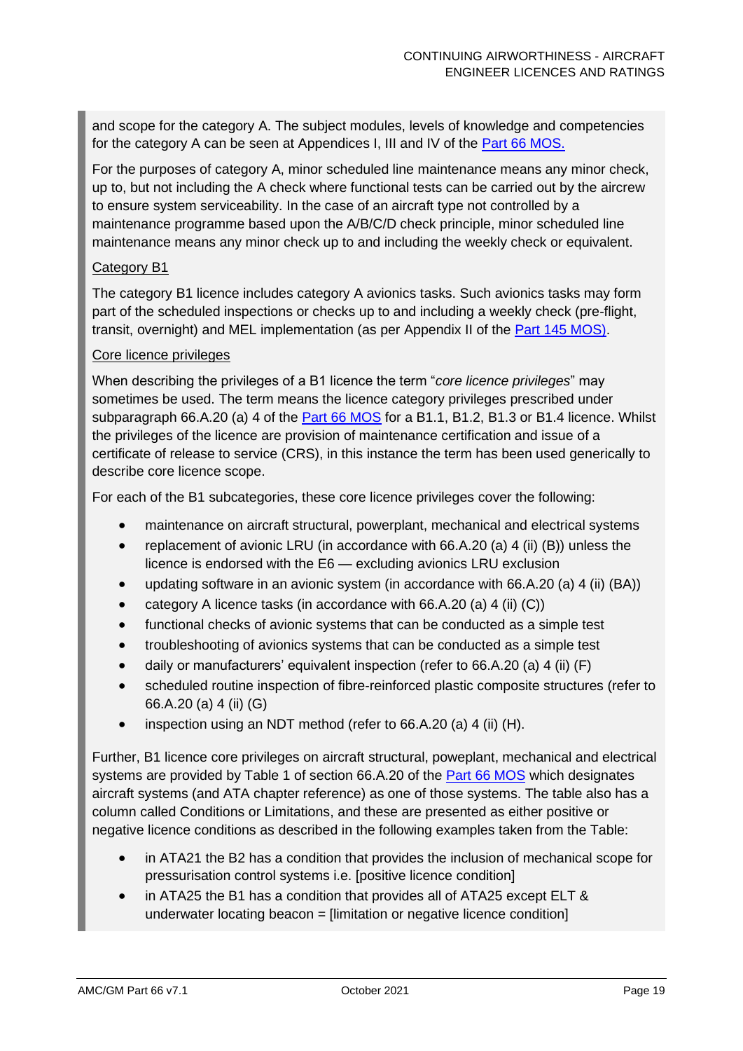and scope for the category A. The subject modules, levels of knowledge and competencies for the category A can be seen at Appendices I, III and IV of the Part 66 MOS.

For the purposes of category A, minor scheduled line maintenance means any minor check, up to, but not including the A check where functional tests can be carried out by the aircrew to ensure system serviceability. In the case of an aircraft type not controlled by a maintenance programme based upon the A/B/C/D check principle, minor scheduled line maintenance means any minor check up to and including the weekly check or equivalent.

Category B1

The category B1 licence includes category A avionics tasks. Such avionics tasks may form part of the scheduled inspections or checks up to and including a weekly check (pre-flight, transit, overnight) and MEL implementation (as per Appendix II of the Part 145 MOS).

Core licence privileges

When describing the privileges of a B1 licence the term "*core licence privileges*" may sometimes be used. The term means the licence category privileges prescribed under subparagraph 66.A.20 (a) 4 of the Part 66 MOS for a B1.1, B1.2, B1.3 or B1.4 licence. Whilst the privileges of the licence are provision of maintenance certification and issue of a certificate of release to service (CRS), in this instance the term has been used generically to describe core licence scope.

For each of the B1 subcategories, these core licence privileges cover the following:

- maintenance on aircraft structural, powerplant, mechanical and electrical systems
- replacement of avionic LRU (in accordance with 66.A.20 (a) 4 (ii) (B)) unless the licence is endorsed with the E6 — excluding avionics LRU exclusion
- updating software in an avionic system (in accordance with 66.A.20 (a) 4 (ii) (BA))
- category A licence tasks (in accordance with 66.A.20 (a) 4 (ii) (C))
- functional checks of avionic systems that can be conducted as a simple test
- troubleshooting of avionics systems that can be conducted as a simple test
- daily or manufacturers' equivalent inspection (refer to 66.A.20 (a) 4 (ii) (F)
- scheduled routine inspection of fibre-reinforced plastic composite structures (refer to 66.A.20 (a) 4 (ii) (G)
- inspection using an NDT method (refer to 66.A.20 (a) 4 (ii) (H).

Further, B1 licence core privileges on aircraft structural, poweplant, mechanical and electrical systems are provided by Table 1 of section 66.A.20 of the Part 66 MOS which designates aircraft systems (and ATA chapter reference) as one of those systems. The table also has a column called Conditions or Limitations, and these are presented as either positive or negative licence conditions as described in the following examples taken from the Table:

- in ATA21 the B2 has a condition that provides the inclusion of mechanical scope for pressurisation control systems i.e. [positive licence condition]
- in ATA25 the B1 has a condition that provides all of ATA25 except ELT & underwater locating beacon = [limitation or negative licence condition]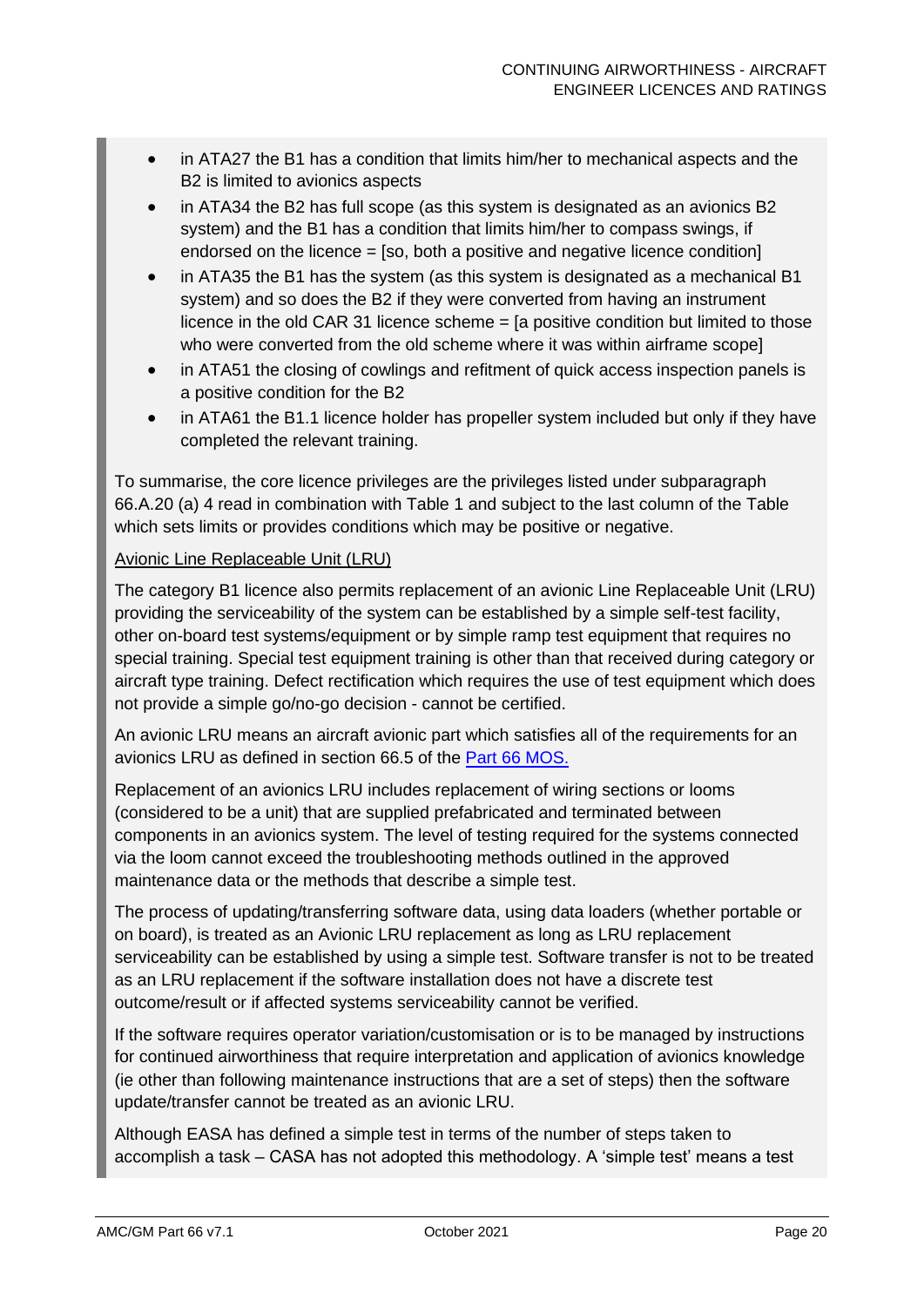- in ATA27 the B1 has a condition that limits him/her to mechanical aspects and the B2 is limited to avionics aspects
- in ATA34 the B2 has full scope (as this system is designated as an avionics B2 system) and the B1 has a condition that limits him/her to compass swings, if endorsed on the licence = [so, both a positive and negative licence condition]
- in ATA35 the B1 has the system (as this system is designated as a mechanical B1 system) and so does the B2 if they were converted from having an instrument licence in the old CAR 31 licence scheme = [a positive condition but limited to those who were converted from the old scheme where it was within airframe scope]
- in ATA51 the closing of cowlings and refitment of quick access inspection panels is a positive condition for the B2
- in ATA61 the B1.1 licence holder has propeller system included but only if they have completed the relevant training.

To summarise, the core licence privileges are the privileges listed under subparagraph 66.A.20 (a) 4 read in combination with Table 1 and subject to the last column of the Table which sets limits or provides conditions which may be positive or negative.

<u>Avionic Line Replaceable Unit (LRU)</u>

The category B1 licence also permits replacement of an avionic Line Replaceable Unit (LRU) providing the serviceability of the system can be established by a simple self-test facility, other on-board test systems/equipment or by simple ramp test equipment that requires no special training. Special test equipment training is other than that received during category or aircraft type training. Defect rectification which requires the use of test equipment which does not provide a simple go/no-go decision - cannot be certified.

An avionic LRU means an aircraft avionic part which satisfies all of the requirements for an avionics LRU as defined in section 66.5 of the Part 66 MOS.

Replacement of an avionics LRU includes replacement of wiring sections or looms (considered to be a unit) that are supplied prefabricated and terminated between components in an avionics system. The level of testing required for the systems connected via the loom cannot exceed the troubleshooting methods outlined in the approved maintenance data or the methods that describe a simple test.

The process of updating/transferring software data, using data loaders (whether portable or on board), is treated as an Avionic LRU replacement as long as LRU replacement serviceability can be established by using a simple test. Software transfer is not to be treated as an LRU replacement if the software installation does not have a discrete test outcome/result or if affected systems serviceability cannot be verified.

If the software requires operator variation/customisation or is to be managed by instructions for continued airworthiness that require interpretation and application of avionics knowledge (ie other than following maintenance instructions that are a set of steps) then the software update/transfer cannot be treated as an avionic LRU.

Although EASA has defined a simple test in terms of the number of steps taken to accomplish a task – CASA has not adopted this methodology. A 'simple test' means a test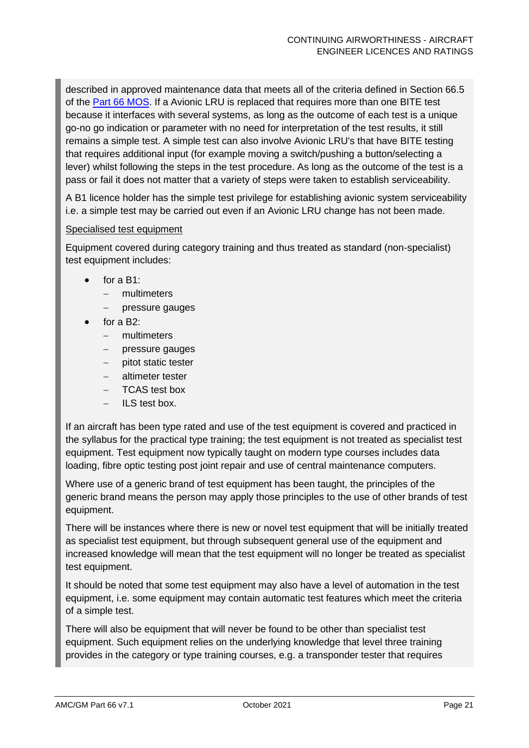described in approved maintenance data that meets all of the criteria defined in Section 66.5 of the [Part 66 MOS](). If a Avionic LRU is replaced that requires more than one BITE test because it interfaces with several systems, as long as the outcome of each test is a unique go-no go indication or parameter with no need for interpretation of the test results, it still remains a simple test. A simple test can also involve Avionic LRU's that have BITE testing that requires additional input (for example moving a switch/pushing a button/selecting a lever) whilst following the steps in the test procedure. As long as the outcome of the test is a pass or fail it does not matter that a variety of steps were taken to establish serviceability.

A B1 licence holder has the simple test privilege for establishing avionic system serviceability i.e. a simple test may be carried out even if an Avionic LRU change has not been made.

<u>Specialised test equipment</u>

Equipment covered during category training and thus treated as standard (non-specialist) test equipment includes:

- for a B1:
  - multimeters
  - pressure gauges
- for a B2:
  - multimeters
  - pressure gauges
  - pitot static tester
  - altimeter tester
  - TCAS test box
  - ILS test box.

If an aircraft has been type rated and use of the test equipment is covered and practiced in the syllabus for the practical type training; the test equipment is not treated as specialist test equipment. Test equipment now typically taught on modern type courses includes data loading, fibre optic testing post joint repair and use of central maintenance computers.

Where use of a generic brand of test equipment has been taught, the principles of the generic brand means the person may apply those principles to the use of other brands of test equipment.

There will be instances where there is new or novel test equipment that will be initially treated as specialist test equipment, but through subsequent general use of the equipment and increased knowledge will mean that the test equipment will no longer be treated as specialist test equipment.

It should be noted that some test equipment may also have a level of automation in the test equipment, i.e. some equipment may contain automatic test features which meet the criteria of a simple test.

There will also be equipment that will never be found to be other than specialist test equipment. Such equipment relies on the underlying knowledge that level three training provides in the category or type training courses, e.g. a transponder tester that requires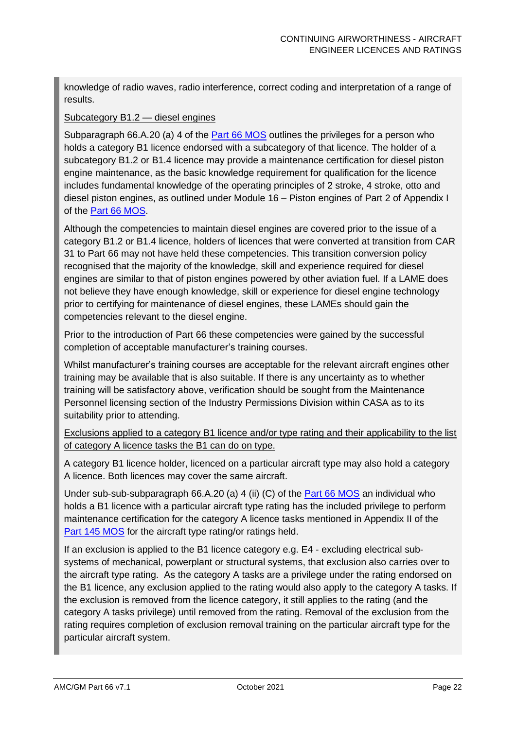knowledge of radio waves, radio interference, correct coding and interpretation of a range of results.

Subcategory B1.2 — diesel engines

Subparagraph 66.A.20 (a) 4 of the Part 66 MOS outlines the privileges for a person who holds a category B1 licence endorsed with a subcategory of that licence. The holder of a subcategory B1.2 or B1.4 licence may provide a maintenance certification for diesel piston engine maintenance, as the basic knowledge requirement for qualification for the licence includes fundamental knowledge of the operating principles of 2 stroke, 4 stroke, otto and diesel piston engines, as outlined under Module 16 – Piston engines of Part 2 of Appendix I of the Part 66 MOS.

Although the competencies to maintain diesel engines are covered prior to the issue of a category B1.2 or B1.4 licence, holders of licences that were converted at transition from CAR 31 to Part 66 may not have held these competencies. This transition conversion policy recognised that the majority of the knowledge, skill and experience required for diesel engines are similar to that of piston engines powered by other aviation fuel. If a LAME does not believe they have enough knowledge, skill or experience for diesel engine technology prior to certifying for maintenance of diesel engines, these LAMEs should gain the competencies relevant to the diesel engine.

Prior to the introduction of Part 66 these competencies were gained by the successful completion of acceptable manufacturer's training courses.

Whilst manufacturer's training courses are acceptable for the relevant aircraft engines other training may be available that is also suitable. If there is any uncertainty as to whether training will be satisfactory above, verification should be sought from the Maintenance Personnel licensing section of the Industry Permissions Division within CASA as to its suitability prior to attending.

Exclusions applied to a category B1 licence and/or type rating and their applicability to the list of category A licence tasks the B1 can do on type.

A category B1 licence holder, licenced on a particular aircraft type may also hold a category A licence. Both licences may cover the same aircraft.

Under sub-sub-subparagraph 66.A.20 (a) 4 (ii) (C) of the Part 66 MOS an individual who holds a B1 licence with a particular aircraft type rating has the included privilege to perform maintenance certification for the category A licence tasks mentioned in Appendix II of the Part 145 MOS for the aircraft type rating/or ratings held.

If an exclusion is applied to the B1 licence category e.g. E4 - excluding electrical sub-systems of mechanical, powerplant or structural systems, that exclusion also carries over to the aircraft type rating. As the category A tasks are a privilege under the rating endorsed on the B1 licence, any exclusion applied to the rating would also apply to the category A tasks. If the exclusion is removed from the licence category, it still applies to the rating (and the category A tasks privilege) until removed from the rating. Removal of the exclusion from the rating requires completion of exclusion removal training on the particular aircraft type for the particular aircraft system.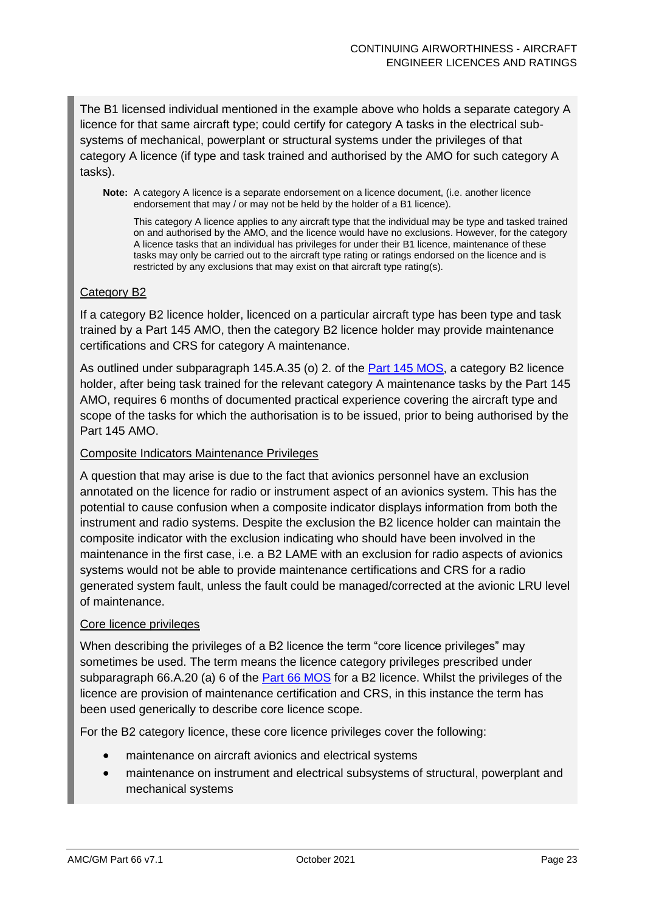The B1 licensed individual mentioned in the example above who holds a separate category A licence for that same aircraft type; could certify for category A tasks in the electrical sub-systems of mechanical, powerplant or structural systems under the privileges of that category A licence (if type and task trained and authorised by the AMO for such category A tasks).

**Note:** A category A licence is a separate endorsement on a licence document, (i.e. another licence endorsement that may / or may not be held by the holder of a B1 licence).

This category A licence applies to any aircraft type that the individual may be type and tasked trained on and authorised by the AMO, and the licence would have no exclusions. However, for the category A licence tasks that an individual has privileges for under their B1 licence, maintenance of these tasks may only be carried out to the aircraft type rating or ratings endorsed on the licence and is restricted by any exclusions that may exist on that aircraft type rating(s).

<u>Category B2</u>

If a category B2 licence holder, licenced on a particular aircraft type has been type and task trained by a Part 145 AMO, then the category B2 licence holder may provide maintenance certifications and CRS for category A maintenance.

As outlined under subparagraph 145.A.35 (o) 2. of the [Part 145 MOS](), a category B2 licence holder, after being task trained for the relevant category A maintenance tasks by the Part 145 AMO, requires 6 months of documented practical experience covering the aircraft type and scope of the tasks for which the authorisation is to be issued, prior to being authorised by the Part 145 AMO.

<u>Composite Indicators Maintenance Privileges</u>

A question that may arise is due to the fact that avionics personnel have an exclusion annotated on the licence for radio or instrument aspect of an avionics system. This has the potential to cause confusion when a composite indicator displays information from both the instrument and radio systems. Despite the exclusion the B2 licence holder can maintain the composite indicator with the exclusion indicating who should have been involved in the maintenance in the first case, i.e. a B2 LAME with an exclusion for radio aspects of avionics systems would not be able to provide maintenance certifications and CRS for a radio generated system fault, unless the fault could be managed/corrected at the avionic LRU level of maintenance.

<u>Core licence privileges</u>

When describing the privileges of a B2 licence the term "core licence privileges" may sometimes be used. The term means the licence category privileges prescribed under subparagraph 66.A.20 (a) 6 of the [Part 66 MOS]() for a B2 licence. Whilst the privileges of the licence are provision of maintenance certification and CRS, in this instance the term has been used generically to describe core licence scope.

For the B2 category licence, these core licence privileges cover the following:

- maintenance on aircraft avionics and electrical systems
- maintenance on instrument and electrical subsystems of structural, powerplant and mechanical systems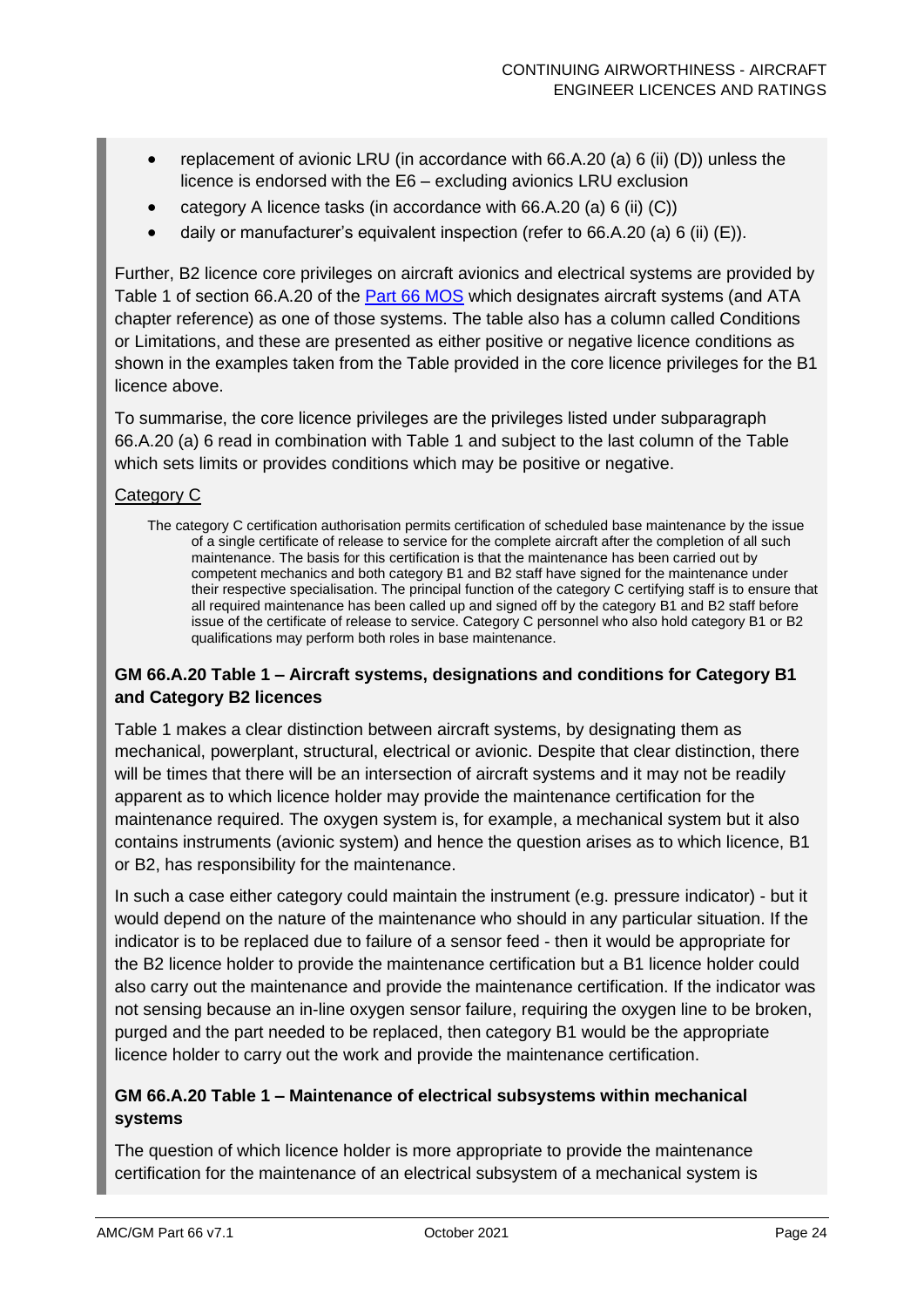- replacement of avionic LRU (in accordance with 66.A.20 (a) 6 (ii) (D)) unless the licence is endorsed with the E6 – excluding avionics LRU exclusion
- category A licence tasks (in accordance with 66.A.20 (a) 6 (ii) (C))
- daily or manufacturer's equivalent inspection (refer to 66.A.20 (a) 6 (ii) (E)).

Further, B2 licence core privileges on aircraft avionics and electrical systems are provided by Table 1 of section 66.A.20 of the Part 66 MOS which designates aircraft systems (and ATA chapter reference) as one of those systems. The table also has a column called Conditions or Limitations, and these are presented as either positive or negative licence conditions as shown in the examples taken from the Table provided in the core licence privileges for the B1 licence above.

To summarise, the core licence privileges are the privileges listed under subparagraph 66.A.20 (a) 6 read in combination with Table 1 and subject to the last column of the Table which sets limits or provides conditions which may be positive or negative.

Category C

The category C certification authorisation permits certification of scheduled base maintenance by the issue of a single certificate of release to service for the complete aircraft after the completion of all such maintenance. The basis for this certification is that the maintenance has been carried out by competent mechanics and both category B1 and B2 staff have signed for the maintenance under their respective specialisation. The principal function of the category C certifying staff is to ensure that all required maintenance has been called up and signed off by the category B1 and B2 staff before issue of the certificate of release to service. Category C personnel who also hold category B1 or B2 qualifications may perform both roles in base maintenance.

**GM 66.A.20 Table 1 – Aircraft systems, designations and conditions for Category B1 and Category B2 licences**

Table 1 makes a clear distinction between aircraft systems, by designating them as mechanical, powerplant, structural, electrical or avionic. Despite that clear distinction, there will be times that there will be an intersection of aircraft systems and it may not be readily apparent as to which licence holder may provide the maintenance certification for the maintenance required. The oxygen system is, for example, a mechanical system but it also contains instruments (avionic system) and hence the question arises as to which licence, B1 or B2, has responsibility for the maintenance.

In such a case either category could maintain the instrument (e.g. pressure indicator) - but it would depend on the nature of the maintenance who should in any particular situation. If the indicator is to be replaced due to failure of a sensor feed - then it would be appropriate for the B2 licence holder to provide the maintenance certification but a B1 licence holder could also carry out the maintenance and provide the maintenance certification. If the indicator was not sensing because an in-line oxygen sensor failure, requiring the oxygen line to be broken, purged and the part needed to be replaced, then category B1 would be the appropriate licence holder to carry out the work and provide the maintenance certification.

**GM 66.A.20 Table 1 – Maintenance of electrical subsystems within mechanical systems**

The question of which licence holder is more appropriate to provide the maintenance certification for the maintenance of an electrical subsystem of a mechanical system is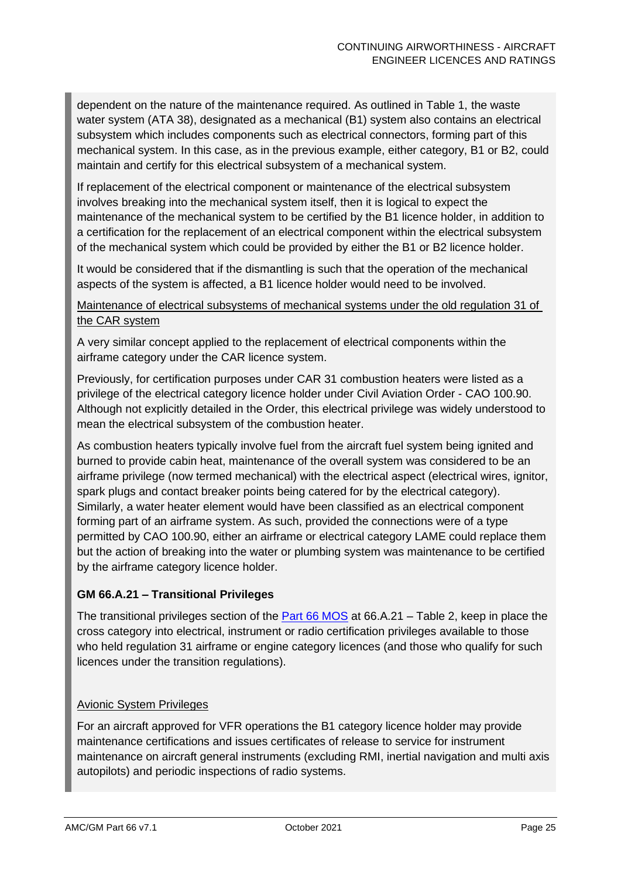dependent on the nature of the maintenance required. As outlined in Table 1, the waste water system (ATA 38), designated as a mechanical (B1) system also contains an electrical subsystem which includes components such as electrical connectors, forming part of this mechanical system. In this case, as in the previous example, either category, B1 or B2, could maintain and certify for this electrical subsystem of a mechanical system.

If replacement of the electrical component or maintenance of the electrical subsystem involves breaking into the mechanical system itself, then it is logical to expect the maintenance of the mechanical system to be certified by the B1 licence holder, in addition to a certification for the replacement of an electrical component within the electrical subsystem of the mechanical system which could be provided by either the B1 or B2 licence holder.

It would be considered that if the dismantling is such that the operation of the mechanical aspects of the system is affected, a B1 licence holder would need to be involved.

Maintenance of electrical subsystems of mechanical systems under the old regulation 31 of the CAR system

A very similar concept applied to the replacement of electrical components within the airframe category under the CAR licence system.

Previously, for certification purposes under CAR 31 combustion heaters were listed as a privilege of the electrical category licence holder under Civil Aviation Order - CAO 100.90. Although not explicitly detailed in the Order, this electrical privilege was widely understood to mean the electrical subsystem of the combustion heater.

As combustion heaters typically involve fuel from the aircraft fuel system being ignited and burned to provide cabin heat, maintenance of the overall system was considered to be an airframe privilege (now termed mechanical) with the electrical aspect (electrical wires, ignitor, spark plugs and contact breaker points being catered for by the electrical category). Similarly, a water heater element would have been classified as an electrical component forming part of an airframe system. As such, provided the connections were of a type permitted by CAO 100.90, either an airframe or electrical category LAME could replace them but the action of breaking into the water or plumbing system was maintenance to be certified by the airframe category licence holder.

**GM 66.A.21 – Transitional Privileges**

The transitional privileges section of the Part 66 MOS at 66.A.21 – Table 2, keep in place the cross category into electrical, instrument or radio certification privileges available to those who held regulation 31 airframe or engine category licences (and those who qualify for such licences under the transition regulations).

Avionic System Privileges

For an aircraft approved for VFR operations the B1 category licence holder may provide maintenance certifications and issues certificates of release to service for instrument maintenance on aircraft general instruments (excluding RMI, inertial navigation and multi axis autopilots) and periodic inspections of radio systems.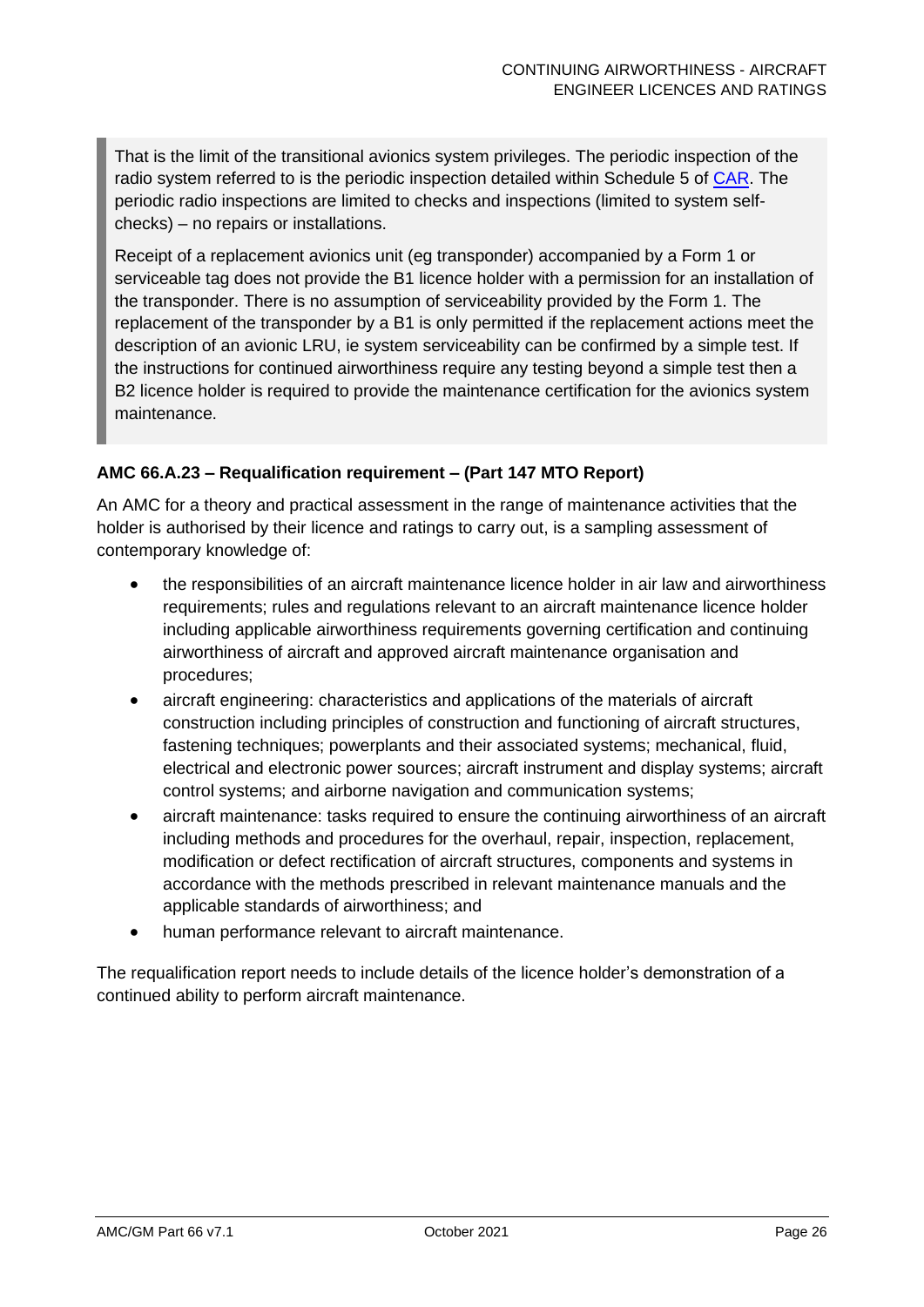> That is the limit of the transitional avionics system privileges. The periodic inspection of the radio system referred to is the periodic inspection detailed within Schedule 5 of [CAR](CAR). The periodic radio inspections are limited to checks and inspections (limited to system self-checks) – no repairs or installations.
>
> Receipt of a replacement avionics unit (eg transponder) accompanied by a Form 1 or serviceable tag does not provide the B1 licence holder with a permission for an installation of the transponder. There is no assumption of serviceability provided by the Form 1. The replacement of the transponder by a B1 is only permitted if the replacement actions meet the description of an avionic LRU, ie system serviceability can be confirmed by a simple test. If the instructions for continued airworthiness require any testing beyond a simple test then a B2 licence holder is required to provide the maintenance certification for the avionics system maintenance.

**AMC 66.A.23 – Requalification requirement – (Part 147 MTO Report)**

An AMC for a theory and practical assessment in the range of maintenance activities that the holder is authorised by their licence and ratings to carry out, is a sampling assessment of contemporary knowledge of:

- the responsibilities of an aircraft maintenance licence holder in air law and airworthiness requirements; rules and regulations relevant to an aircraft maintenance licence holder including applicable airworthiness requirements governing certification and continuing airworthiness of aircraft and approved aircraft maintenance organisation and procedures;
- aircraft engineering: characteristics and applications of the materials of aircraft construction including principles of construction and functioning of aircraft structures, fastening techniques; powerplants and their associated systems; mechanical, fluid, electrical and electronic power sources; aircraft instrument and display systems; aircraft control systems; and airborne navigation and communication systems;
- aircraft maintenance: tasks required to ensure the continuing airworthiness of an aircraft including methods and procedures for the overhaul, repair, inspection, replacement, modification or defect rectification of aircraft structures, components and systems in accordance with the methods prescribed in relevant maintenance manuals and the applicable standards of airworthiness; and
- human performance relevant to aircraft maintenance.

The requalification report needs to include details of the licence holder's demonstration of a continued ability to perform aircraft maintenance.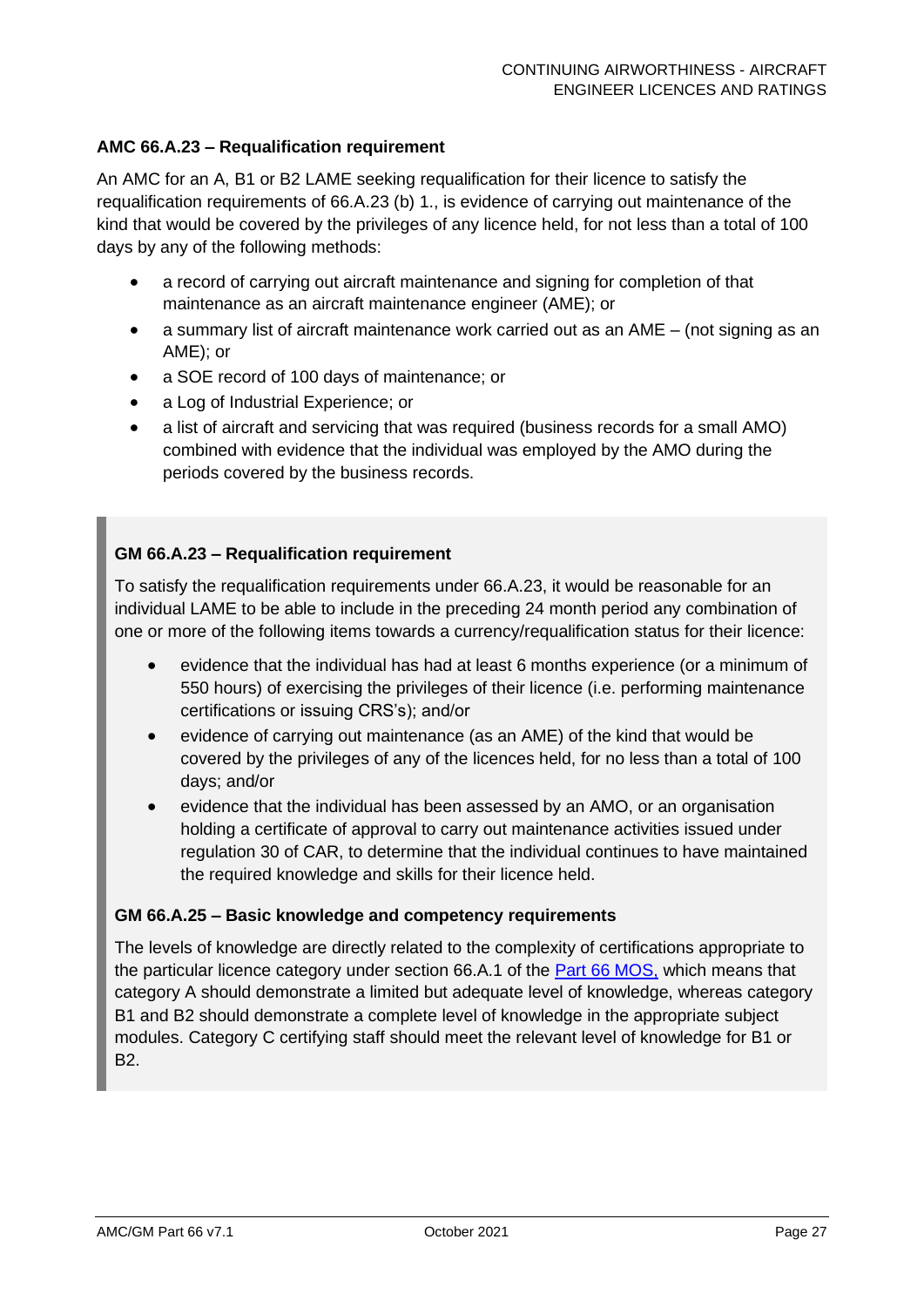### AMC 66.A.23 – Requalification requirement

An AMC for an A, B1 or B2 LAME seeking requalification for their licence to satisfy the requalification requirements of 66.A.23 (b) 1., is evidence of carrying out maintenance of the kind that would be covered by the privileges of any licence held, for not less than a total of 100 days by any of the following methods:

- a record of carrying out aircraft maintenance and signing for completion of that maintenance as an aircraft maintenance engineer (AME); or
- a summary list of aircraft maintenance work carried out as an AME – (not signing as an AME); or
- a SOE record of 100 days of maintenance; or
- a Log of Industrial Experience; or
- a list of aircraft and servicing that was required (business records for a small AMO) combined with evidence that the individual was employed by the AMO during the periods covered by the business records.

### GM 66.A.23 – Requalification requirement

To satisfy the requalification requirements under 66.A.23, it would be reasonable for an individual LAME to be able to include in the preceding 24 month period any combination of one or more of the following items towards a currency/requalification status for their licence:

- evidence that the individual has had at least 6 months experience (or a minimum of 550 hours) of exercising the privileges of their licence (i.e. performing maintenance certifications or issuing CRS's); and/or
- evidence of carrying out maintenance (as an AME) of the kind that would be covered by the privileges of any of the licences held, for no less than a total of 100 days; and/or
- evidence that the individual has been assessed by an AMO, or an organisation holding a certificate of approval to carry out maintenance activities issued under regulation 30 of CAR, to determine that the individual continues to have maintained the required knowledge and skills for their licence held.

### GM 66.A.25 – Basic knowledge and competency requirements

The levels of knowledge are directly related to the complexity of certifications appropriate to the particular licence category under section 66.A.1 of the Part 66 MOS, which means that category A should demonstrate a limited but adequate level of knowledge, whereas category B1 and B2 should demonstrate a complete level of knowledge in the appropriate subject modules. Category C certifying staff should meet the relevant level of knowledge for B1 or B2.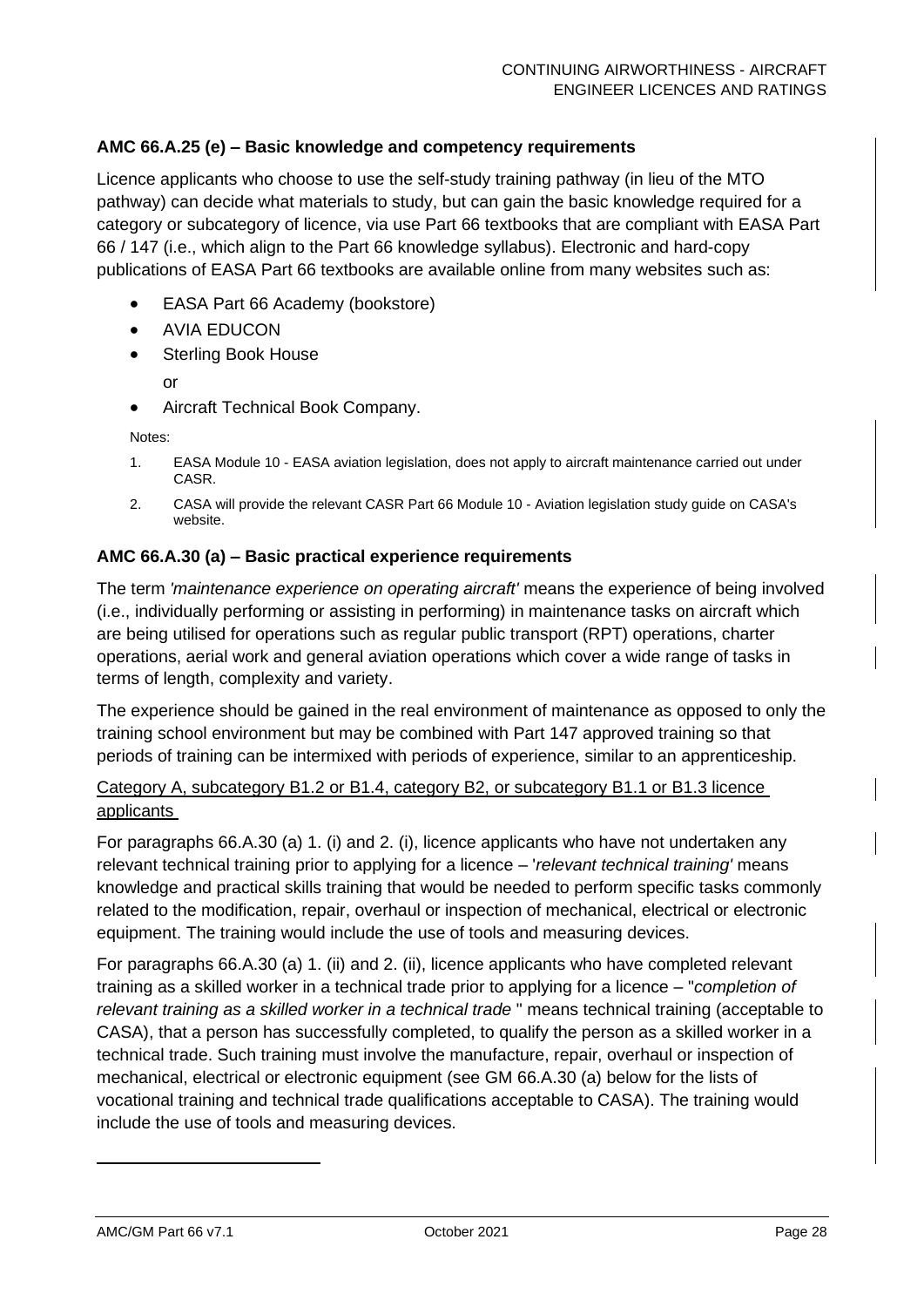### AMC 66.A.25 (e) – Basic knowledge and competency requirements

Licence applicants who choose to use the self-study training pathway (in lieu of the MTO pathway) can decide what materials to study, but can gain the basic knowledge required for a category or subcategory of licence, via use Part 66 textbooks that are compliant with EASA Part 66 / 147 (i.e., which align to the Part 66 knowledge syllabus). Electronic and hard-copy publications of EASA Part 66 textbooks are available online from many websites such as:

- EASA Part 66 Academy (bookstore)
- AVIA EDUCON
- Sterling Book House

  or
- Aircraft Technical Book Company.

Notes:

1. EASA Module 10 - EASA aviation legislation, does not apply to aircraft maintenance carried out under CASR.
2. CASA will provide the relevant CASR Part 66 Module 10 - Aviation legislation study guide on CASA's website.

### AMC 66.A.30 (a) – Basic practical experience requirements

The term *'maintenance experience on operating aircraft'* means the experience of being involved (i.e., individually performing or assisting in performing) in maintenance tasks on aircraft which are being utilised for operations such as regular public transport (RPT) operations, charter operations, aerial work and general aviation operations which cover a wide range of tasks in terms of length, complexity and variety.

The experience should be gained in the real environment of maintenance as opposed to only the training school environment but may be combined with Part 147 approved training so that periods of training can be intermixed with periods of experience, similar to an apprenticeship.

<u>Category A, subcategory B1.2 or B1.4, category B2, or subcategory B1.1 or B1.3 licence applicants</u>

For paragraphs 66.A.30 (a) 1. (i) and 2. (i), licence applicants who have not undertaken any relevant technical training prior to applying for a licence – '*relevant technical training'* means knowledge and practical skills training that would be needed to perform specific tasks commonly related to the modification, repair, overhaul or inspection of mechanical, electrical or electronic equipment. The training would include the use of tools and measuring devices.

For paragraphs 66.A.30 (a) 1. (ii) and 2. (ii), licence applicants who have completed relevant training as a skilled worker in a technical trade prior to applying for a licence – "*completion of relevant training as a skilled worker in a technical trade* " means technical training (acceptable to CASA), that a person has successfully completed, to qualify the person as a skilled worker in a technical trade. Such training must involve the manufacture, repair, overhaul or inspection of mechanical, electrical or electronic equipment (see GM 66.A.30 (a) below for the lists of vocational training and technical trade qualifications acceptable to CASA). The training would include the use of tools and measuring devices.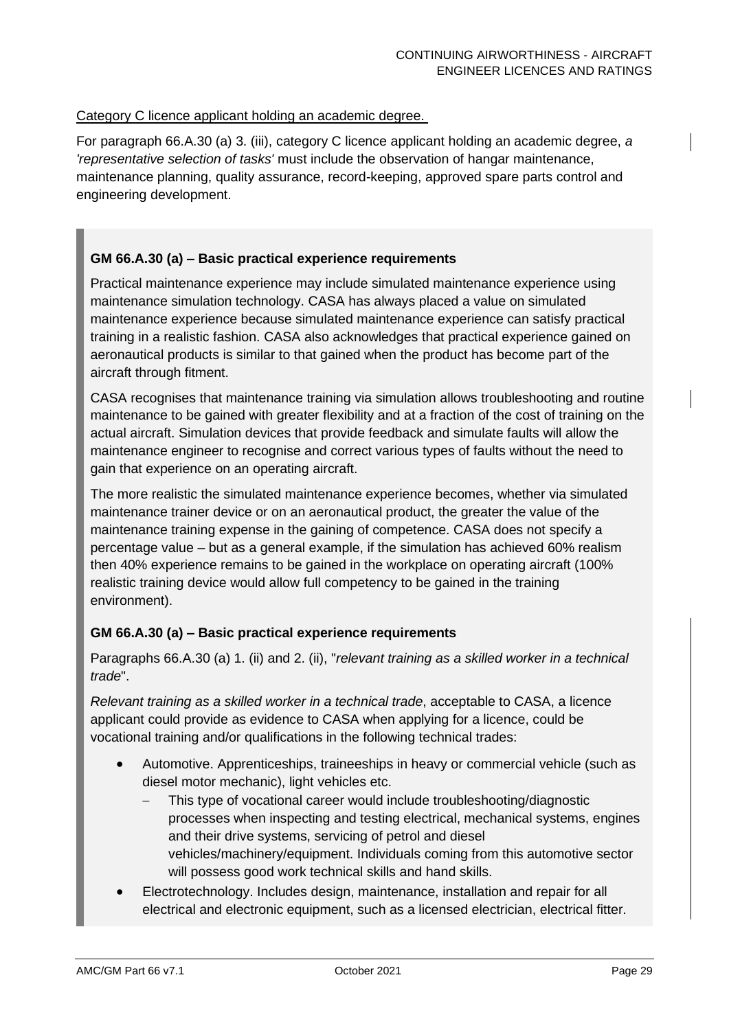Category C licence applicant holding an academic degree.

For paragraph 66.A.30 (a) 3. (iii), category C licence applicant holding an academic degree, *a 'representative selection of tasks'* must include the observation of hangar maintenance, maintenance planning, quality assurance, record-keeping, approved spare parts control and engineering development.

**GM 66.A.30 (a) – Basic practical experience requirements**

Practical maintenance experience may include simulated maintenance experience using maintenance simulation technology. CASA has always placed a value on simulated maintenance experience because simulated maintenance experience can satisfy practical training in a realistic fashion. CASA also acknowledges that practical experience gained on aeronautical products is similar to that gained when the product has become part of the aircraft through fitment.

CASA recognises that maintenance training via simulation allows troubleshooting and routine maintenance to be gained with greater flexibility and at a fraction of the cost of training on the actual aircraft. Simulation devices that provide feedback and simulate faults will allow the maintenance engineer to recognise and correct various types of faults without the need to gain that experience on an operating aircraft.

The more realistic the simulated maintenance experience becomes, whether via simulated maintenance trainer device or on an aeronautical product, the greater the value of the maintenance training expense in the gaining of competence. CASA does not specify a percentage value – but as a general example, if the simulation has achieved 60% realism then 40% experience remains to be gained in the workplace on operating aircraft (100% realistic training device would allow full competency to be gained in the training environment).

**GM 66.A.30 (a) – Basic practical experience requirements**

Paragraphs 66.A.30 (a) 1. (ii) and 2. (ii), "*relevant training as a skilled worker in a technical trade*".

*Relevant training as a skilled worker in a technical trade*, acceptable to CASA, a licence applicant could provide as evidence to CASA when applying for a licence, could be vocational training and/or qualifications in the following technical trades:

- Automotive. Apprenticeships, traineeships in heavy or commercial vehicle (such as diesel motor mechanic), light vehicles etc.
  - This type of vocational career would include troubleshooting/diagnostic processes when inspecting and testing electrical, mechanical systems, engines and their drive systems, servicing of petrol and diesel vehicles/machinery/equipment. Individuals coming from this automotive sector will possess good work technical skills and hand skills.
- Electrotechnology. Includes design, maintenance, installation and repair for all electrical and electronic equipment, such as a licensed electrician, electrical fitter.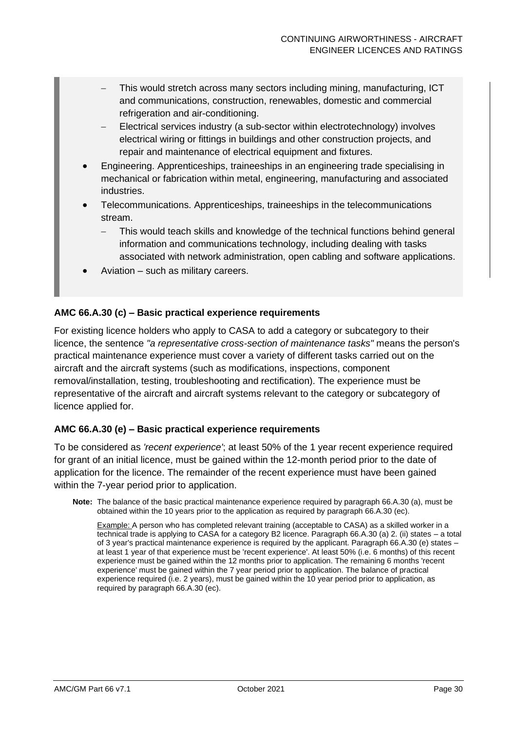- This would stretch across many sectors including mining, manufacturing, ICT and communications, construction, renewables, domestic and commercial refrigeration and air-conditioning.
  - Electrical services industry (a sub-sector within electrotechnology) involves electrical wiring or fittings in buildings and other construction projects, and repair and maintenance of electrical equipment and fixtures.
- Engineering. Apprenticeships, traineeships in an engineering trade specialising in mechanical or fabrication within metal, engineering, manufacturing and associated industries.
- Telecommunications. Apprenticeships, traineeships in the telecommunications stream.
  - This would teach skills and knowledge of the technical functions behind general information and communications technology, including dealing with tasks associated with network administration, open cabling and software applications.
- Aviation – such as military careers.

### AMC 66.A.30 (c) – Basic practical experience requirements

For existing licence holders who apply to CASA to add a category or subcategory to their licence, the sentence *"a representative cross-section of maintenance tasks"* means the person's practical maintenance experience must cover a variety of different tasks carried out on the aircraft and the aircraft systems (such as modifications, inspections, component removal/installation, testing, troubleshooting and rectification). The experience must be representative of the aircraft and aircraft systems relevant to the category or subcategory of licence applied for.

### AMC 66.A.30 (e) – Basic practical experience requirements

To be considered as *'recent experience'*; at least 50% of the 1 year recent experience required for grant of an initial licence, must be gained within the 12-month period prior to the date of application for the licence. The remainder of the recent experience must have been gained within the 7-year period prior to application.

**Note:** The balance of the basic practical maintenance experience required by paragraph 66.A.30 (a), must be obtained within the 10 years prior to the application as required by paragraph 66.A.30 (ec).

Example: A person who has completed relevant training (acceptable to CASA) as a skilled worker in a technical trade is applying to CASA for a category B2 licence. Paragraph 66.A.30 (a) 2. (ii) states – a total of 3 year's practical maintenance experience is required by the applicant. Paragraph 66.A.30 (e) states – at least 1 year of that experience must be 'recent experience'. At least 50% (i.e. 6 months) of this recent experience must be gained within the 12 months prior to application. The remaining 6 months 'recent experience' must be gained within the 7 year period prior to application. The balance of practical experience required (i.e. 2 years), must be gained within the 10 year period prior to application, as required by paragraph 66.A.30 (ec).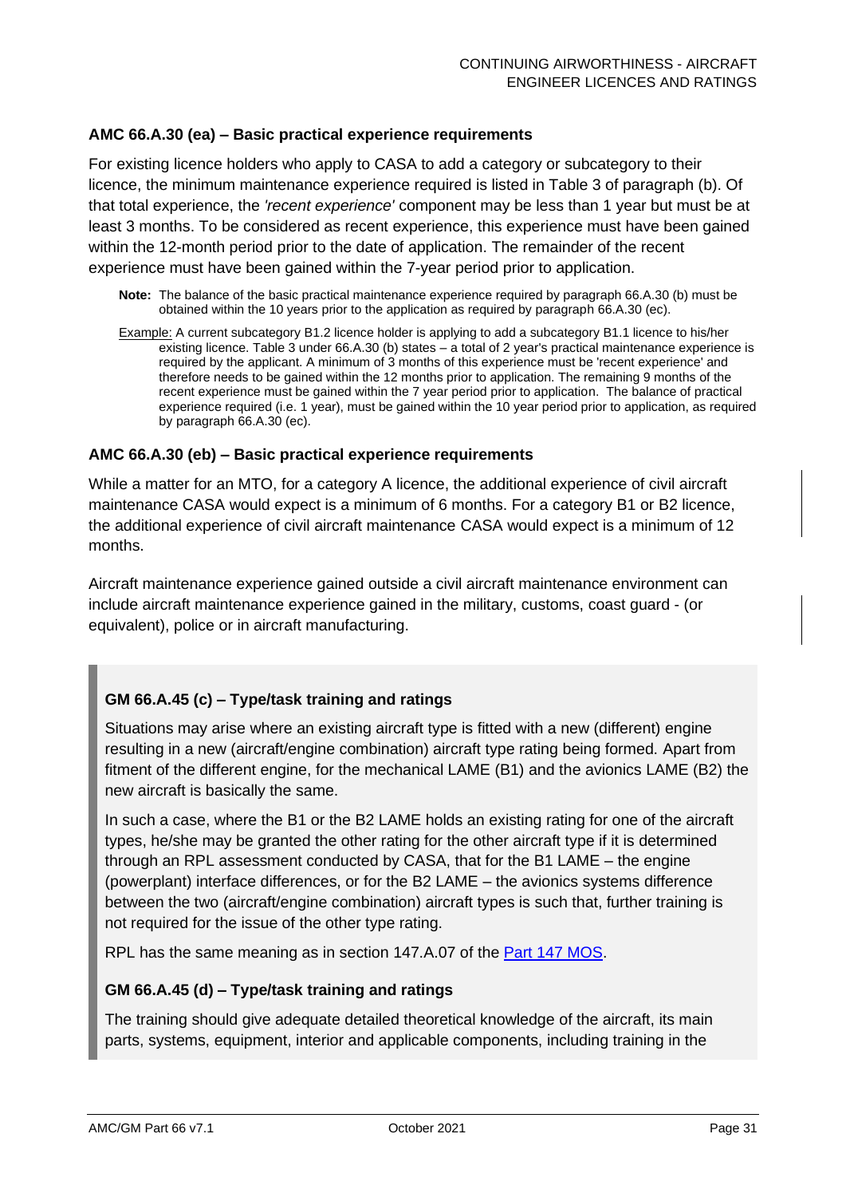### AMC 66.A.30 (ea) – Basic practical experience requirements

For existing licence holders who apply to CASA to add a category or subcategory to their licence, the minimum maintenance experience required is listed in Table 3 of paragraph (b). Of that total experience, the *'recent experience'* component may be less than 1 year but must be at least 3 months. To be considered as recent experience, this experience must have been gained within the 12-month period prior to the date of application. The remainder of the recent experience must have been gained within the 7-year period prior to application.

**Note:** The balance of the basic practical maintenance experience required by paragraph 66.A.30 (b) must be obtained within the 10 years prior to the application as required by paragraph 66.A.30 (ec).

Example: A current subcategory B1.2 licence holder is applying to add a subcategory B1.1 licence to his/her existing licence. Table 3 under 66.A.30 (b) states – a total of 2 year's practical maintenance experience is required by the applicant. A minimum of 3 months of this experience must be 'recent experience' and therefore needs to be gained within the 12 months prior to application. The remaining 9 months of the recent experience must be gained within the 7 year period prior to application. The balance of practical experience required (i.e. 1 year), must be gained within the 10 year period prior to application, as required by paragraph 66.A.30 (ec).

### AMC 66.A.30 (eb) – Basic practical experience requirements

While a matter for an MTO, for a category A licence, the additional experience of civil aircraft maintenance CASA would expect is a minimum of 6 months. For a category B1 or B2 licence, the additional experience of civil aircraft maintenance CASA would expect is a minimum of 12 months.

Aircraft maintenance experience gained outside a civil aircraft maintenance environment can include aircraft maintenance experience gained in the military, customs, coast guard - (or equivalent), police or in aircraft manufacturing.

### GM 66.A.45 (c) – Type/task training and ratings

Situations may arise where an existing aircraft type is fitted with a new (different) engine resulting in a new (aircraft/engine combination) aircraft type rating being formed. Apart from fitment of the different engine, for the mechanical LAME (B1) and the avionics LAME (B2) the new aircraft is basically the same.

In such a case, where the B1 or the B2 LAME holds an existing rating for one of the aircraft types, he/she may be granted the other rating for the other aircraft type if it is determined through an RPL assessment conducted by CASA, that for the B1 LAME – the engine (powerplant) interface differences, or for the B2 LAME – the avionics systems difference between the two (aircraft/engine combination) aircraft types is such that, further training is not required for the issue of the other type rating.

RPL has the same meaning as in section 147.A.07 of the Part 147 MOS.

### GM 66.A.45 (d) – Type/task training and ratings

The training should give adequate detailed theoretical knowledge of the aircraft, its main parts, systems, equipment, interior and applicable components, including training in the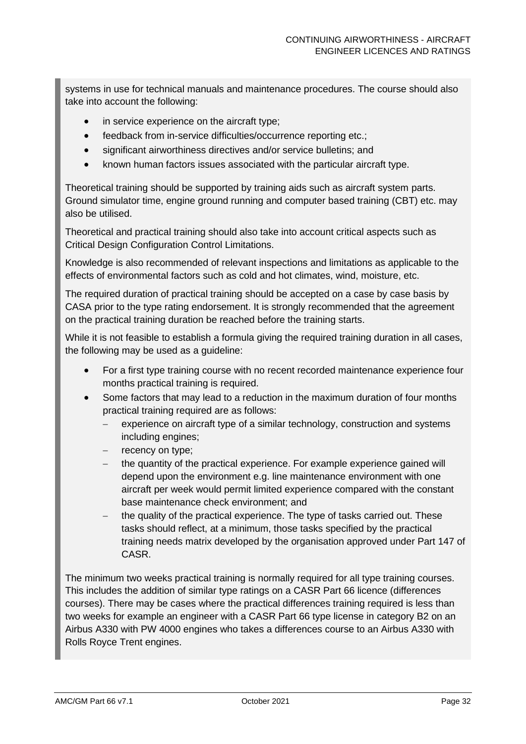systems in use for technical manuals and maintenance procedures. The course should also take into account the following:

- in service experience on the aircraft type;
- feedback from in-service difficulties/occurrence reporting etc.;
- significant airworthiness directives and/or service bulletins; and
- known human factors issues associated with the particular aircraft type.

Theoretical training should be supported by training aids such as aircraft system parts. Ground simulator time, engine ground running and computer based training (CBT) etc. may also be utilised.

Theoretical and practical training should also take into account critical aspects such as Critical Design Configuration Control Limitations.

Knowledge is also recommended of relevant inspections and limitations as applicable to the effects of environmental factors such as cold and hot climates, wind, moisture, etc.

The required duration of practical training should be accepted on a case by case basis by CASA prior to the type rating endorsement. It is strongly recommended that the agreement on the practical training duration be reached before the training starts.

While it is not feasible to establish a formula giving the required training duration in all cases, the following may be used as a guideline:

- For a first type training course with no recent recorded maintenance experience four months practical training is required.
- Some factors that may lead to a reduction in the maximum duration of four months practical training required are as follows:
  - experience on aircraft type of a similar technology, construction and systems including engines;
  - recency on type;
  - the quantity of the practical experience. For example experience gained will depend upon the environment e.g. line maintenance environment with one aircraft per week would permit limited experience compared with the constant base maintenance check environment; and
  - the quality of the practical experience. The type of tasks carried out. These tasks should reflect, at a minimum, those tasks specified by the practical training needs matrix developed by the organisation approved under Part 147 of CASR.

The minimum two weeks practical training is normally required for all type training courses. This includes the addition of similar type ratings on a CASR Part 66 licence (differences courses). There may be cases where the practical differences training required is less than two weeks for example an engineer with a CASR Part 66 type license in category B2 on an Airbus A330 with PW 4000 engines who takes a differences course to an Airbus A330 with Rolls Royce Trent engines.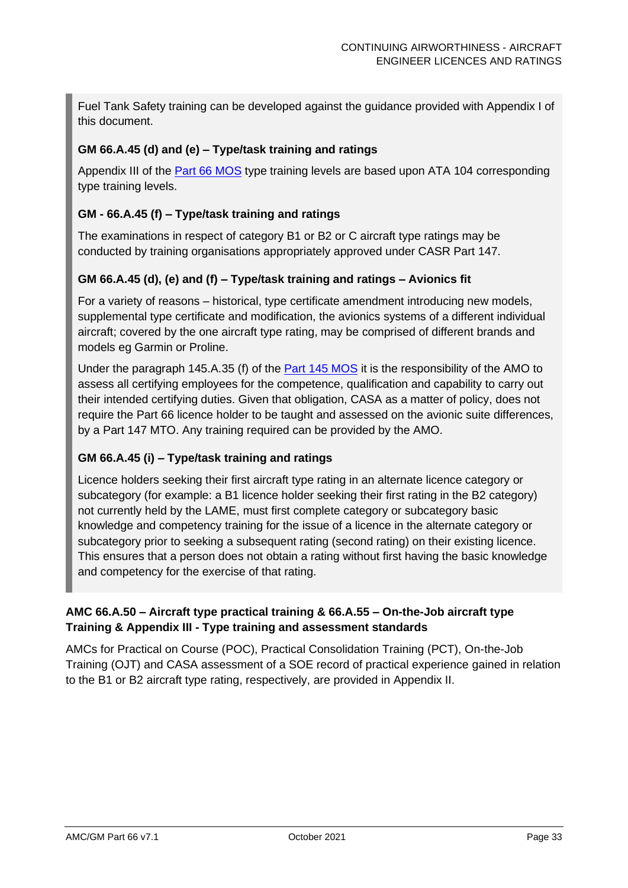Fuel Tank Safety training can be developed against the guidance provided with Appendix I of this document.

**GM 66.A.45 (d) and (e) – Type/task training and ratings**

Appendix III of the Part 66 MOS type training levels are based upon ATA 104 corresponding type training levels.

**GM - 66.A.45 (f) – Type/task training and ratings**

The examinations in respect of category B1 or B2 or C aircraft type ratings may be conducted by training organisations appropriately approved under CASR Part 147.

**GM 66.A.45 (d), (e) and (f) – Type/task training and ratings – Avionics fit**

For a variety of reasons – historical, type certificate amendment introducing new models, supplemental type certificate and modification, the avionics systems of a different individual aircraft; covered by the one aircraft type rating, may be comprised of different brands and models eg Garmin or Proline.

Under the paragraph 145.A.35 (f) of the Part 145 MOS it is the responsibility of the AMO to assess all certifying employees for the competence, qualification and capability to carry out their intended certifying duties. Given that obligation, CASA as a matter of policy, does not require the Part 66 licence holder to be taught and assessed on the avionic suite differences, by a Part 147 MTO. Any training required can be provided by the AMO.

**GM 66.A.45 (i) – Type/task training and ratings**

Licence holders seeking their first aircraft type rating in an alternate licence category or subcategory (for example: a B1 licence holder seeking their first rating in the B2 category) not currently held by the LAME, must first complete category or subcategory basic knowledge and competency training for the issue of a licence in the alternate category or subcategory prior to seeking a subsequent rating (second rating) on their existing licence. This ensures that a person does not obtain a rating without first having the basic knowledge and competency for the exercise of that rating.

**AMC 66.A.50 – Aircraft type practical training & 66.A.55 – On-the-Job aircraft type Training & Appendix III - Type training and assessment standards**

AMCs for Practical on Course (POC), Practical Consolidation Training (PCT), On-the-Job Training (OJT) and CASA assessment of a SOE record of practical experience gained in relation to the B1 or B2 aircraft type rating, respectively, are provided in Appendix II.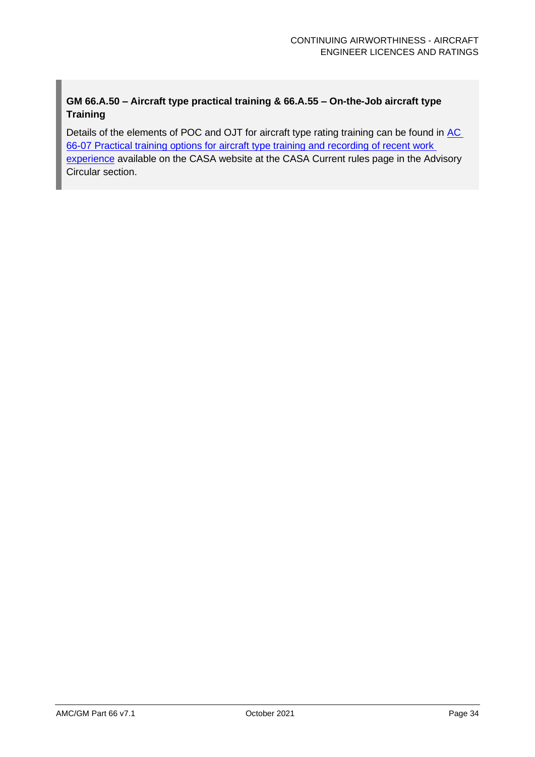**GM 66.A.50 – Aircraft type practical training & 66.A.55 – On-the-Job aircraft type Training**

Details of the elements of POC and OJT for aircraft type rating training can be found in AC 66-07 Practical training options for aircraft type training and recording of recent work experience available on the CASA website at the CASA Current rules page in the Advisory Circular section.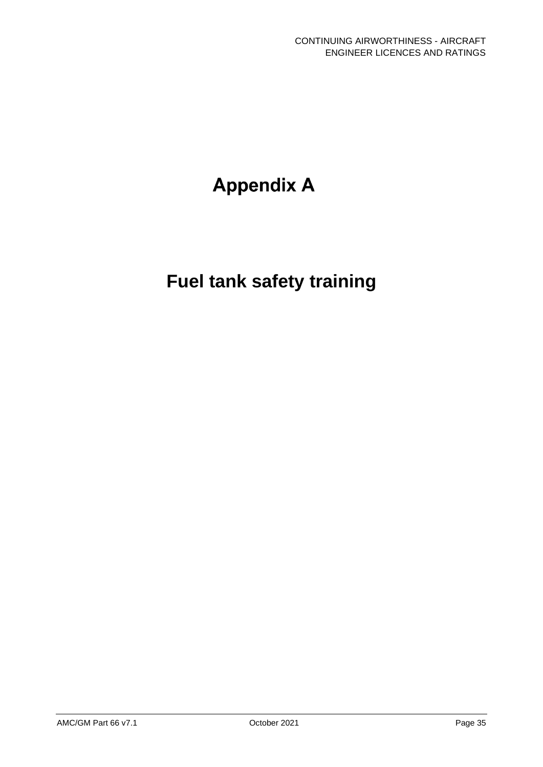# Appendix A

# Fuel tank safety training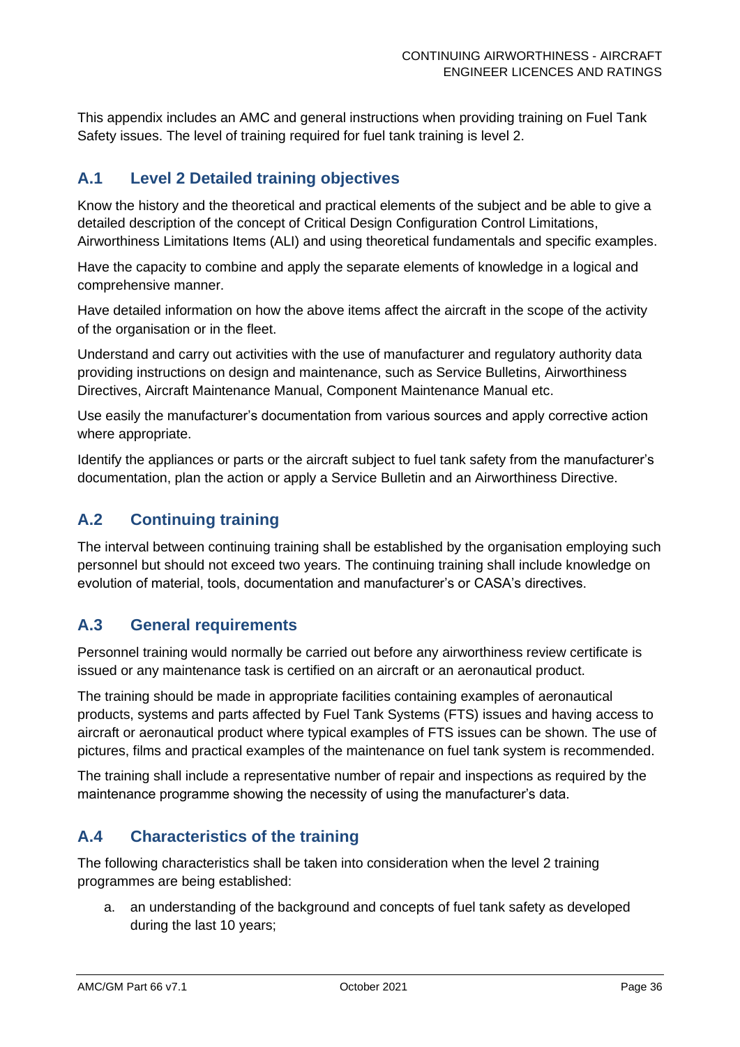This appendix includes an AMC and general instructions when providing training on Fuel Tank Safety issues. The level of training required for fuel tank training is level 2.

## A.1 Level 2 Detailed training objectives

Know the history and the theoretical and practical elements of the subject and be able to give a detailed description of the concept of Critical Design Configuration Control Limitations, Airworthiness Limitations Items (ALI) and using theoretical fundamentals and specific examples.

Have the capacity to combine and apply the separate elements of knowledge in a logical and comprehensive manner.

Have detailed information on how the above items affect the aircraft in the scope of the activity of the organisation or in the fleet.

Understand and carry out activities with the use of manufacturer and regulatory authority data providing instructions on design and maintenance, such as Service Bulletins, Airworthiness Directives, Aircraft Maintenance Manual, Component Maintenance Manual etc.

Use easily the manufacturer's documentation from various sources and apply corrective action where appropriate.

Identify the appliances or parts or the aircraft subject to fuel tank safety from the manufacturer's documentation, plan the action or apply a Service Bulletin and an Airworthiness Directive.

## A.2 Continuing training

The interval between continuing training shall be established by the organisation employing such personnel but should not exceed two years. The continuing training shall include knowledge on evolution of material, tools, documentation and manufacturer's or CASA's directives.

## A.3 General requirements

Personnel training would normally be carried out before any airworthiness review certificate is issued or any maintenance task is certified on an aircraft or an aeronautical product.

The training should be made in appropriate facilities containing examples of aeronautical products, systems and parts affected by Fuel Tank Systems (FTS) issues and having access to aircraft or aeronautical product where typical examples of FTS issues can be shown. The use of pictures, films and practical examples of the maintenance on fuel tank system is recommended.

The training shall include a representative number of repair and inspections as required by the maintenance programme showing the necessity of using the manufacturer's data.

## A.4 Characteristics of the training

The following characteristics shall be taken into consideration when the level 2 training programmes are being established:

a. an understanding of the background and concepts of fuel tank safety as developed during the last 10 years;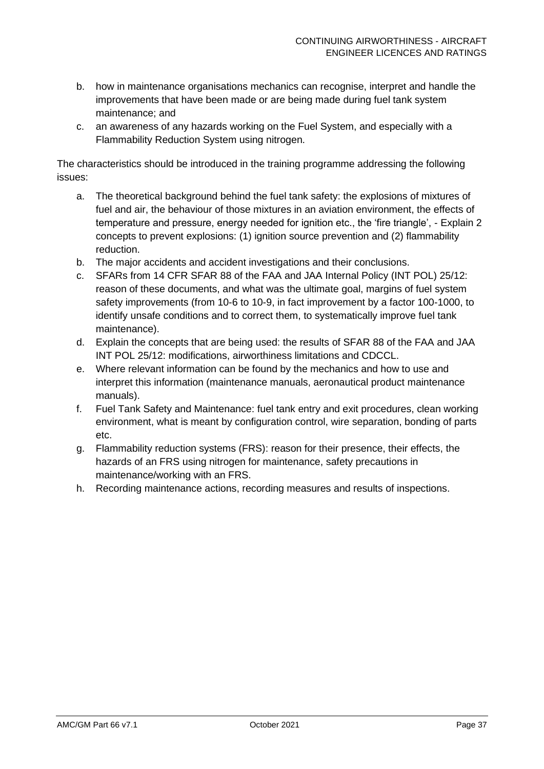b. how in maintenance organisations mechanics can recognise, interpret and handle the improvements that have been made or are being made during fuel tank system maintenance; and

c. an awareness of any hazards working on the Fuel System, and especially with a Flammability Reduction System using nitrogen.

The characteristics should be introduced in the training programme addressing the following issues:

a. The theoretical background behind the fuel tank safety: the explosions of mixtures of fuel and air, the behaviour of those mixtures in an aviation environment, the effects of temperature and pressure, energy needed for ignition etc., the 'fire triangle', - Explain 2 concepts to prevent explosions: (1) ignition source prevention and (2) flammability reduction.

b. The major accidents and accident investigations and their conclusions.

c. SFARs from 14 CFR SFAR 88 of the FAA and JAA Internal Policy (INT POL) 25/12: reason of these documents, and what was the ultimate goal, margins of fuel system safety improvements (from 10-6 to 10-9, in fact improvement by a factor 100-1000, to identify unsafe conditions and to correct them, to systematically improve fuel tank maintenance).

d. Explain the concepts that are being used: the results of SFAR 88 of the FAA and JAA INT POL 25/12: modifications, airworthiness limitations and CDCCL.

e. Where relevant information can be found by the mechanics and how to use and interpret this information (maintenance manuals, aeronautical product maintenance manuals).

f. Fuel Tank Safety and Maintenance: fuel tank entry and exit procedures, clean working environment, what is meant by configuration control, wire separation, bonding of parts etc.

g. Flammability reduction systems (FRS): reason for their presence, their effects, the hazards of an FRS using nitrogen for maintenance, safety precautions in maintenance/working with an FRS.

h. Recording maintenance actions, recording measures and results of inspections.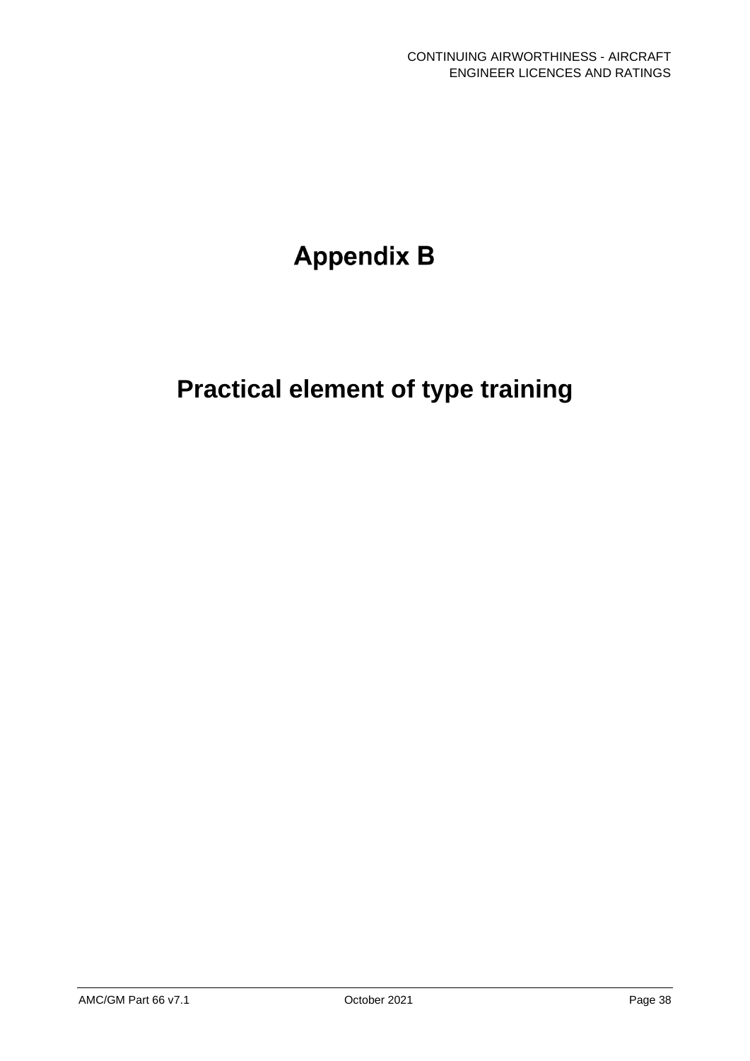# Appendix B

# Practical element of type training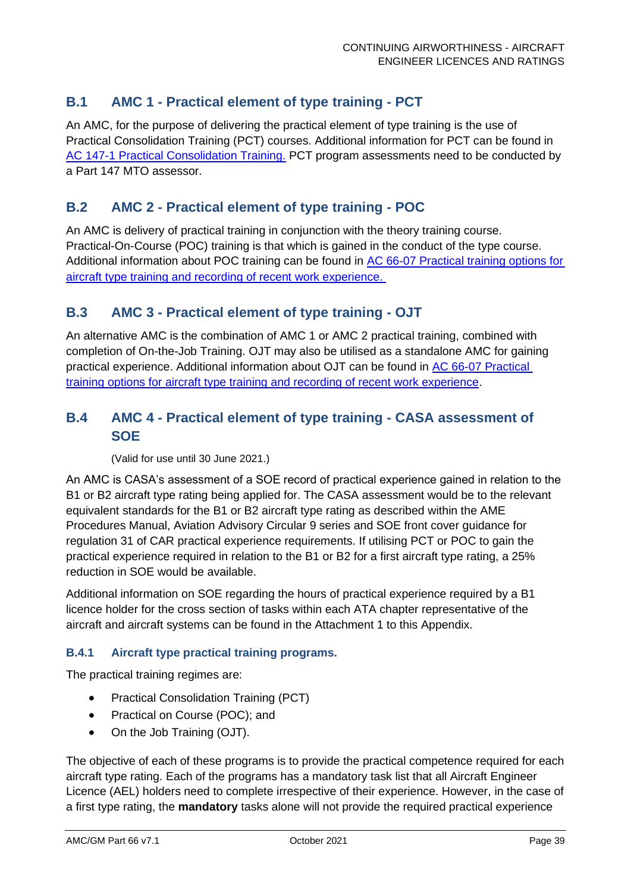## B.1 AMC 1 - Practical element of type training - PCT

An AMC, for the purpose of delivering the practical element of type training is the use of Practical Consolidation Training (PCT) courses. Additional information for PCT can be found in AC 147-1 Practical Consolidation Training. PCT program assessments need to be conducted by a Part 147 MTO assessor.

## B.2 AMC 2 - Practical element of type training - POC

An AMC is delivery of practical training in conjunction with the theory training course. Practical-On-Course (POC) training is that which is gained in the conduct of the type course. Additional information about POC training can be found in AC 66-07 Practical training options for aircraft type training and recording of recent work experience.

## B.3 AMC 3 - Practical element of type training - OJT

An alternative AMC is the combination of AMC 1 or AMC 2 practical training, combined with completion of On-the-Job Training. OJT may also be utilised as a standalone AMC for gaining practical experience. Additional information about OJT can be found in AC 66-07 Practical training options for aircraft type training and recording of recent work experience.

## B.4 AMC 4 - Practical element of type training - CASA assessment of SOE

(Valid for use until 30 June 2021.)

An AMC is CASA's assessment of a SOE record of practical experience gained in relation to the B1 or B2 aircraft type rating being applied for. The CASA assessment would be to the relevant equivalent standards for the B1 or B2 aircraft type rating as described within the AME Procedures Manual, Aviation Advisory Circular 9 series and SOE front cover guidance for regulation 31 of CAR practical experience requirements. If utilising PCT or POC to gain the practical experience required in relation to the B1 or B2 for a first aircraft type rating, a 25% reduction in SOE would be available.

Additional information on SOE regarding the hours of practical experience required by a B1 licence holder for the cross section of tasks within each ATA chapter representative of the aircraft and aircraft systems can be found in the Attachment 1 to this Appendix.

### B.4.1 Aircraft type practical training programs.

The practical training regimes are:

- Practical Consolidation Training (PCT)
- Practical on Course (POC); and
- On the Job Training (OJT).

The objective of each of these programs is to provide the practical competence required for each aircraft type rating. Each of the programs has a mandatory task list that all Aircraft Engineer Licence (AEL) holders need to complete irrespective of their experience. However, in the case of a first type rating, the **mandatory** tasks alone will not provide the required practical experience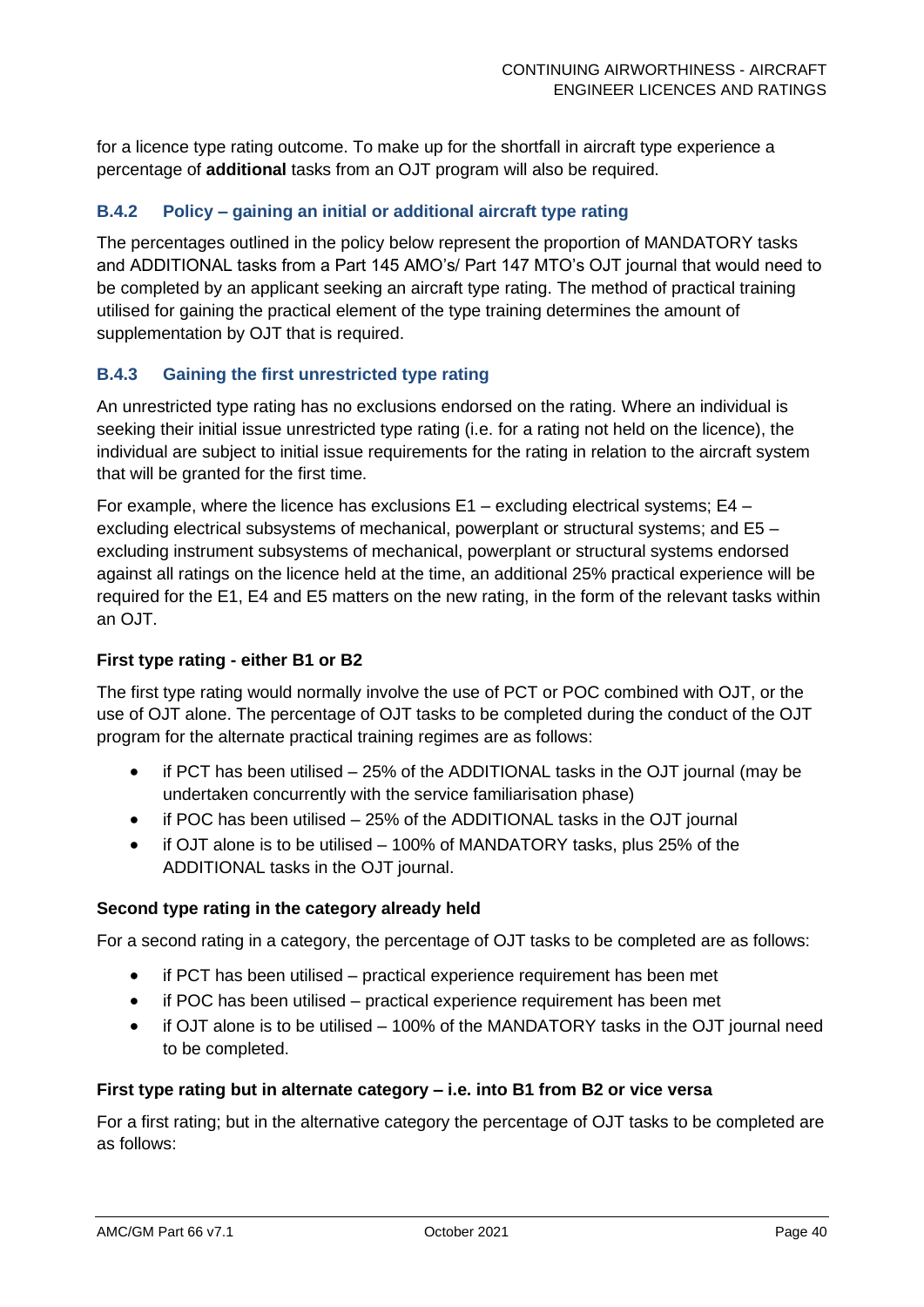for a licence type rating outcome. To make up for the shortfall in aircraft type experience a percentage of **additional** tasks from an OJT program will also be required.

### B.4.2 Policy – gaining an initial or additional aircraft type rating

The percentages outlined in the policy below represent the proportion of MANDATORY tasks and ADDITIONAL tasks from a Part 145 AMO's/ Part 147 MTO's OJT journal that would need to be completed by an applicant seeking an aircraft type rating. The method of practical training utilised for gaining the practical element of the type training determines the amount of supplementation by OJT that is required.

### B.4.3 Gaining the first unrestricted type rating

An unrestricted type rating has no exclusions endorsed on the rating. Where an individual is seeking their initial issue unrestricted type rating (i.e. for a rating not held on the licence), the individual are subject to initial issue requirements for the rating in relation to the aircraft system that will be granted for the first time.

For example, where the licence has exclusions E1 – excluding electrical systems; E4 – excluding electrical subsystems of mechanical, powerplant or structural systems; and E5 – excluding instrument subsystems of mechanical, powerplant or structural systems endorsed against all ratings on the licence held at the time, an additional 25% practical experience will be required for the E1, E4 and E5 matters on the new rating, in the form of the relevant tasks within an OJT.

#### First type rating - either B1 or B2

The first type rating would normally involve the use of PCT or POC combined with OJT, or the use of OJT alone. The percentage of OJT tasks to be completed during the conduct of the OJT program for the alternate practical training regimes are as follows:

- if PCT has been utilised – 25% of the ADDITIONAL tasks in the OJT journal (may be undertaken concurrently with the service familiarisation phase)
- if POC has been utilised – 25% of the ADDITIONAL tasks in the OJT journal
- if OJT alone is to be utilised – 100% of MANDATORY tasks, plus 25% of the ADDITIONAL tasks in the OJT journal.

#### Second type rating in the category already held

For a second rating in a category, the percentage of OJT tasks to be completed are as follows:

- if PCT has been utilised – practical experience requirement has been met
- if POC has been utilised – practical experience requirement has been met
- if OJT alone is to be utilised – 100% of the MANDATORY tasks in the OJT journal need to be completed.

#### First type rating but in alternate category – i.e. into B1 from B2 or vice versa

For a first rating; but in the alternative category the percentage of OJT tasks to be completed are as follows: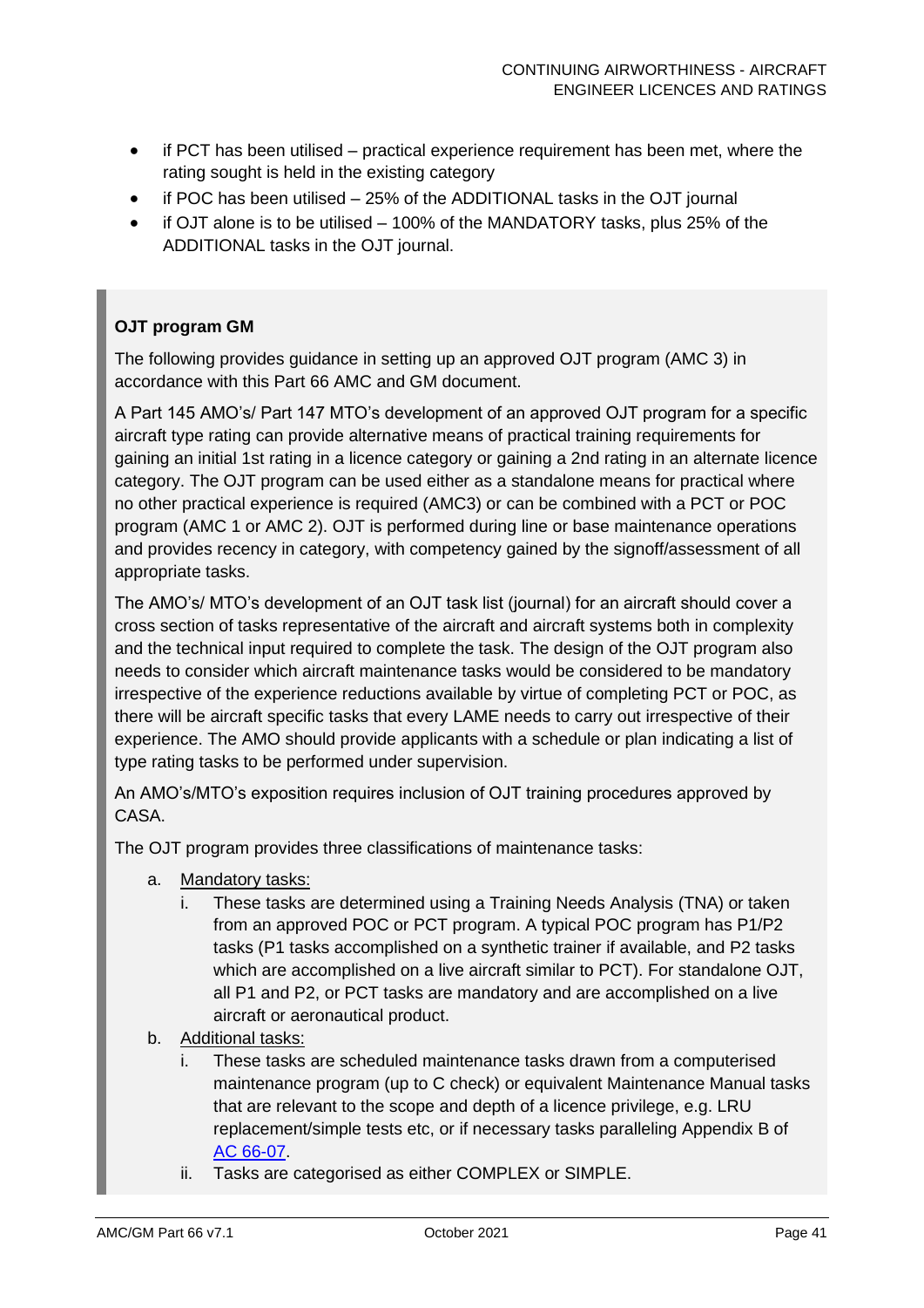- if PCT has been utilised – practical experience requirement has been met, where the rating sought is held in the existing category
- if POC has been utilised – 25% of the ADDITIONAL tasks in the OJT journal
- if OJT alone is to be utilised – 100% of the MANDATORY tasks, plus 25% of the ADDITIONAL tasks in the OJT journal.

**OJT program GM**

The following provides guidance in setting up an approved OJT program (AMC 3) in accordance with this Part 66 AMC and GM document.

A Part 145 AMO's/ Part 147 MTO's development of an approved OJT program for a specific aircraft type rating can provide alternative means of practical training requirements for gaining an initial 1st rating in a licence category or gaining a 2nd rating in an alternate licence category. The OJT program can be used either as a standalone means for practical where no other practical experience is required (AMC3) or can be combined with a PCT or POC program (AMC 1 or AMC 2). OJT is performed during line or base maintenance operations and provides recency in category, with competency gained by the signoff/assessment of all appropriate tasks.

The AMO's/ MTO's development of an OJT task list (journal) for an aircraft should cover a cross section of tasks representative of the aircraft and aircraft systems both in complexity and the technical input required to complete the task. The design of the OJT program also needs to consider which aircraft maintenance tasks would be considered to be mandatory irrespective of the experience reductions available by virtue of completing PCT or POC, as there will be aircraft specific tasks that every LAME needs to carry out irrespective of their experience. The AMO should provide applicants with a schedule or plan indicating a list of type rating tasks to be performed under supervision.

An AMO's/MTO's exposition requires inclusion of OJT training procedures approved by CASA.

The OJT program provides three classifications of maintenance tasks:

a. Mandatory tasks:
   i. These tasks are determined using a Training Needs Analysis (TNA) or taken from an approved POC or PCT program. A typical POC program has P1/P2 tasks (P1 tasks accomplished on a synthetic trainer if available, and P2 tasks which are accomplished on a live aircraft similar to PCT). For standalone OJT, all P1 and P2, or PCT tasks are mandatory and are accomplished on a live aircraft or aeronautical product.
b. Additional tasks:
   i. These tasks are scheduled maintenance tasks drawn from a computerised maintenance program (up to C check) or equivalent Maintenance Manual tasks that are relevant to the scope and depth of a licence privilege, e.g. LRU replacement/simple tests etc, or if necessary tasks paralleling Appendix B of AC 66-07.
   ii. Tasks are categorised as either COMPLEX or SIMPLE.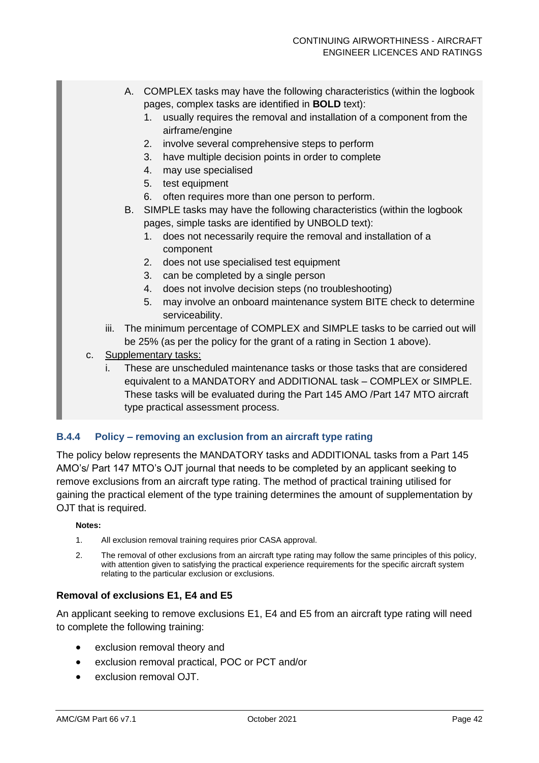A. COMPLEX tasks may have the following characteristics (within the logbook pages, complex tasks are identified in **BOLD** text):
   1. usually requires the removal and installation of a component from the airframe/engine
   2. involve several comprehensive steps to perform
   3. have multiple decision points in order to complete
   4. may use specialised
   5. test equipment
   6. often requires more than one person to perform.

B. SIMPLE tasks may have the following characteristics (within the logbook pages, simple tasks are identified by UNBOLD text):
   1. does not necessarily require the removal and installation of a component
   2. does not use specialised test equipment
   3. can be completed by a single person
   4. does not involve decision steps (no troubleshooting)
   5. may involve an onboard maintenance system BITE check to determine serviceability.

iii. The minimum percentage of COMPLEX and SIMPLE tasks to be carried out will be 25% (as per the policy for the grant of a rating in Section 1 above).

c. Supplementary tasks:

   i. These are unscheduled maintenance tasks or those tasks that are considered equivalent to a MANDATORY and ADDITIONAL task – COMPLEX or SIMPLE. These tasks will be evaluated during the Part 145 AMO /Part 147 MTO aircraft type practical assessment process.

### B.4.4 Policy – removing an exclusion from an aircraft type rating

The policy below represents the MANDATORY tasks and ADDITIONAL tasks from a Part 145 AMO's/ Part 147 MTO's OJT journal that needs to be completed by an applicant seeking to remove exclusions from an aircraft type rating. The method of practical training utilised for gaining the practical element of the type training determines the amount of supplementation by OJT that is required.

**Notes:**

1. All exclusion removal training requires prior CASA approval.
2. The removal of other exclusions from an aircraft type rating may follow the same principles of this policy, with attention given to satisfying the practical experience requirements for the specific aircraft system relating to the particular exclusion or exclusions.

**Removal of exclusions E1, E4 and E5**

An applicant seeking to remove exclusions E1, E4 and E5 from an aircraft type rating will need to complete the following training:

- exclusion removal theory and
- exclusion removal practical, POC or PCT and/or
- exclusion removal OJT.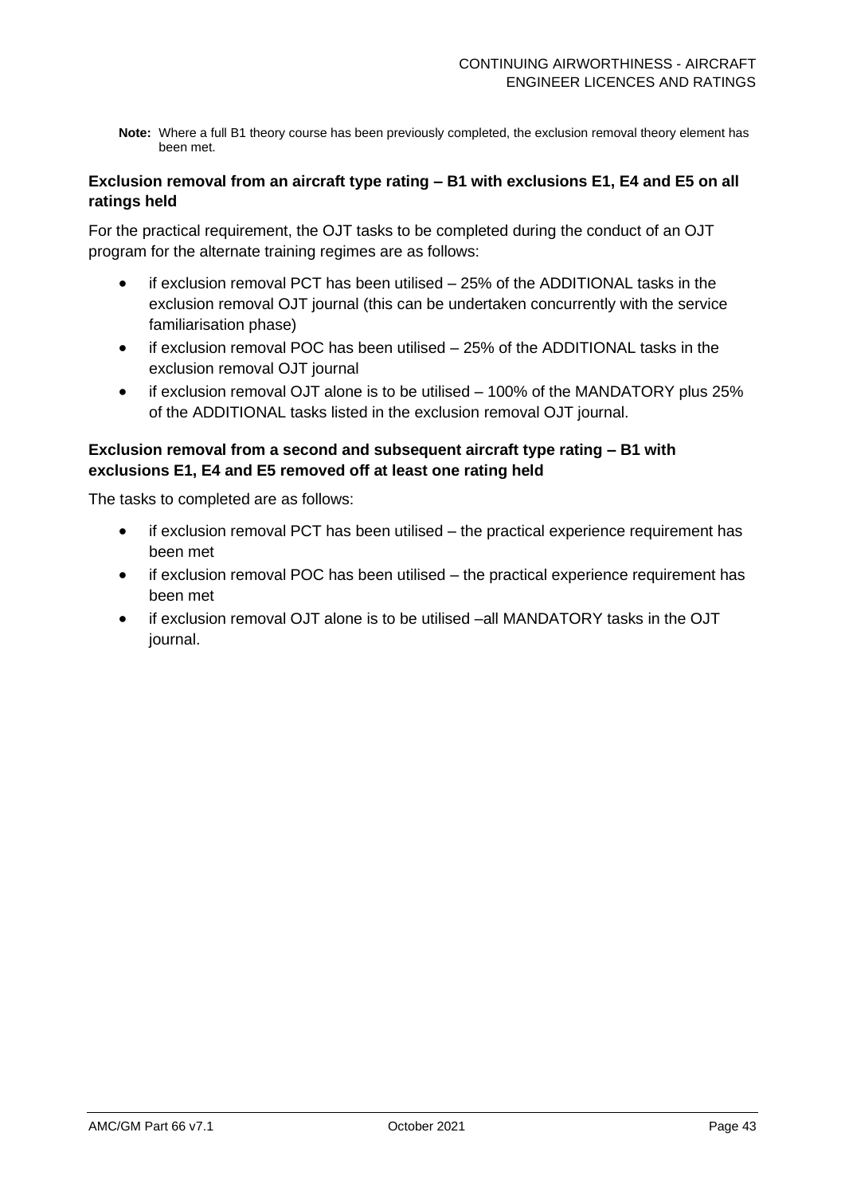**Note:** Where a full B1 theory course has been previously completed, the exclusion removal theory element has been met.

### Exclusion removal from an aircraft type rating – B1 with exclusions E1, E4 and E5 on all ratings held

For the practical requirement, the OJT tasks to be completed during the conduct of an OJT program for the alternate training regimes are as follows:

- if exclusion removal PCT has been utilised – 25% of the ADDITIONAL tasks in the exclusion removal OJT journal (this can be undertaken concurrently with the service familiarisation phase)
- if exclusion removal POC has been utilised – 25% of the ADDITIONAL tasks in the exclusion removal OJT journal
- if exclusion removal OJT alone is to be utilised – 100% of the MANDATORY plus 25% of the ADDITIONAL tasks listed in the exclusion removal OJT journal.

### Exclusion removal from a second and subsequent aircraft type rating – B1 with exclusions E1, E4 and E5 removed off at least one rating held

The tasks to completed are as follows:

- if exclusion removal PCT has been utilised – the practical experience requirement has been met
- if exclusion removal POC has been utilised – the practical experience requirement has been met
- if exclusion removal OJT alone is to be utilised –all MANDATORY tasks in the OJT journal.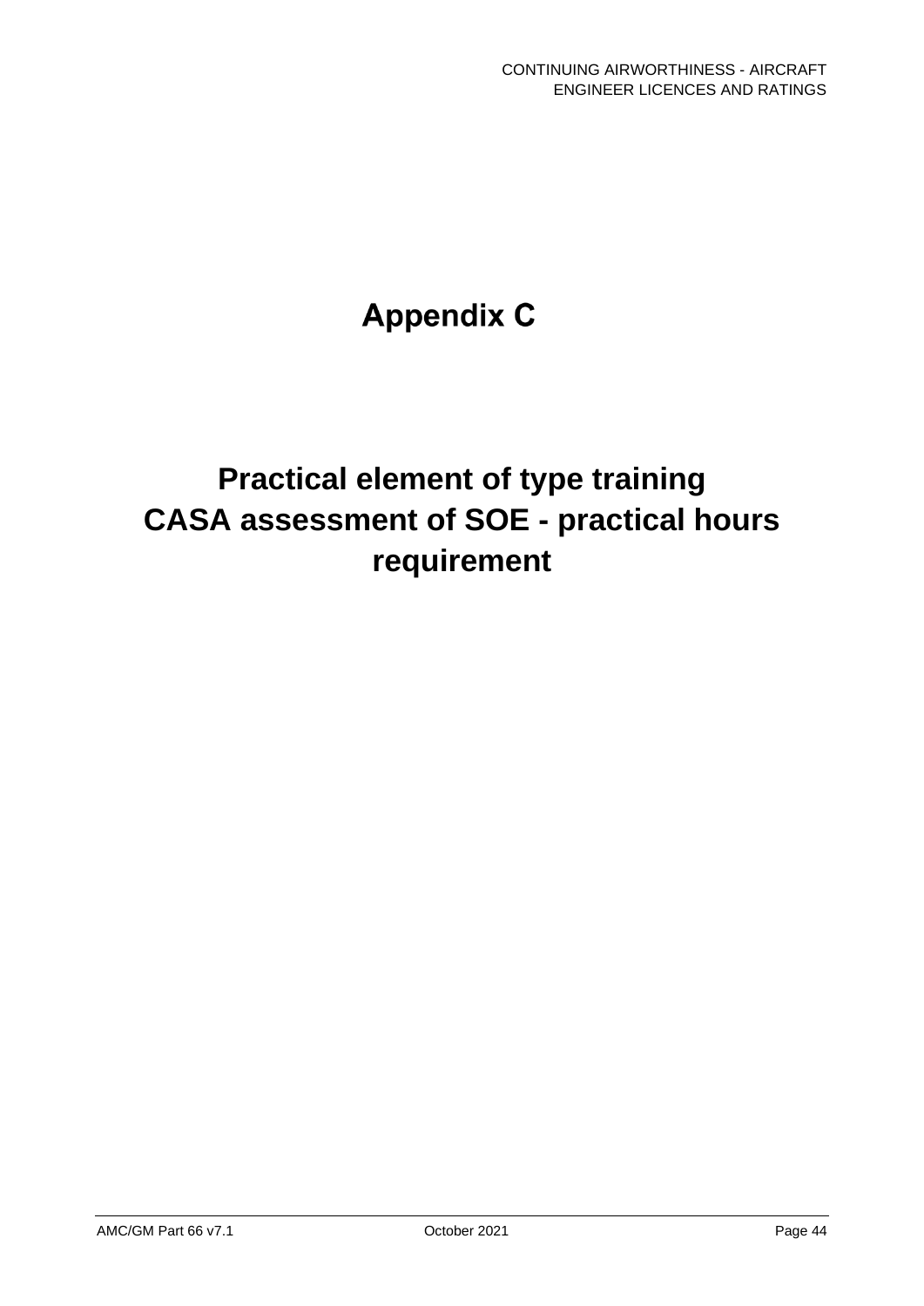# Appendix C

# Practical element of type training CASA assessment of SOE - practical hours requirement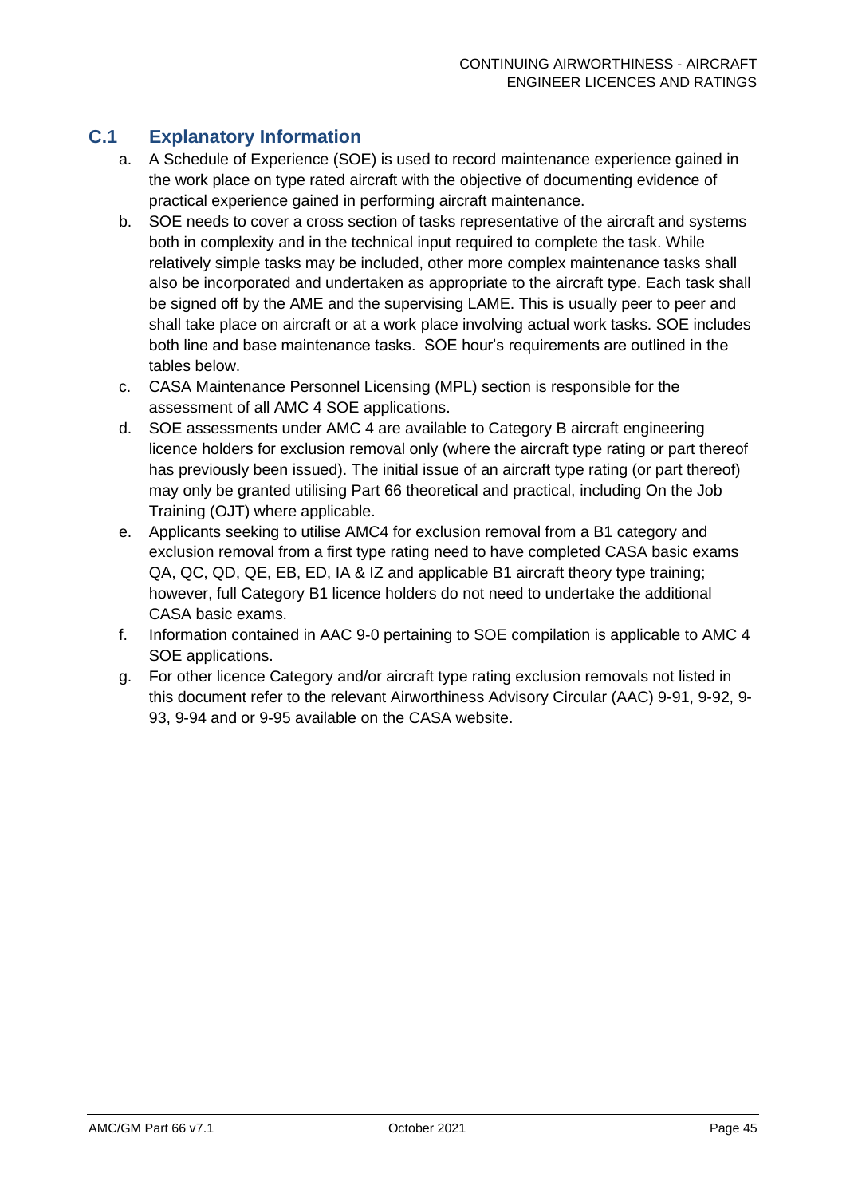## C.1 Explanatory Information

a. A Schedule of Experience (SOE) is used to record maintenance experience gained in the work place on type rated aircraft with the objective of documenting evidence of practical experience gained in performing aircraft maintenance.

b. SOE needs to cover a cross section of tasks representative of the aircraft and systems both in complexity and in the technical input required to complete the task. While relatively simple tasks may be included, other more complex maintenance tasks shall also be incorporated and undertaken as appropriate to the aircraft type. Each task shall be signed off by the AME and the supervising LAME. This is usually peer to peer and shall take place on aircraft or at a work place involving actual work tasks. SOE includes both line and base maintenance tasks. SOE hour's requirements are outlined in the tables below.

c. CASA Maintenance Personnel Licensing (MPL) section is responsible for the assessment of all AMC 4 SOE applications.

d. SOE assessments under AMC 4 are available to Category B aircraft engineering licence holders for exclusion removal only (where the aircraft type rating or part thereof has previously been issued). The initial issue of an aircraft type rating (or part thereof) may only be granted utilising Part 66 theoretical and practical, including On the Job Training (OJT) where applicable.

e. Applicants seeking to utilise AMC4 for exclusion removal from a B1 category and exclusion removal from a first type rating need to have completed CASA basic exams QA, QC, QD, QE, EB, ED, IA & IZ and applicable B1 aircraft theory type training; however, full Category B1 licence holders do not need to undertake the additional CASA basic exams.

f. Information contained in AAC 9-0 pertaining to SOE compilation is applicable to AMC 4 SOE applications.

g. For other licence Category and/or aircraft type rating exclusion removals not listed in this document refer to the relevant Airworthiness Advisory Circular (AAC) 9-91, 9-92, 9-93, 9-94 and or 9-95 available on the CASA website.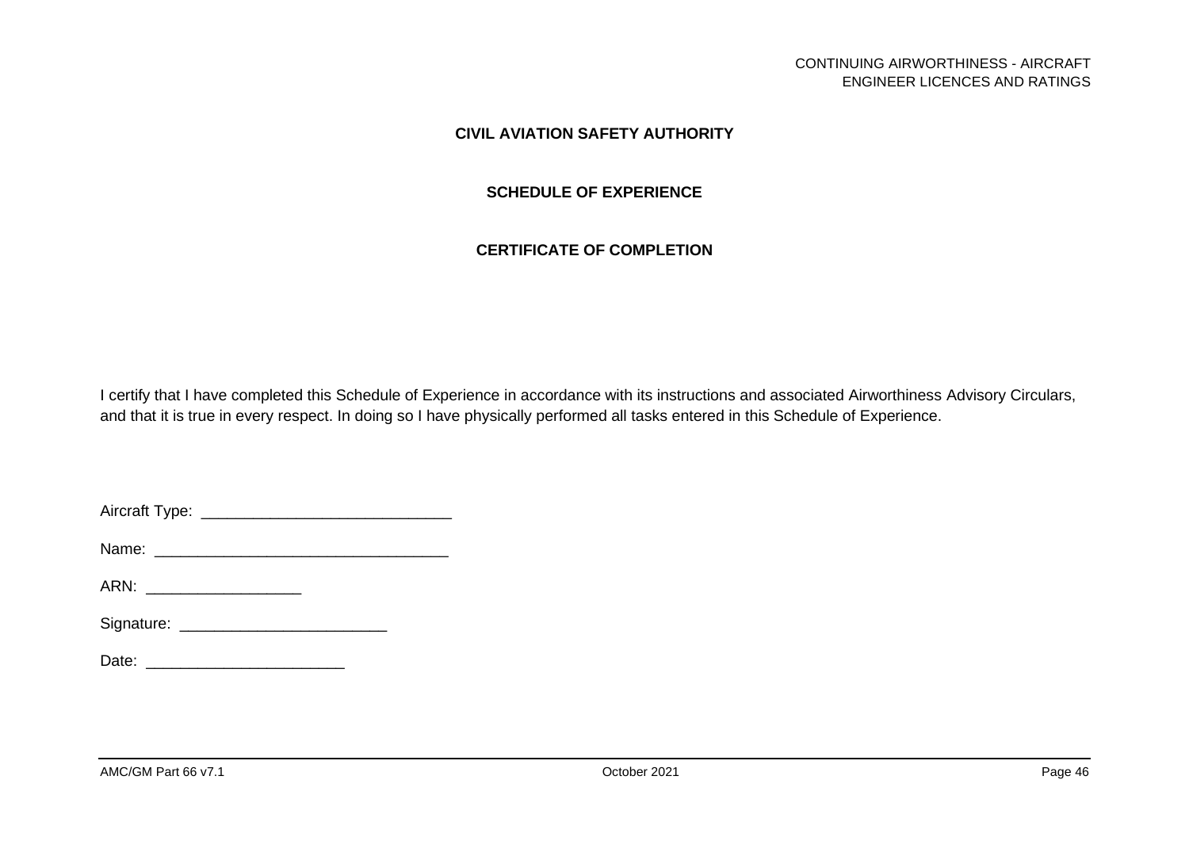# CIVIL AVIATION SAFETY AUTHORITY

## SCHEDULE OF EXPERIENCE

## CERTIFICATE OF COMPLETION

I certify that I have completed this Schedule of Experience in accordance with its instructions and associated Airworthiness Advisory Circulars, and that it is true in every respect. In doing so I have physically performed all tasks entered in this Schedule of Experience.

Aircraft Type: ____________________________

Name: _________________________________

ARN: _________________

Signature: _______________________

Date: ______________________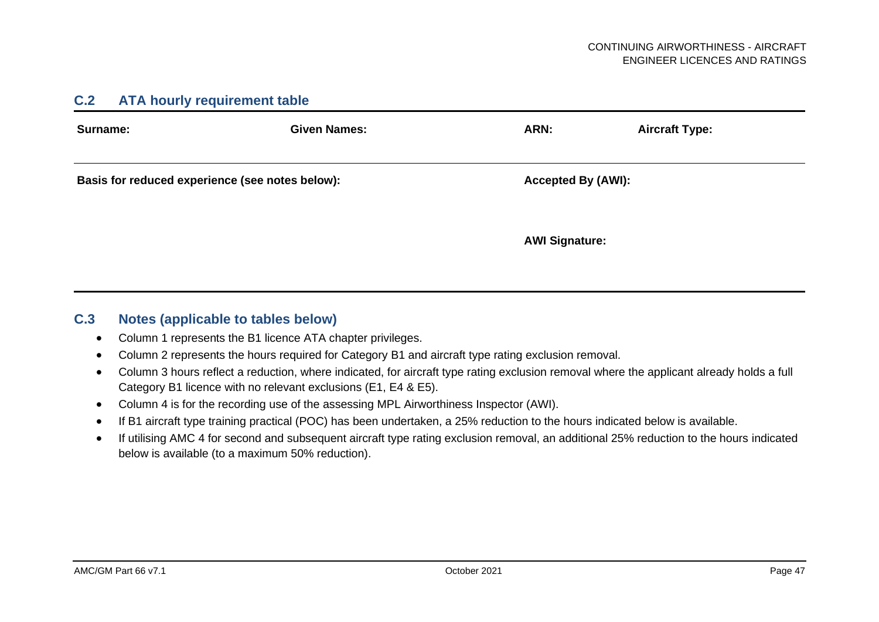## C.2 ATA hourly requirement table

| Surname: | Given Names: | ARN: | Aircraft Type: |
|---|---|---|---|
| **Basis for reduced experience (see notes below):** | | **Accepted By (AWI):**<br><br>**AWI Signature:** | |

## C.3 Notes (applicable to tables below)

- Column 1 represents the B1 licence ATA chapter privileges.
- Column 2 represents the hours required for Category B1 and aircraft type rating exclusion removal.
- Column 3 hours reflect a reduction, where indicated, for aircraft type rating exclusion removal where the applicant already holds a full Category B1 licence with no relevant exclusions (E1, E4 & E5).
- Column 4 is for the recording use of the assessing MPL Airworthiness Inspector (AWI).
- If B1 aircraft type training practical (POC) has been undertaken, a 25% reduction to the hours indicated below is available.
- If utilising AMC 4 for second and subsequent aircraft type rating exclusion removal, an additional 25% reduction to the hours indicated below is available (to a maximum 50% reduction).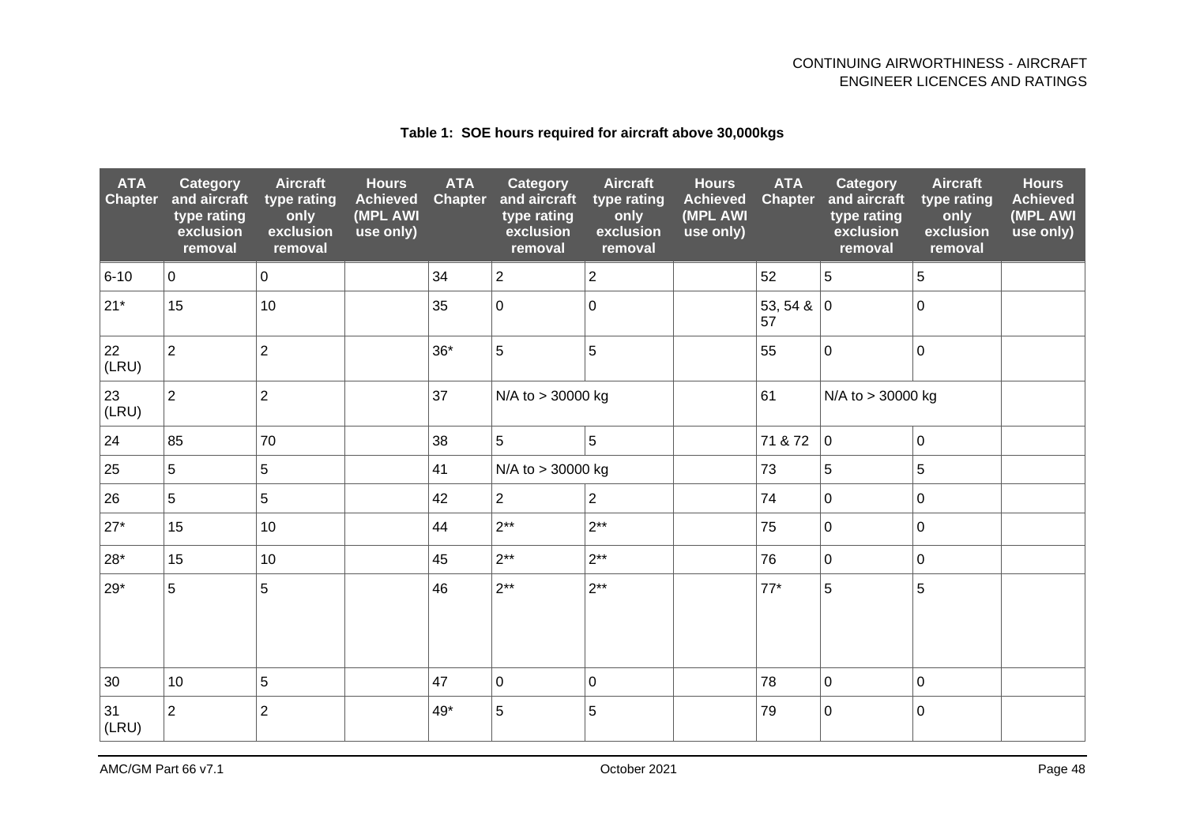**Table 1: SOE hours required for aircraft above 30,000kgs**

| ATA Chapter | Category and aircraft type rating exclusion removal | Aircraft type rating only exclusion removal | Hours Achieved (MPL AWI use only) | ATA Chapter | Category and aircraft type rating exclusion removal | Aircraft type rating only exclusion removal | Hours Achieved (MPL AWI use only) | ATA Chapter | Category and aircraft type rating exclusion removal | Aircraft type rating only exclusion removal | Hours Achieved (MPL AWI use only) |
|---|---|---|---|---|---|---|---|---|---|---|---|
| 6-10 | 0 | 0 | | 34 | 2 | 2 | | 52 | 5 | 5 | |
| 21* | 15 | 10 | | 35 | 0 | 0 | | 53, 54 & 57 | 0 | 0 | |
| 22 (LRU) | 2 | 2 | | 36* | 5 | 5 | | 55 | 0 | 0 | |
| 23 (LRU) | 2 | 2 | | 37 | N/A to > 30000 kg | | | 61 | N/A to > 30000 kg | | |
| 24 | 85 | 70 | | 38 | 5 | 5 | | 71 & 72 | 0 | 0 | |
| 25 | 5 | 5 | | 41 | N/A to > 30000 kg | | | 73 | 5 | 5 | |
| 26 | 5 | 5 | | 42 | 2 | 2 | | 74 | 0 | 0 | |
| 27* | 15 | 10 | | 44 | 2** | 2** | | 75 | 0 | 0 | |
| 28* | 15 | 10 | | 45 | 2** | 2** | | 76 | 0 | 0 | |
| 29* | 5 | 5 | | 46 | 2** | 2** | | 77* | 5 | 5 | |
| 30 | 10 | 5 | | 47 | 0 | 0 | | 78 | 0 | 0 | |
| 31 (LRU) | 2 | 2 | | 49* | 5 | 5 | | 79 | 0 | 0 | |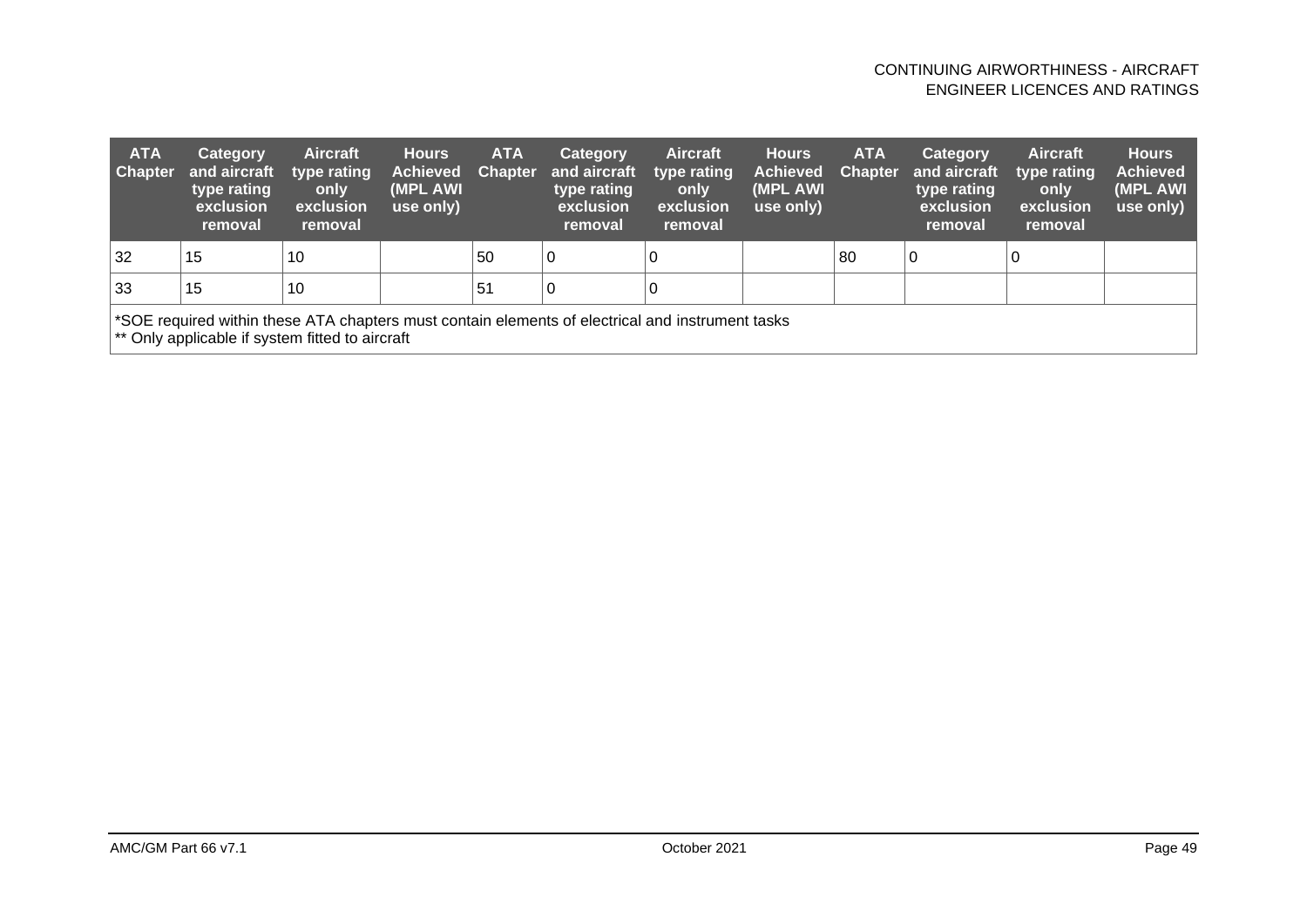| ATA Chapter | Category and aircraft type rating exclusion removal | Aircraft type rating only exclusion removal | Hours Achieved (MPL AWI use only) | ATA Chapter | Category and aircraft type rating exclusion removal | Aircraft type rating only exclusion removal | Hours Achieved (MPL AWI use only) | ATA Chapter | Category and aircraft type rating exclusion removal | Aircraft type rating only exclusion removal | Hours Achieved (MPL AWI use only) |
|---|---|---|---|---|---|---|---|---|---|---|---|
| 32 | 15 | 10 | | 50 | 0 | 0 | | 80 | 0 | 0 | |
| 33 | 15 | 10 | | 51 | 0 | 0 | | | | | |
| *SOE required within these ATA chapters must contain elements of electrical and instrument tasks<br>** Only applicable if system fitted to aircraft | | | | | | | | | | | |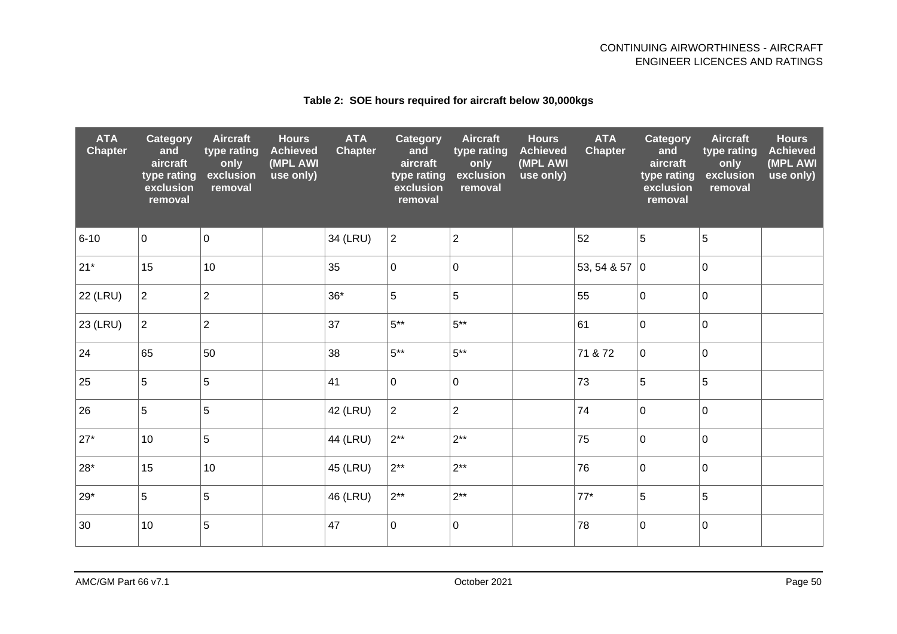**Table 2: SOE hours required for aircraft below 30,000kgs**

| ATA Chapter | Category and aircraft type rating exclusion removal | Aircraft type rating only exclusion removal | Hours Achieved (MPL AWI use only) | ATA Chapter | Category and aircraft type rating exclusion removal | Aircraft type rating only exclusion removal | Hours Achieved (MPL AWI use only) | ATA Chapter | Category and aircraft type rating exclusion removal | Aircraft type rating only exclusion removal | Hours Achieved (MPL AWI use only) |
|---|---|---|---|---|---|---|---|---|---|---|---|
| 6-10 | 0 | 0 | | 34 (LRU) | 2 | 2 | | 52 | 5 | 5 | |
| 21* | 15 | 10 | | 35 | 0 | 0 | | 53, 54 & 57 | 0 | 0 | |
| 22 (LRU) | 2 | 2 | | 36* | 5 | 5 | | 55 | 0 | 0 | |
| 23 (LRU) | 2 | 2 | | 37 | 5** | 5** | | 61 | 0 | 0 | |
| 24 | 65 | 50 | | 38 | 5** | 5** | | 71 & 72 | 0 | 0 | |
| 25 | 5 | 5 | | 41 | 0 | 0 | | 73 | 5 | 5 | |
| 26 | 5 | 5 | | 42 (LRU) | 2 | 2 | | 74 | 0 | 0 | |
| 27* | 10 | 5 | | 44 (LRU) | 2** | 2** | | 75 | 0 | 0 | |
| 28* | 15 | 10 | | 45 (LRU) | 2** | 2** | | 76 | 0 | 0 | |
| 29* | 5 | 5 | | 46 (LRU) | 2** | 2** | | 77* | 5 | 5 | |
| 30 | 10 | 5 | | 47 | 0 | 0 | | 78 | 0 | 0 | |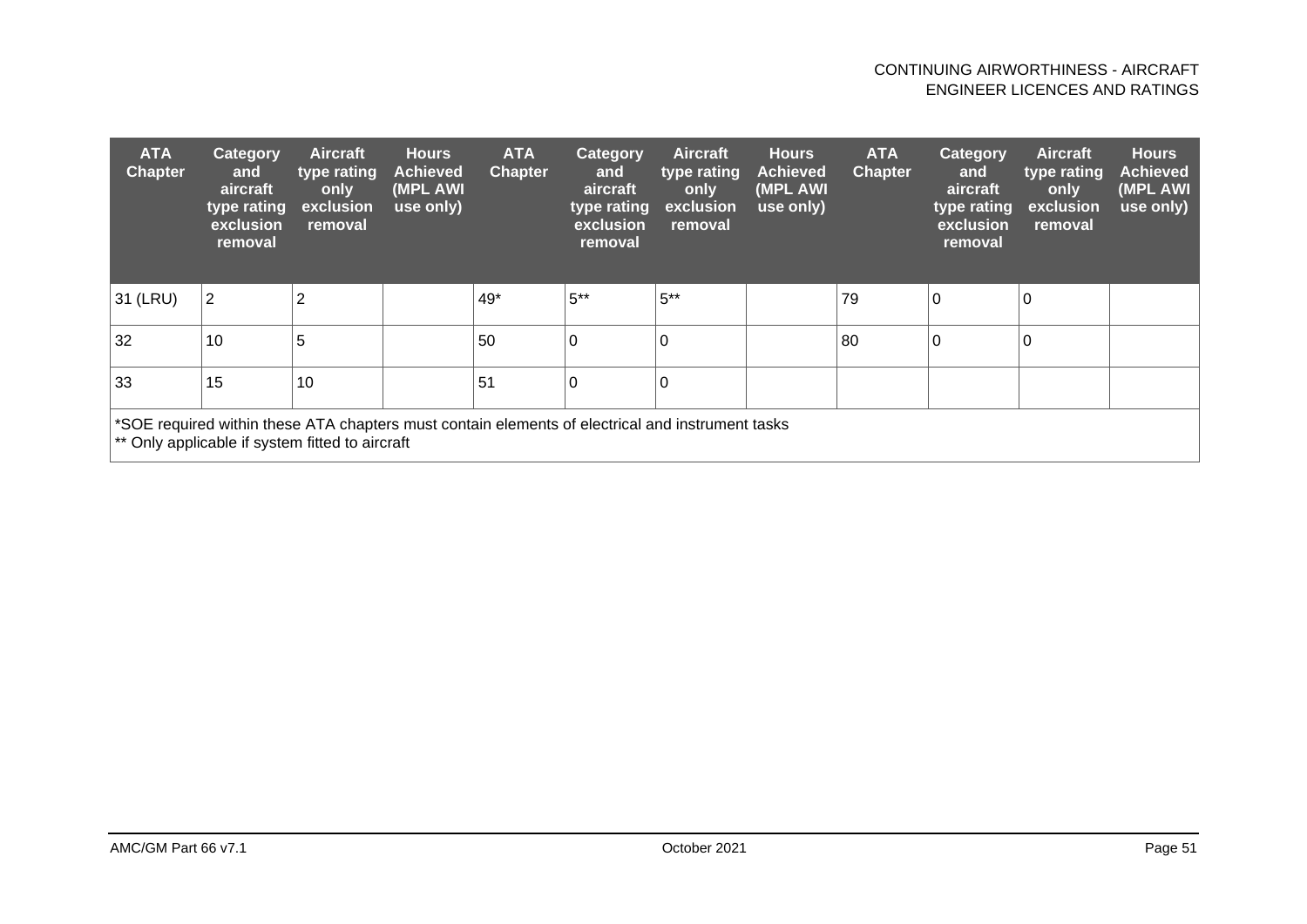| ATA Chapter | Category and aircraft type rating exclusion removal | Aircraft type rating only exclusion removal | Hours Achieved (MPL AWI use only) | ATA Chapter | Category and aircraft type rating exclusion removal | Aircraft type rating only exclusion removal | Hours Achieved (MPL AWI use only) | ATA Chapter | Category and aircraft type rating exclusion removal | Aircraft type rating only exclusion removal | Hours Achieved (MPL AWI use only) |
|---|---|---|---|---|---|---|---|---|---|---|---|
| 31 (LRU) | 2 | 2 | | 49* | 5** | 5** | | 79 | 0 | 0 | |
| 32 | 10 | 5 | | 50 | 0 | 0 | | 80 | 0 | 0 | |
| 33 | 15 | 10 | | 51 | 0 | 0 | | | | | |

*SOE required within these ATA chapters must contain elements of electrical and instrument tasks
** Only applicable if system fitted to aircraft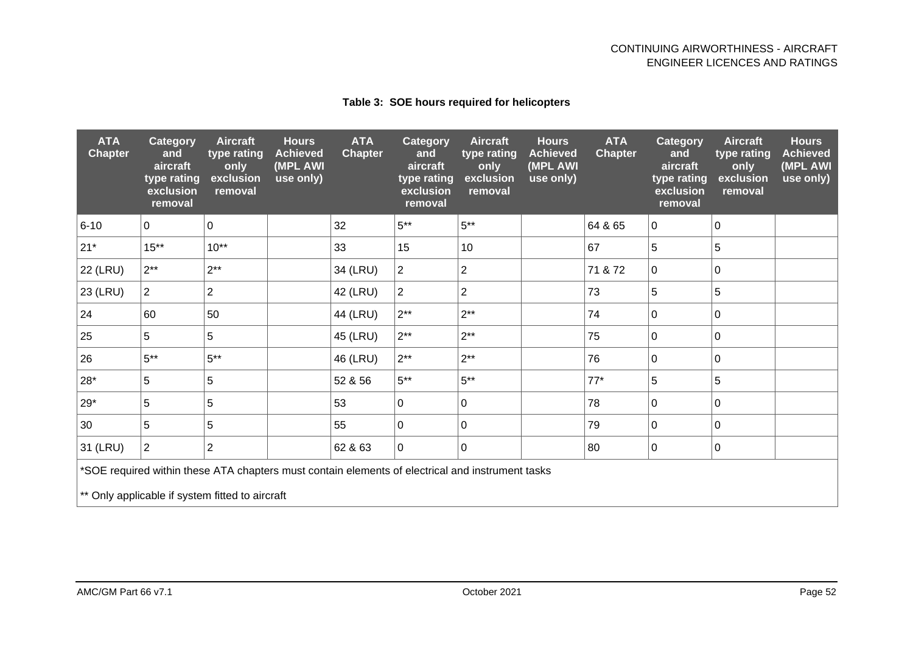**Table 3: SOE hours required for helicopters**

| ATA Chapter | Category and aircraft type rating exclusion removal | Aircraft type rating only exclusion removal | Hours Achieved (MPL AWI use only) | ATA Chapter | Category and aircraft type rating exclusion removal | Aircraft type rating only exclusion removal | Hours Achieved (MPL AWI use only) | ATA Chapter | Category and aircraft type rating exclusion removal | Aircraft type rating only exclusion removal | Hours Achieved (MPL AWI use only) |
|---|---|---|---|---|---|---|---|---|---|---|---|
| 6-10 | 0 | 0 | | 32 | 5** | 5** | | 64 & 65 | 0 | 0 | |
| 21* | 15** | 10** | | 33 | 15 | 10 | | 67 | 5 | 5 | |
| 22 (LRU) | 2** | 2** | | 34 (LRU) | 2 | 2 | | 71 & 72 | 0 | 0 | |
| 23 (LRU) | 2 | 2 | | 42 (LRU) | 2 | 2 | | 73 | 5 | 5 | |
| 24 | 60 | 50 | | 44 (LRU) | 2** | 2** | | 74 | 0 | 0 | |
| 25 | 5 | 5 | | 45 (LRU) | 2** | 2** | | 75 | 0 | 0 | |
| 26 | 5** | 5** | | 46 (LRU) | 2** | 2** | | 76 | 0 | 0 | |
| 28* | 5 | 5 | | 52 & 56 | 5** | 5** | | 77* | 5 | 5 | |
| 29* | 5 | 5 | | 53 | 0 | 0 | | 78 | 0 | 0 | |
| 30 | 5 | 5 | | 55 | 0 | 0 | | 79 | 0 | 0 | |
| 31 (LRU) | 2 | 2 | | 62 & 63 | 0 | 0 | | 80 | 0 | 0 | |

*SOE required within these ATA chapters must contain elements of electrical and instrument tasks

** Only applicable if system fitted to aircraft